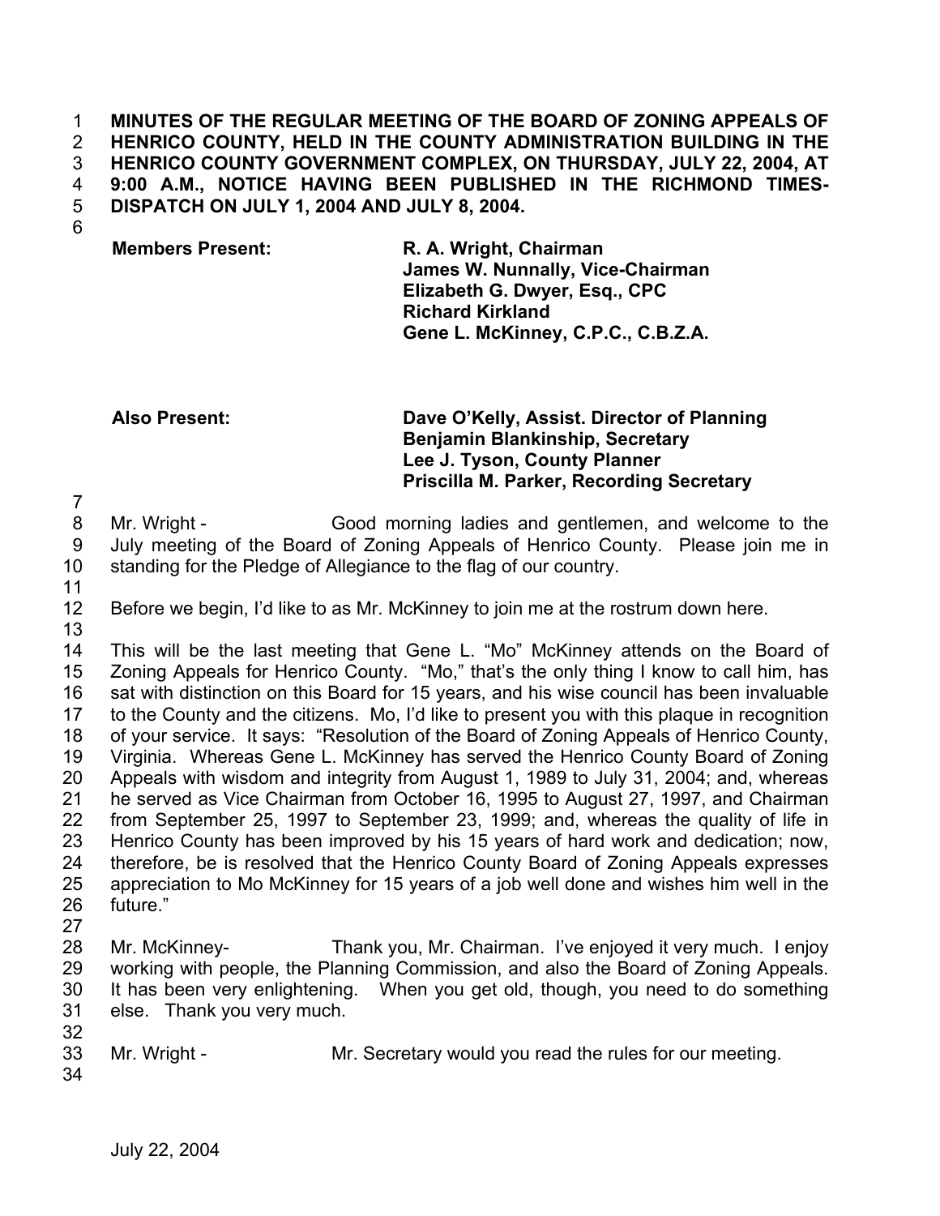**MINUTES OF THE REGULAR MEETING OF THE BOARD OF ZONING APPEALS OF HENRICO COUNTY, HELD IN THE COUNTY ADMINISTRATION BUILDING IN THE HENRICO COUNTY GOVERNMENT COMPLEX, ON THURSDAY, JULY 22, 2004, AT 9:00 A.M., NOTICE HAVING BEEN PUBLISHED IN THE RICHMOND TIMES-DISPATCH ON JULY 1, 2004 AND JULY 8, 2004.**

**Members Present:** **R. A. Wright, Chairman**
**James W. Nunnally, Vice-Chairman**
**Elizabeth G. Dwyer, Esq., CPC**
**Richard Kirkland**
**Gene L. McKinney, C.P.C., C.B.Z.A.**

**Also Present:** **Dave O'Kelly, Assist. Director of Planning**
**Benjamin Blankinship, Secretary**
**Lee J. Tyson, County Planner**
**Priscilla M. Parker, Recording Secretary**

Mr. Wright - Good morning ladies and gentlemen, and welcome to the July meeting of the Board of Zoning Appeals of Henrico County. Please join me in standing for the Pledge of Allegiance to the flag of our country.

Before we begin, I'd like to as Mr. McKinney to join me at the rostrum down here.

This will be the last meeting that Gene L. "Mo" McKinney attends on the Board of Zoning Appeals for Henrico County. "Mo," that's the only thing I know to call him, has sat with distinction on this Board for 15 years, and his wise council has been invaluable to the County and the citizens. Mo, I'd like to present you with this plaque in recognition of your service. It says: "Resolution of the Board of Zoning Appeals of Henrico County, Virginia. Whereas Gene L. McKinney has served the Henrico County Board of Zoning Appeals with wisdom and integrity from August 1, 1989 to July 31, 2004; and, whereas he served as Vice Chairman from October 16, 1995 to August 27, 1997, and Chairman from September 25, 1997 to September 23, 1999; and, whereas the quality of life in Henrico County has been improved by his 15 years of hard work and dedication; now, therefore, be is resolved that the Henrico County Board of Zoning Appeals expresses appreciation to Mo McKinney for 15 years of a job well done and wishes him well in the future."

Mr. McKinney- Thank you, Mr. Chairman. I've enjoyed it very much. I enjoy working with people, the Planning Commission, and also the Board of Zoning Appeals. It has been very enlightening. When you get old, though, you need to do something else. Thank you very much.

Mr. Wright - Mr. Secretary would you read the rules for our meeting.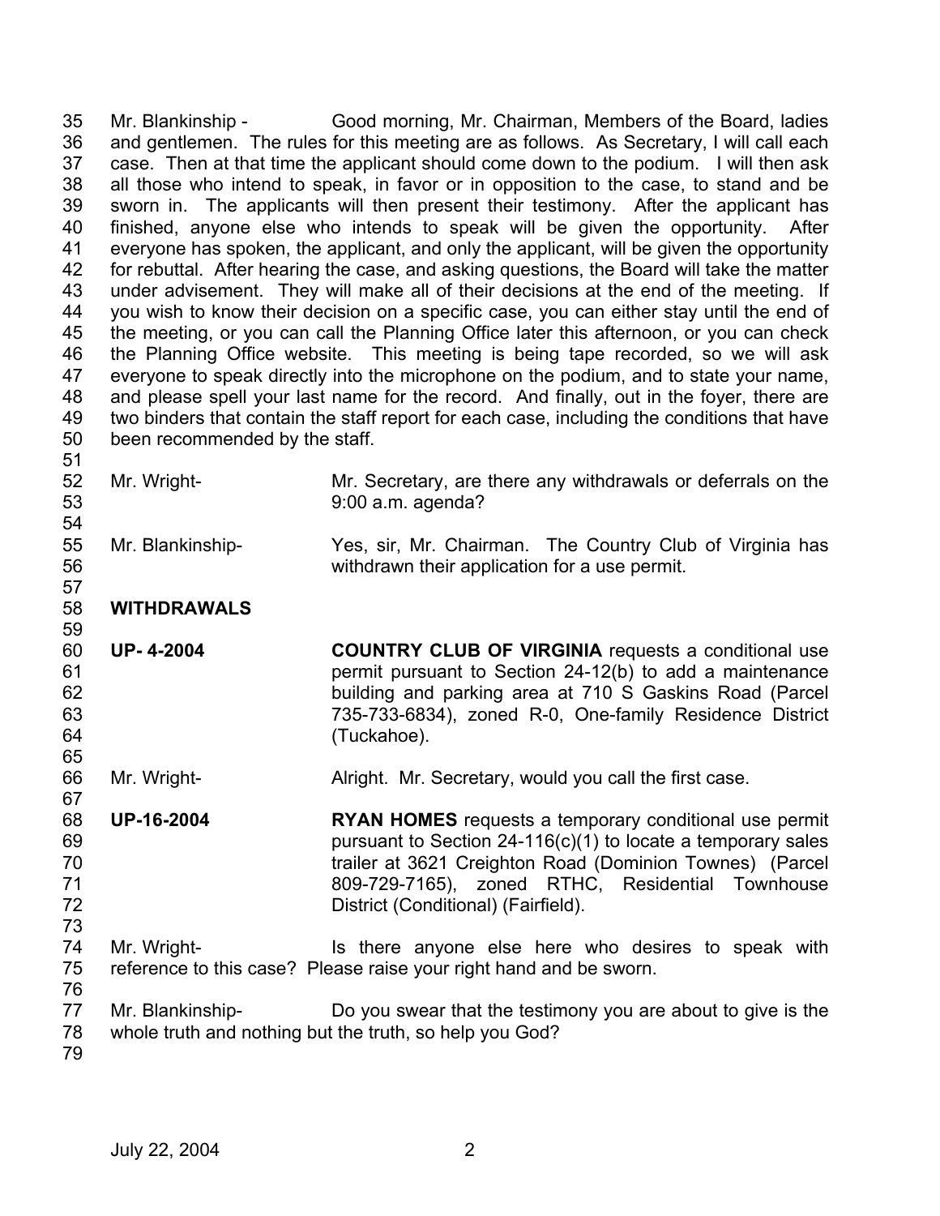Mr. Blankinship - Good morning, Mr. Chairman, Members of the Board, ladies and gentlemen. The rules for this meeting are as follows. As Secretary, I will call each case. Then at that time the applicant should come down to the podium. I will then ask all those who intend to speak, in favor or in opposition to the case, to stand and be sworn in. The applicants will then present their testimony. After the applicant has finished, anyone else who intends to speak will be given the opportunity. After everyone has spoken, the applicant, and only the applicant, will be given the opportunity for rebuttal. After hearing the case, and asking questions, the Board will take the matter under advisement. They will make all of their decisions at the end of the meeting. If you wish to know their decision on a specific case, you can either stay until the end of the meeting, or you can call the Planning Office later this afternoon, or you can check the Planning Office website. This meeting is being tape recorded, so we will ask everyone to speak directly into the microphone on the podium, and to state your name, and please spell your last name for the record. And finally, out in the foyer, there are two binders that contain the staff report for each case, including the conditions that have been recommended by the staff.

Mr. Wright- Mr. Secretary, are there any withdrawals or deferrals on the 9:00 a.m. agenda?

Mr. Blankinship- Yes, sir, Mr. Chairman. The Country Club of Virginia has withdrawn their application for a use permit.

**WITHDRAWALS**

**UP- 4-2004** **COUNTRY CLUB OF VIRGINIA** requests a conditional use permit pursuant to Section 24-12(b) to add a maintenance building and parking area at 710 S Gaskins Road (Parcel 735-733-6834), zoned R-0, One-family Residence District (Tuckahoe).

Mr. Wright- Alright. Mr. Secretary, would you call the first case.

**UP-16-2004** **RYAN HOMES** requests a temporary conditional use permit pursuant to Section 24-116(c)(1) to locate a temporary sales trailer at 3621 Creighton Road (Dominion Townes) (Parcel 809-729-7165), zoned RTHC, Residential Townhouse District (Conditional) (Fairfield).

Mr. Wright- Is there anyone else here who desires to speak with reference to this case? Please raise your right hand and be sworn.

Mr. Blankinship- Do you swear that the testimony you are about to give is the whole truth and nothing but the truth, so help you God?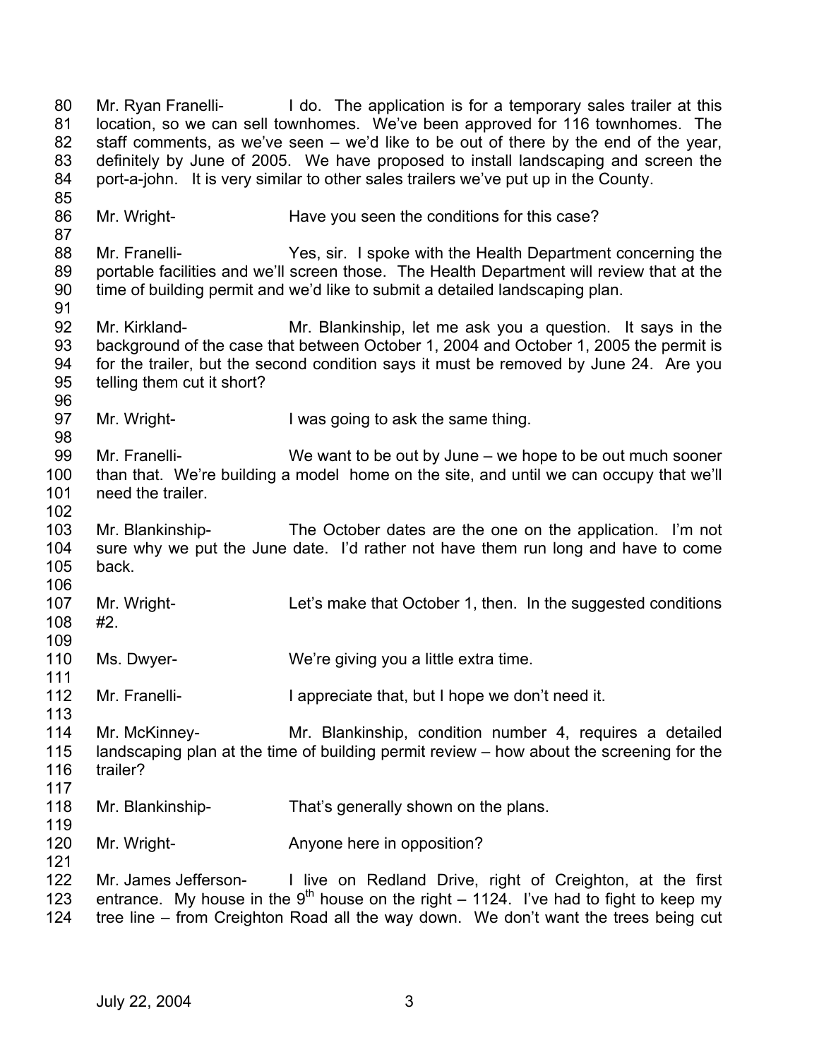Mr. Ryan Franelli- I do. The application is for a temporary sales trailer at this location, so we can sell townhomes. We've been approved for 116 townhomes. The staff comments, as we've seen – we'd like to be out of there by the end of the year, definitely by June of 2005. We have proposed to install landscaping and screen the port-a-john. It is very similar to other sales trailers we've put up in the County.

Mr. Wright- Have you seen the conditions for this case?

Mr. Franelli- Yes, sir. I spoke with the Health Department concerning the portable facilities and we'll screen those. The Health Department will review that at the time of building permit and we'd like to submit a detailed landscaping plan.

Mr. Kirkland- Mr. Blankinship, let me ask you a question. It says in the background of the case that between October 1, 2004 and October 1, 2005 the permit is for the trailer, but the second condition says it must be removed by June 24. Are you telling them cut it short?

Mr. Wright- I was going to ask the same thing.

Mr. Franelli- We want to be out by June – we hope to be out much sooner than that. We're building a model home on the site, and until we can occupy that we'll need the trailer.

Mr. Blankinship- The October dates are the one on the application. I'm not sure why we put the June date. I'd rather not have them run long and have to come back.

Mr. Wright- Let's make that October 1, then. In the suggested conditions #2.

Ms. Dwyer- We're giving you a little extra time.

Mr. Franelli- I appreciate that, but I hope we don't need it.

Mr. McKinney- Mr. Blankinship, condition number 4, requires a detailed landscaping plan at the time of building permit review – how about the screening for the trailer?

Mr. Blankinship- That's generally shown on the plans.

Mr. Wright- Anyone here in opposition?

Mr. James Jefferson- I live on Redland Drive, right of Creighton, at the first entrance. My house in the 9th house on the right – 1124. I've had to fight to keep my tree line – from Creighton Road all the way down. We don't want the trees being cut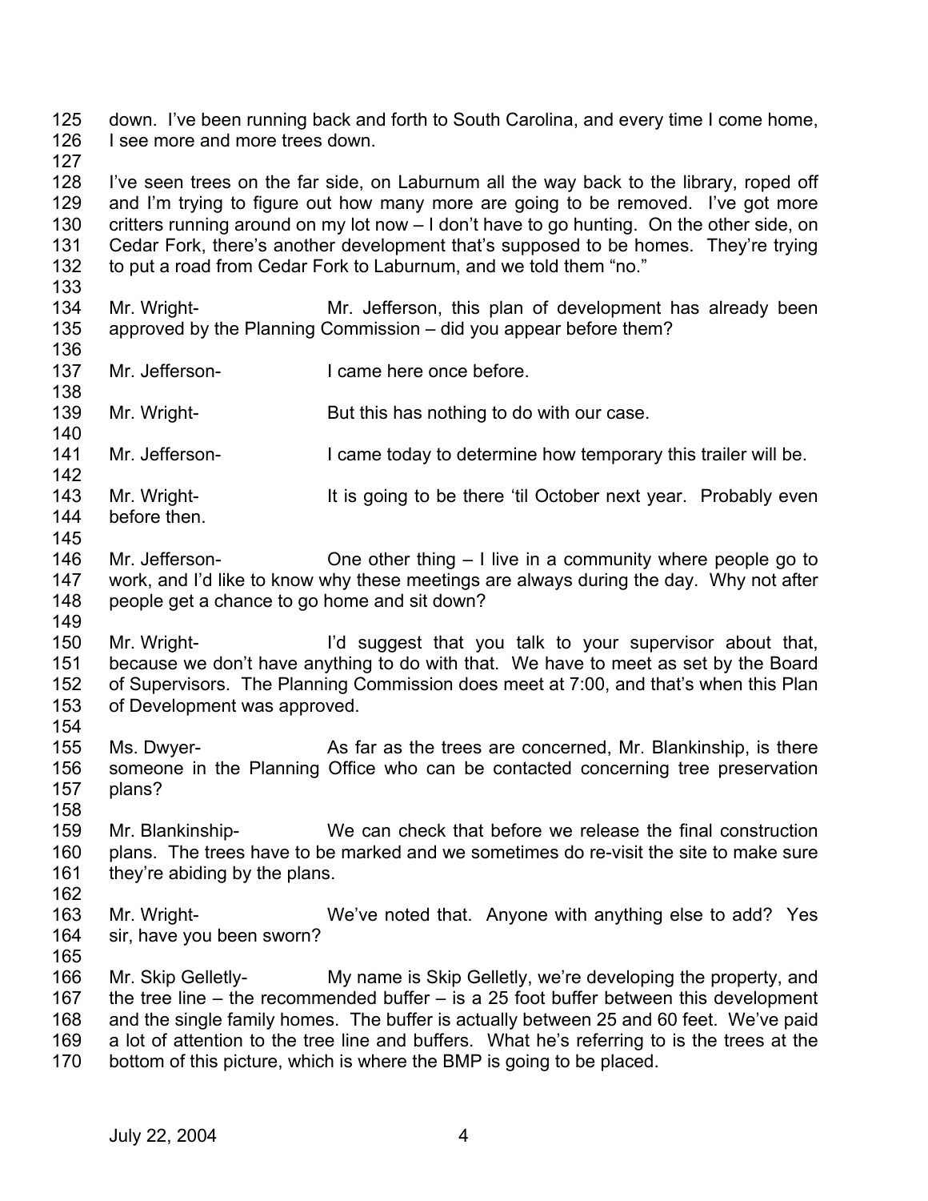down. I've been running back and forth to South Carolina, and every time I come home, I see more and more trees down.

I've seen trees on the far side, on Laburnum all the way back to the library, roped off and I'm trying to figure out how many more are going to be removed. I've got more critters running around on my lot now – I don't have to go hunting. On the other side, on Cedar Fork, there's another development that's supposed to be homes. They're trying to put a road from Cedar Fork to Laburnum, and we told them "no."

Mr. Wright- Mr. Jefferson, this plan of development has already been approved by the Planning Commission – did you appear before them?

Mr. Jefferson- I came here once before.

Mr. Wright- But this has nothing to do with our case.

Mr. Jefferson- I came today to determine how temporary this trailer will be.

Mr. Wright- It is going to be there 'til October next year. Probably even before then.

Mr. Jefferson- One other thing – I live in a community where people go to work, and I'd like to know why these meetings are always during the day. Why not after people get a chance to go home and sit down?

Mr. Wright- I'd suggest that you talk to your supervisor about that, because we don't have anything to do with that. We have to meet as set by the Board of Supervisors. The Planning Commission does meet at 7:00, and that's when this Plan of Development was approved.

Ms. Dwyer- As far as the trees are concerned, Mr. Blankinship, is there someone in the Planning Office who can be contacted concerning tree preservation plans?

Mr. Blankinship- We can check that before we release the final construction plans. The trees have to be marked and we sometimes do re-visit the site to make sure they're abiding by the plans.

Mr. Wright- We've noted that. Anyone with anything else to add? Yes sir, have you been sworn?

Mr. Skip Gelletly- My name is Skip Gelletly, we're developing the property, and the tree line – the recommended buffer – is a 25 foot buffer between this development and the single family homes. The buffer is actually between 25 and 60 feet. We've paid a lot of attention to the tree line and buffers. What he's referring to is the trees at the bottom of this picture, which is where the BMP is going to be placed.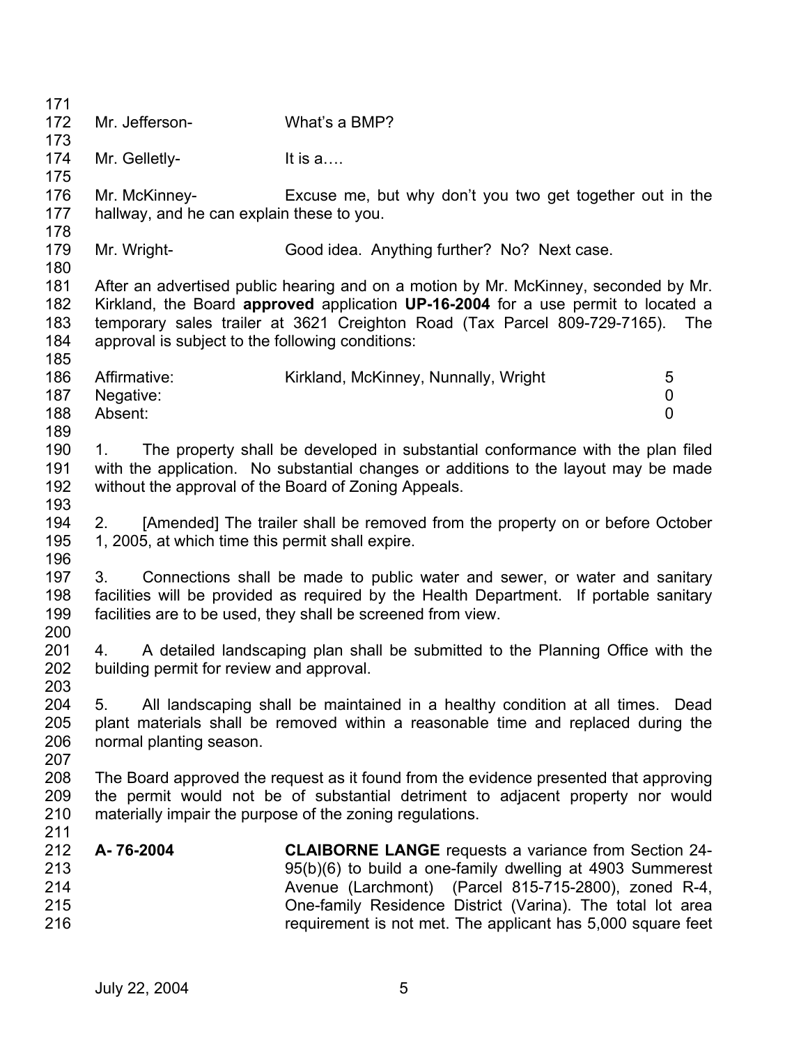Mr. Jefferson- What's a BMP?

Mr. Gelletly- It is a….

Mr. McKinney- Excuse me, but why don't you two get together out in the hallway, and he can explain these to you.

Mr. Wright- Good idea. Anything further? No? Next case.

After an advertised public hearing and on a motion by Mr. McKinney, seconded by Mr. Kirkland, the Board **approved** application **UP-16-2004** for a use permit to located a temporary sales trailer at 3621 Creighton Road (Tax Parcel 809-729-7165). The approval is subject to the following conditions:

| | | |
|---|---|---|
| Affirmative: | Kirkland, McKinney, Nunnally, Wright | 5 |
| Negative: | | 0 |
| Absent: | | 0 |

1. The property shall be developed in substantial conformance with the plan filed with the application. No substantial changes or additions to the layout may be made without the approval of the Board of Zoning Appeals.

2. [Amended] The trailer shall be removed from the property on or before October 1, 2005, at which time this permit shall expire.

3. Connections shall be made to public water and sewer, or water and sanitary facilities will be provided as required by the Health Department. If portable sanitary facilities are to be used, they shall be screened from view.

4. A detailed landscaping plan shall be submitted to the Planning Office with the building permit for review and approval.

5. All landscaping shall be maintained in a healthy condition at all times. Dead plant materials shall be removed within a reasonable time and replaced during the normal planting season.

The Board approved the request as it found from the evidence presented that approving the permit would not be of substantial detriment to adjacent property nor would materially impair the purpose of the zoning regulations.

**A- 76-2004** **CLAIBORNE LANGE** requests a variance from Section 24-95(b)(6) to build a one-family dwelling at 4903 Summerest Avenue (Larchmont) (Parcel 815-715-2800), zoned R-4, One-family Residence District (Varina). The total lot area requirement is not met. The applicant has 5,000 square feet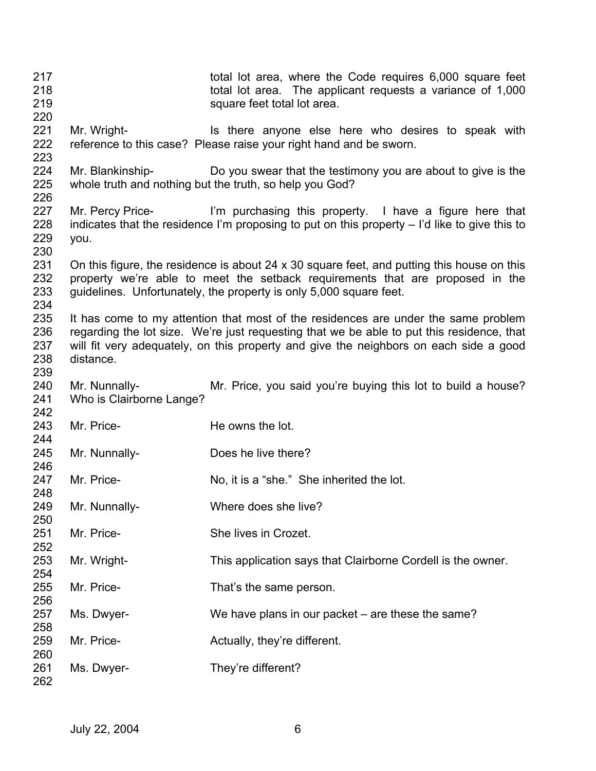total lot area, where the Code requires 6,000 square feet total lot area. The applicant requests a variance of 1,000 square feet total lot area.

Mr. Wright- Is there anyone else here who desires to speak with reference to this case? Please raise your right hand and be sworn.

Mr. Blankinship- Do you swear that the testimony you are about to give is the whole truth and nothing but the truth, so help you God?

Mr. Percy Price- I'm purchasing this property. I have a figure here that indicates that the residence I'm proposing to put on this property – I'd like to give this to you.

On this figure, the residence is about 24 x 30 square feet, and putting this house on this property we're able to meet the setback requirements that are proposed in the guidelines. Unfortunately, the property is only 5,000 square feet.

It has come to my attention that most of the residences are under the same problem regarding the lot size. We're just requesting that we be able to put this residence, that will fit very adequately, on this property and give the neighbors on each side a good distance.

Mr. Nunnally- Mr. Price, you said you're buying this lot to build a house? Who is Clairborne Lange?

Mr. Price- He owns the lot.

Mr. Nunnally- Does he live there?

Mr. Price- No, it is a "she." She inherited the lot.

Mr. Nunnally- Where does she live?

Mr. Price- She lives in Crozet.

Mr. Wright- This application says that Clairborne Cordell is the owner.

Mr. Price- That's the same person.

Ms. Dwyer- We have plans in our packet – are these the same?

Mr. Price- Actually, they're different.

Ms. Dwyer- They're different?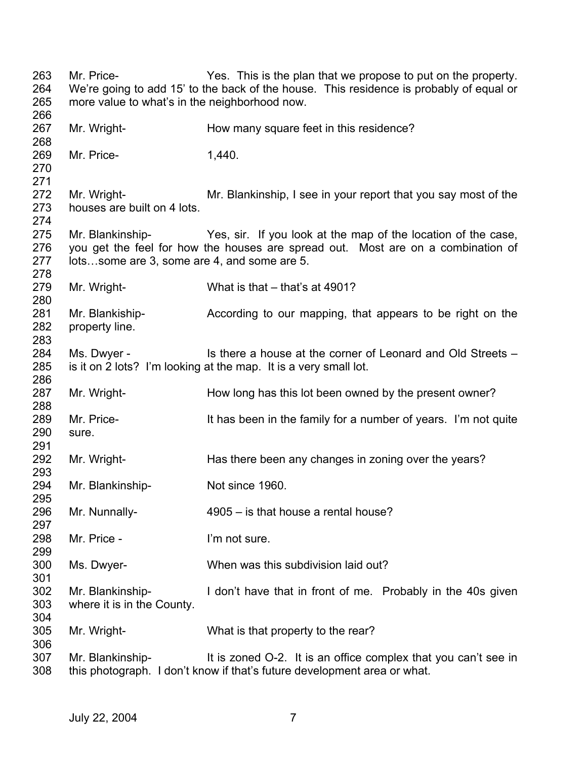263 Mr. Price- Yes. This is the plan that we propose to put on the property.
264 We're going to add 15' to the back of the house. This residence is probably of equal or
265 more value to what's in the neighborhood now.
266
267 Mr. Wright- How many square feet in this residence?
268
269 Mr. Price- 1,440.
270
271
272 Mr. Wright- Mr. Blankinship, I see in your report that you say most of the
273 houses are built on 4 lots.
274
275 Mr. Blankinship- Yes, sir. If you look at the map of the location of the case,
276 you get the feel for how the houses are spread out. Most are on a combination of
277 lots…some are 3, some are 4, and some are 5.
278
279 Mr. Wright- What is that – that's at 4901?
280
281 Mr. Blankiship- According to our mapping, that appears to be right on the
282 property line.
283
284 Ms. Dwyer - Is there a house at the corner of Leonard and Old Streets –
285 is it on 2 lots? I'm looking at the map. It is a very small lot.
286
287 Mr. Wright- How long has this lot been owned by the present owner?
288
289 Mr. Price- It has been in the family for a number of years. I'm not quite
290 sure.
291
292 Mr. Wright- Has there been any changes in zoning over the years?
293
294 Mr. Blankinship- Not since 1960.
295
296 Mr. Nunnally- 4905 – is that house a rental house?
297
298 Mr. Price - I'm not sure.
299
300 Ms. Dwyer- When was this subdivision laid out?
301
302 Mr. Blankinship- I don't have that in front of me. Probably in the 40s given
303 where it is in the County.
304
305 Mr. Wright- What is that property to the rear?
306
307 Mr. Blankinship- It is zoned O-2. It is an office complex that you can't see in
308 this photograph. I don't know if that's future development area or what.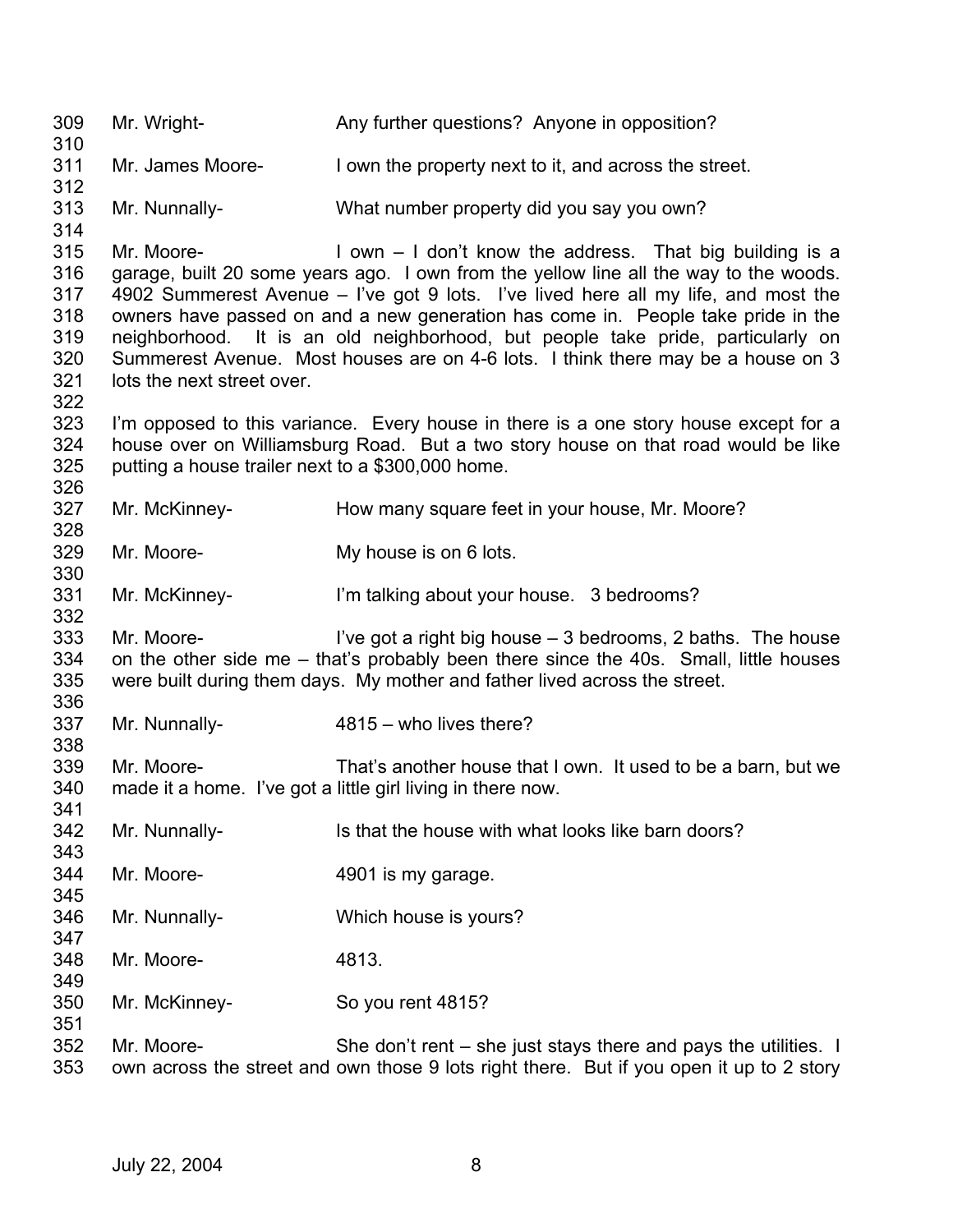309 Mr. Wright- Any further questions? Anyone in opposition?

311 Mr. James Moore- I own the property next to it, and across the street.

313 Mr. Nunnally- What number property did you say you own?

315 Mr. Moore- I own – I don't know the address. That big building is a garage, built 20 some years ago. I own from the yellow line all the way to the woods. 4902 Summerest Avenue – I've got 9 lots. I've lived here all my life, and most the owners have passed on and a new generation has come in. People take pride in the neighborhood. It is an old neighborhood, but people take pride, particularly on Summerest Avenue. Most houses are on 4-6 lots. I think there may be a house on 3 lots the next street over.

323 I'm opposed to this variance. Every house in there is a one story house except for a house over on Williamsburg Road. But a two story house on that road would be like putting a house trailer next to a $300,000 home.

327 Mr. McKinney- How many square feet in your house, Mr. Moore?

329 Mr. Moore- My house is on 6 lots.

331 Mr. McKinney- I'm talking about your house. 3 bedrooms?

333 Mr. Moore- I've got a right big house – 3 bedrooms, 2 baths. The house on the other side me – that's probably been there since the 40s. Small, little houses were built during them days. My mother and father lived across the street.

337 Mr. Nunnally- 4815 – who lives there?

339 Mr. Moore- That's another house that I own. It used to be a barn, but we made it a home. I've got a little girl living in there now.

342 Mr. Nunnally- Is that the house with what looks like barn doors?

344 Mr. Moore- 4901 is my garage.

346 Mr. Nunnally- Which house is yours?

348 Mr. Moore- 4813.

350 Mr. McKinney- So you rent 4815?

352 Mr. Moore- She don't rent – she just stays there and pays the utilities. I own across the street and own those 9 lots right there. But if you open it up to 2 story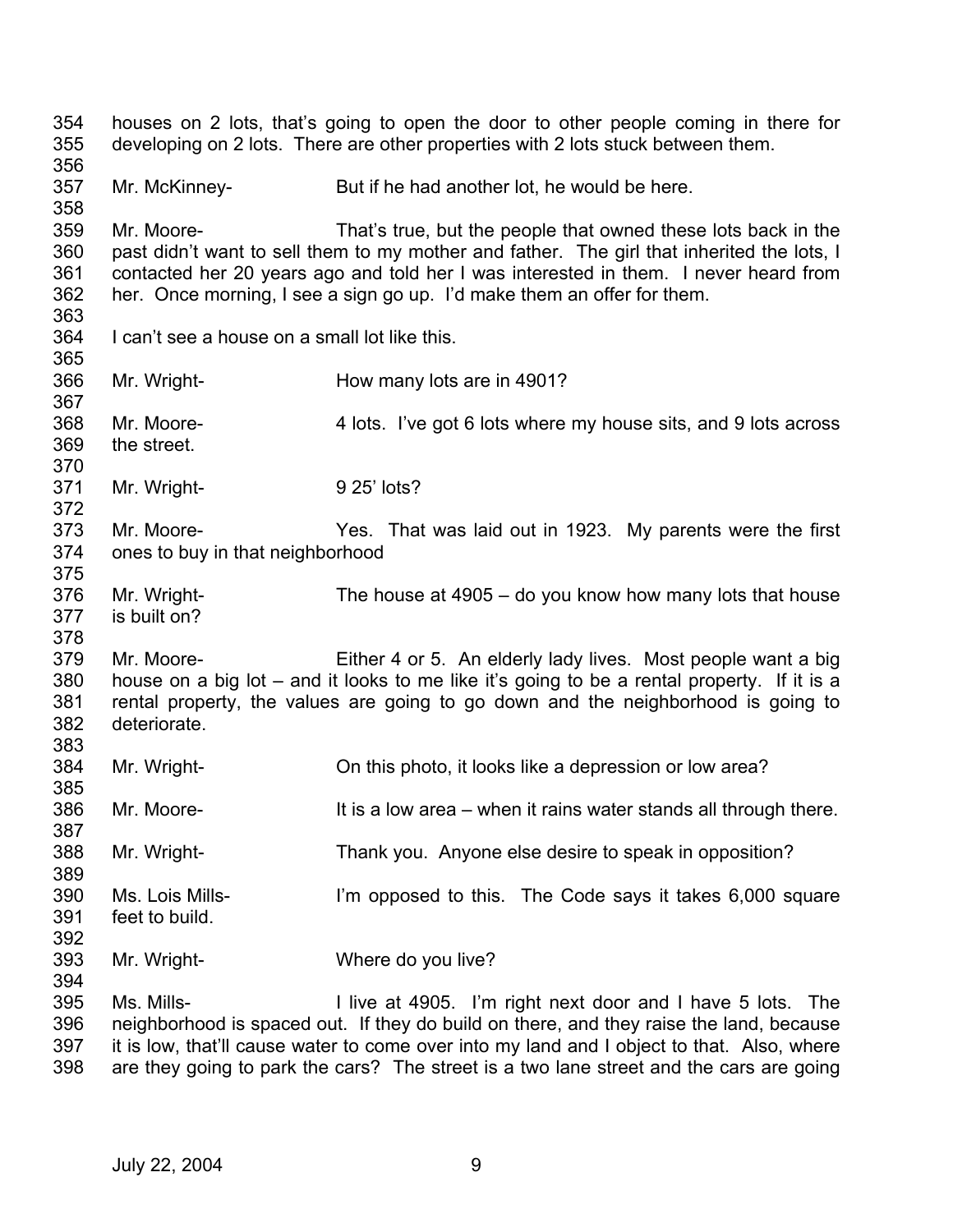houses on 2 lots, that's going to open the door to other people coming in there for developing on 2 lots. There are other properties with 2 lots stuck between them.

Mr. McKinney- But if he had another lot, he would be here.

Mr. Moore- That's true, but the people that owned these lots back in the past didn't want to sell them to my mother and father. The girl that inherited the lots, I contacted her 20 years ago and told her I was interested in them. I never heard from her. Once morning, I see a sign go up. I'd make them an offer for them.

I can't see a house on a small lot like this.

Mr. Wright- How many lots are in 4901?

Mr. Moore- 4 lots. I've got 6 lots where my house sits, and 9 lots across the street.

Mr. Wright- 9 25' lots?

Mr. Moore- Yes. That was laid out in 1923. My parents were the first ones to buy in that neighborhood

Mr. Wright- The house at 4905 – do you know how many lots that house is built on?

Mr. Moore- Either 4 or 5. An elderly lady lives. Most people want a big house on a big lot – and it looks to me like it's going to be a rental property. If it is a rental property, the values are going to go down and the neighborhood is going to deteriorate.

Mr. Wright- On this photo, it looks like a depression or low area?

Mr. Moore- It is a low area – when it rains water stands all through there.

Mr. Wright- Thank you. Anyone else desire to speak in opposition?

Ms. Lois Mills- I'm opposed to this. The Code says it takes 6,000 square feet to build.

Mr. Wright- Where do you live?

Ms. Mills- I live at 4905. I'm right next door and I have 5 lots. The neighborhood is spaced out. If they do build on there, and they raise the land, because it is low, that'll cause water to come over into my land and I object to that. Also, where are they going to park the cars? The street is a two lane street and the cars are going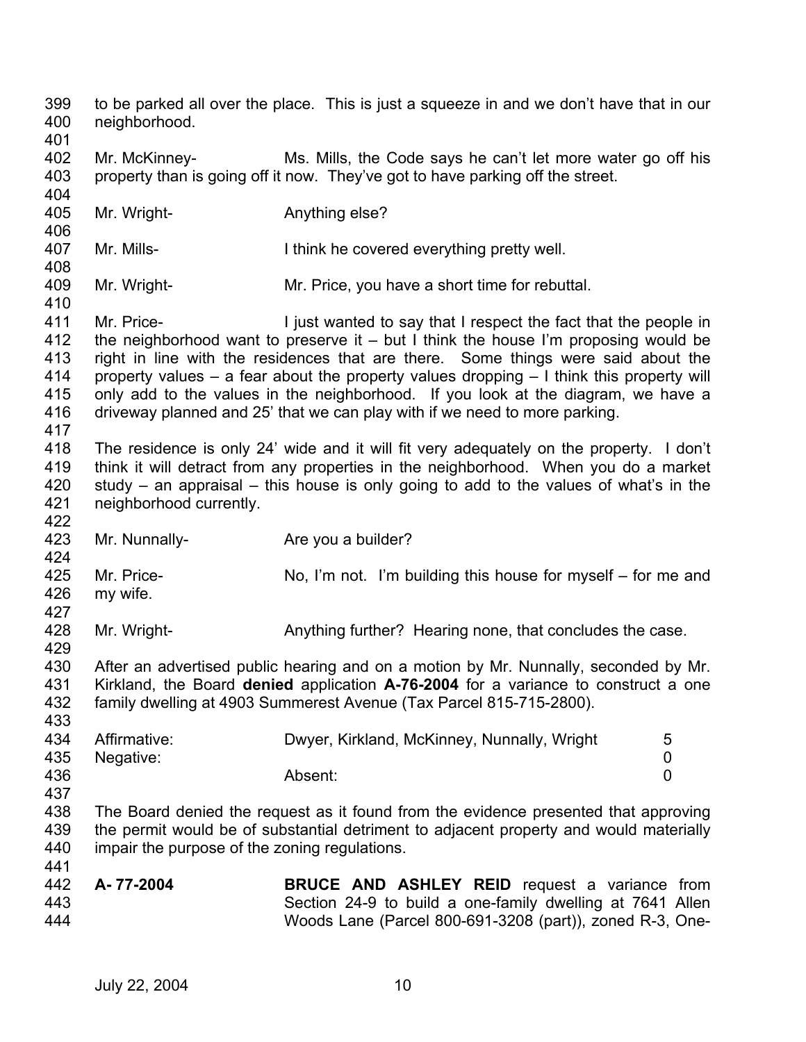to be parked all over the place. This is just a squeeze in and we don't have that in our neighborhood.

Mr. McKinney- Ms. Mills, the Code says he can't let more water go off his property than is going off it now. They've got to have parking off the street.

Mr. Wright- Anything else?

Mr. Mills- I think he covered everything pretty well.

Mr. Wright- Mr. Price, you have a short time for rebuttal.

Mr. Price- I just wanted to say that I respect the fact that the people in the neighborhood want to preserve it – but I think the house I'm proposing would be right in line with the residences that are there. Some things were said about the property values – a fear about the property values dropping – I think this property will only add to the values in the neighborhood. If you look at the diagram, we have a driveway planned and 25' that we can play with if we need to more parking.

The residence is only 24' wide and it will fit very adequately on the property. I don't think it will detract from any properties in the neighborhood. When you do a market study – an appraisal – this house is only going to add to the values of what's in the neighborhood currently.

Mr. Nunnally- Are you a builder?

Mr. Price- No, I'm not. I'm building this house for myself – for me and my wife.

Mr. Wright- Anything further? Hearing none, that concludes the case.

After an advertised public hearing and on a motion by Mr. Nunnally, seconded by Mr. Kirkland, the Board **denied** application **A-76-2004** for a variance to construct a one family dwelling at 4903 Summerest Avenue (Tax Parcel 815-715-2800).

| | | |
|---|---|---|
| Affirmative: | Dwyer, Kirkland, McKinney, Nunnally, Wright | 5 |
| Negative: | | 0 |
| | Absent: | 0 |

The Board denied the request as it found from the evidence presented that approving the permit would be of substantial detriment to adjacent property and would materially impair the purpose of the zoning regulations.

**A- 77-2004** **BRUCE AND ASHLEY REID** request a variance from Section 24-9 to build a one-family dwelling at 7641 Allen Woods Lane (Parcel 800-691-3208 (part)), zoned R-3, One-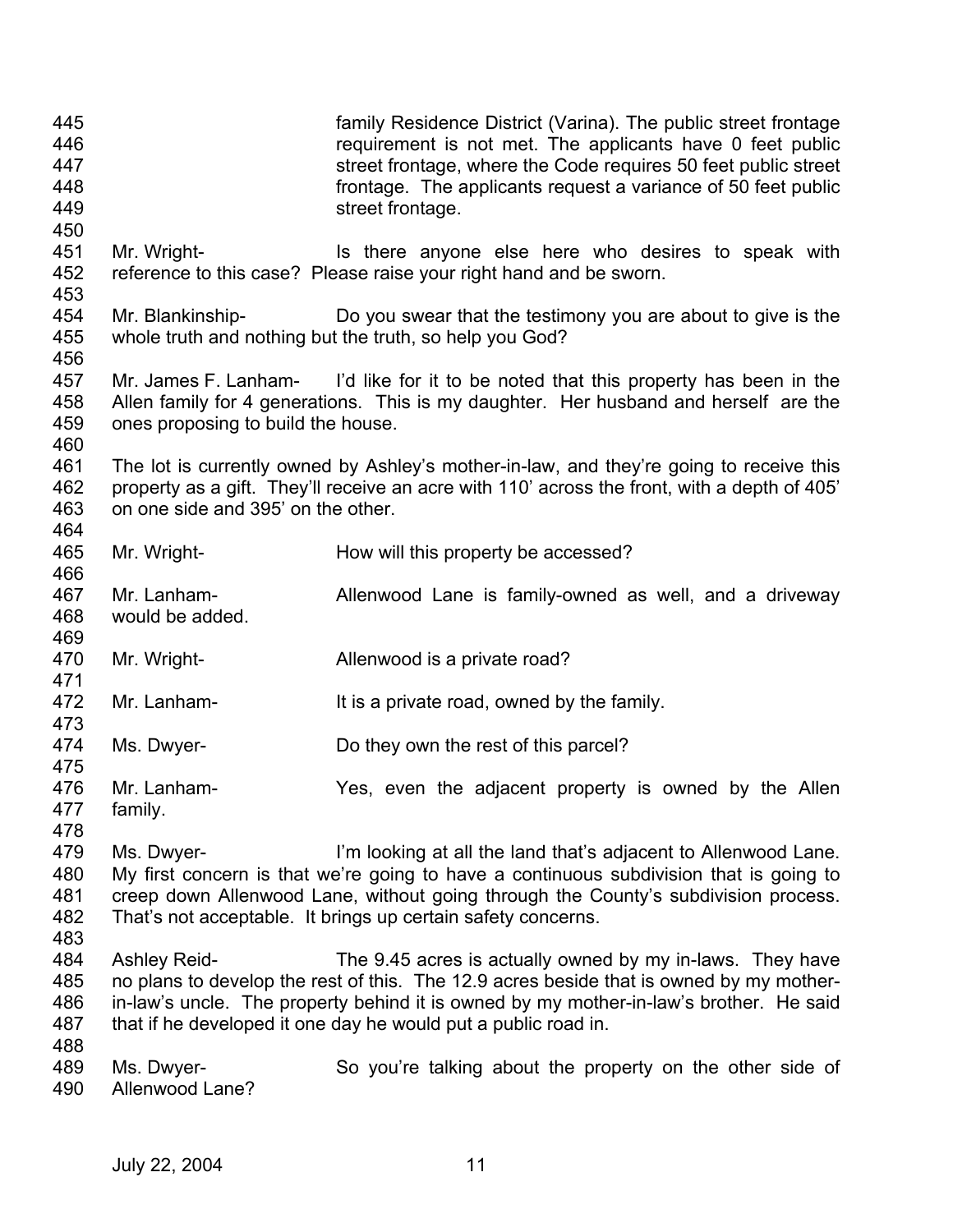family Residence District (Varina). The public street frontage requirement is not met. The applicants have 0 feet public street frontage, where the Code requires 50 feet public street frontage. The applicants request a variance of 50 feet public street frontage.

Mr. Wright- Is there anyone else here who desires to speak with reference to this case? Please raise your right hand and be sworn.

Mr. Blankinship- Do you swear that the testimony you are about to give is the whole truth and nothing but the truth, so help you God?

Mr. James F. Lanham- I'd like for it to be noted that this property has been in the Allen family for 4 generations. This is my daughter. Her husband and herself are the ones proposing to build the house.

The lot is currently owned by Ashley's mother-in-law, and they're going to receive this property as a gift. They'll receive an acre with 110' across the front, with a depth of 405' on one side and 395' on the other.

Mr. Wright- How will this property be accessed?

Mr. Lanham- Allenwood Lane is family-owned as well, and a driveway would be added.

Mr. Wright- Allenwood is a private road?

Mr. Lanham- It is a private road, owned by the family.

Ms. Dwyer- Do they own the rest of this parcel?

Mr. Lanham- Yes, even the adjacent property is owned by the Allen family.

Ms. Dwyer- I'm looking at all the land that's adjacent to Allenwood Lane. My first concern is that we're going to have a continuous subdivision that is going to creep down Allenwood Lane, without going through the County's subdivision process. That's not acceptable. It brings up certain safety concerns.

Ashley Reid- The 9.45 acres is actually owned by my in-laws. They have no plans to develop the rest of this. The 12.9 acres beside that is owned by my mother-in-law's uncle. The property behind it is owned by my mother-in-law's brother. He said that if he developed it one day he would put a public road in.

Ms. Dwyer- So you're talking about the property on the other side of Allenwood Lane?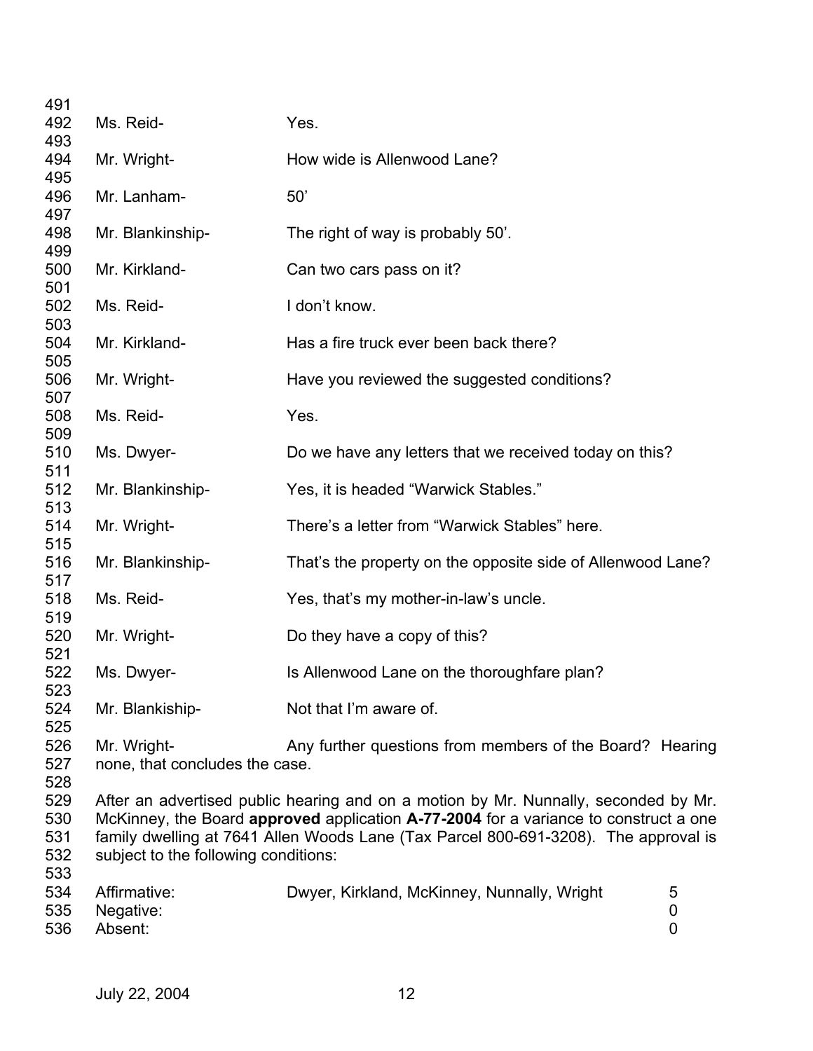Ms. Reid- Yes.

Mr. Wright- How wide is Allenwood Lane?

Mr. Lanham- 50'

Mr. Blankinship- The right of way is probably 50'.

Mr. Kirkland- Can two cars pass on it?

Ms. Reid- I don't know.

Mr. Kirkland- Has a fire truck ever been back there?

Mr. Wright- Have you reviewed the suggested conditions?

Ms. Reid- Yes.

Ms. Dwyer- Do we have any letters that we received today on this?

Mr. Blankinship- Yes, it is headed "Warwick Stables."

Mr. Wright- There's a letter from "Warwick Stables" here.

Mr. Blankinship- That's the property on the opposite side of Allenwood Lane?

Ms. Reid- Yes, that's my mother-in-law's uncle.

Mr. Wright- Do they have a copy of this?

Ms. Dwyer- Is Allenwood Lane on the thoroughfare plan?

Mr. Blankiship- Not that I'm aware of.

Mr. Wright- Any further questions from members of the Board? Hearing none, that concludes the case.

After an advertised public hearing and on a motion by Mr. Nunnally, seconded by Mr. McKinney, the Board **approved** application **A-77-2004** for a variance to construct a one family dwelling at 7641 Allen Woods Lane (Tax Parcel 800-691-3208). The approval is subject to the following conditions:

| | | |
|---|---|---|
| Affirmative: | Dwyer, Kirkland, McKinney, Nunnally, Wright | 5 |
| Negative: | | 0 |
| Absent: | | 0 |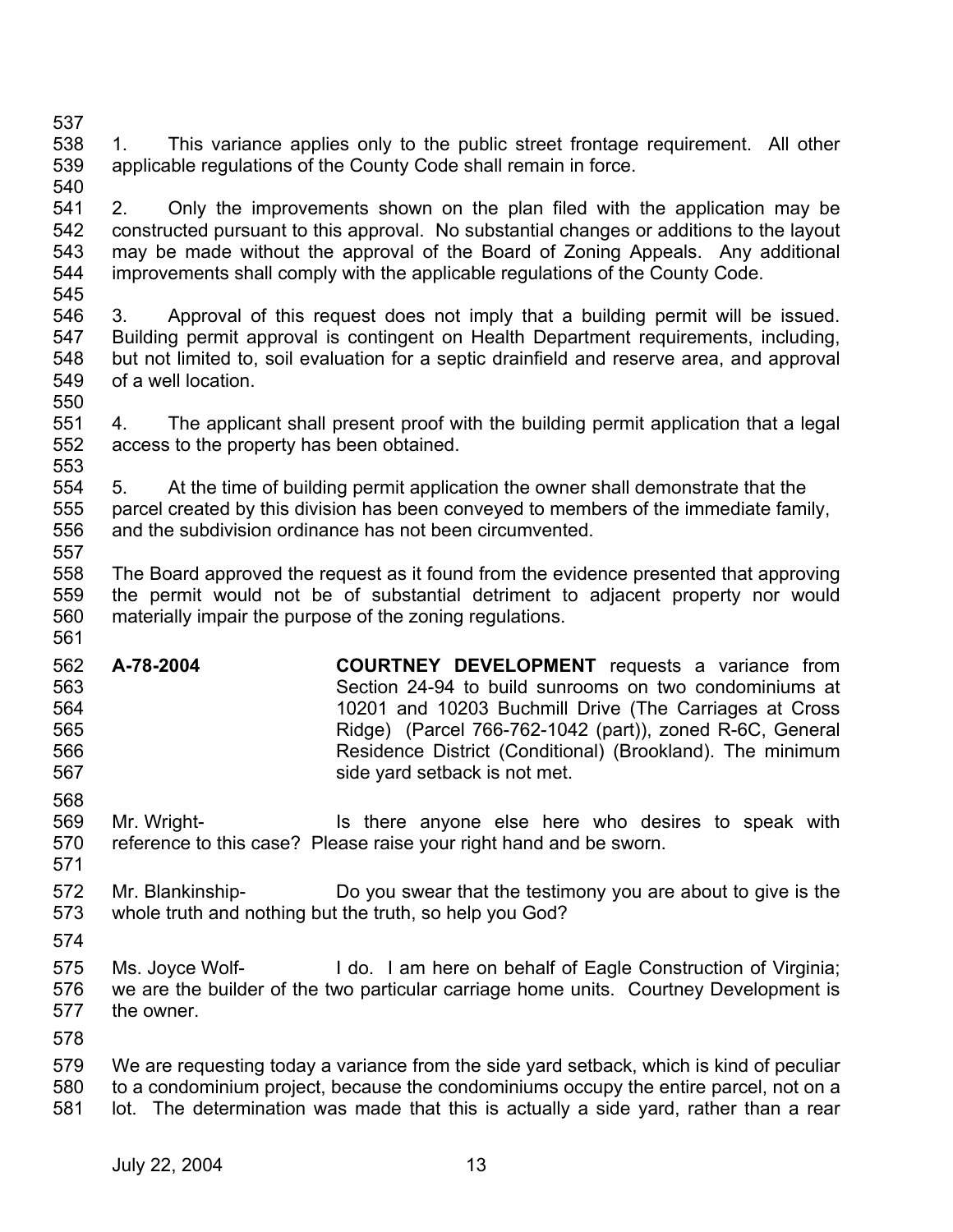1. This variance applies only to the public street frontage requirement. All other applicable regulations of the County Code shall remain in force.

2. Only the improvements shown on the plan filed with the application may be constructed pursuant to this approval. No substantial changes or additions to the layout may be made without the approval of the Board of Zoning Appeals. Any additional improvements shall comply with the applicable regulations of the County Code.

3. Approval of this request does not imply that a building permit will be issued. Building permit approval is contingent on Health Department requirements, including, but not limited to, soil evaluation for a septic drainfield and reserve area, and approval of a well location.

4. The applicant shall present proof with the building permit application that a legal access to the property has been obtained.

5. At the time of building permit application the owner shall demonstrate that the parcel created by this division has been conveyed to members of the immediate family, and the subdivision ordinance has not been circumvented.

The Board approved the request as it found from the evidence presented that approving the permit would not be of substantial detriment to adjacent property nor would materially impair the purpose of the zoning regulations.

**A-78-2004** **COURTNEY DEVELOPMENT** requests a variance from Section 24-94 to build sunrooms on two condominiums at 10201 and 10203 Buchmill Drive (The Carriages at Cross Ridge) (Parcel 766-762-1042 (part)), zoned R-6C, General Residence District (Conditional) (Brookland). The minimum side yard setback is not met.

Mr. Wright- Is there anyone else here who desires to speak with reference to this case? Please raise your right hand and be sworn.

Mr. Blankinship- Do you swear that the testimony you are about to give is the whole truth and nothing but the truth, so help you God?

Ms. Joyce Wolf- I do. I am here on behalf of Eagle Construction of Virginia; we are the builder of the two particular carriage home units. Courtney Development is the owner.

We are requesting today a variance from the side yard setback, which is kind of peculiar to a condominium project, because the condominiums occupy the entire parcel, not on a lot. The determination was made that this is actually a side yard, rather than a rear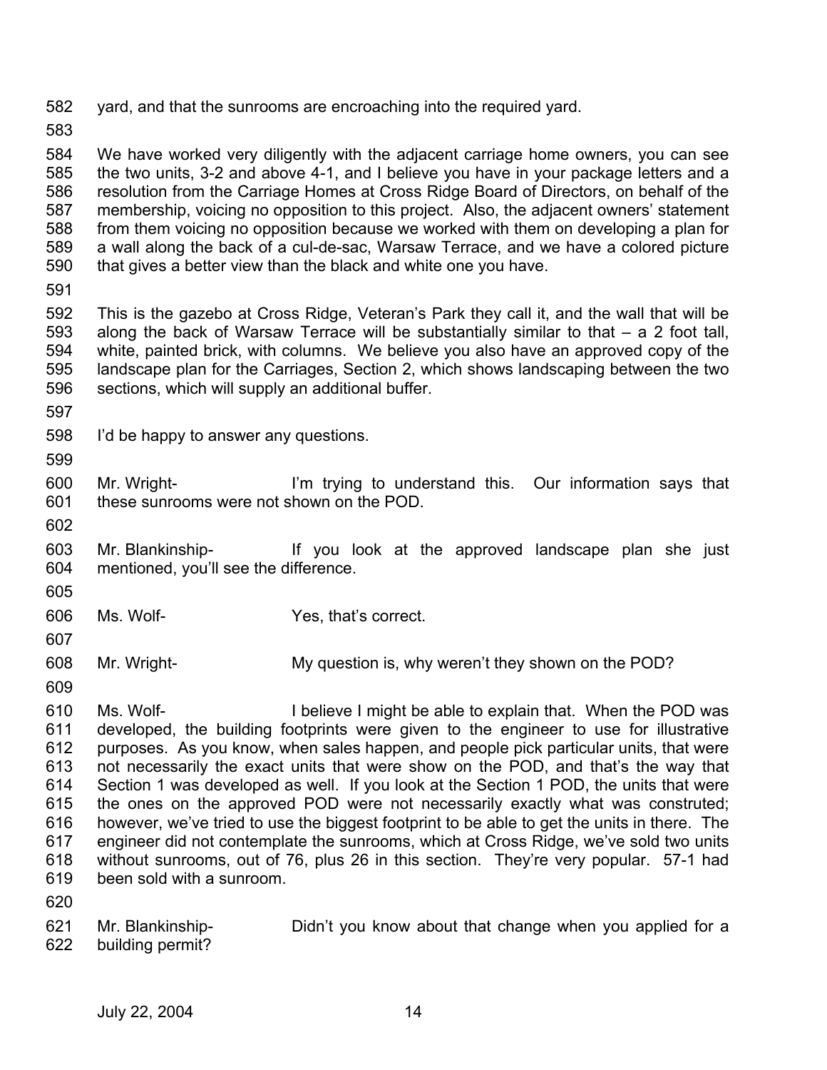yard, and that the sunrooms are encroaching into the required yard.

We have worked very diligently with the adjacent carriage home owners, you can see the two units, 3-2 and above 4-1, and I believe you have in your package letters and a resolution from the Carriage Homes at Cross Ridge Board of Directors, on behalf of the membership, voicing no opposition to this project. Also, the adjacent owners' statement from them voicing no opposition because we worked with them on developing a plan for a wall along the back of a cul-de-sac, Warsaw Terrace, and we have a colored picture that gives a better view than the black and white one you have.

This is the gazebo at Cross Ridge, Veteran's Park they call it, and the wall that will be along the back of Warsaw Terrace will be substantially similar to that – a 2 foot tall, white, painted brick, with columns. We believe you also have an approved copy of the landscape plan for the Carriages, Section 2, which shows landscaping between the two sections, which will supply an additional buffer.

I'd be happy to answer any questions.

Mr. Wright- I'm trying to understand this. Our information says that these sunrooms were not shown on the POD.

Mr. Blankinship- If you look at the approved landscape plan she just mentioned, you'll see the difference.

Ms. Wolf- Yes, that's correct.

Mr. Wright- My question is, why weren't they shown on the POD?

Ms. Wolf- I believe I might be able to explain that. When the POD was developed, the building footprints were given to the engineer to use for illustrative purposes. As you know, when sales happen, and people pick particular units, that were not necessarily the exact units that were show on the POD, and that's the way that Section 1 was developed as well. If you look at the Section 1 POD, the units that were the ones on the approved POD were not necessarily exactly what was construted; however, we've tried to use the biggest footprint to be able to get the units in there. The engineer did not contemplate the sunrooms, which at Cross Ridge, we've sold two units without sunrooms, out of 76, plus 26 in this section. They're very popular. 57-1 had been sold with a sunroom.

Mr. Blankinship- Didn't you know about that change when you applied for a building permit?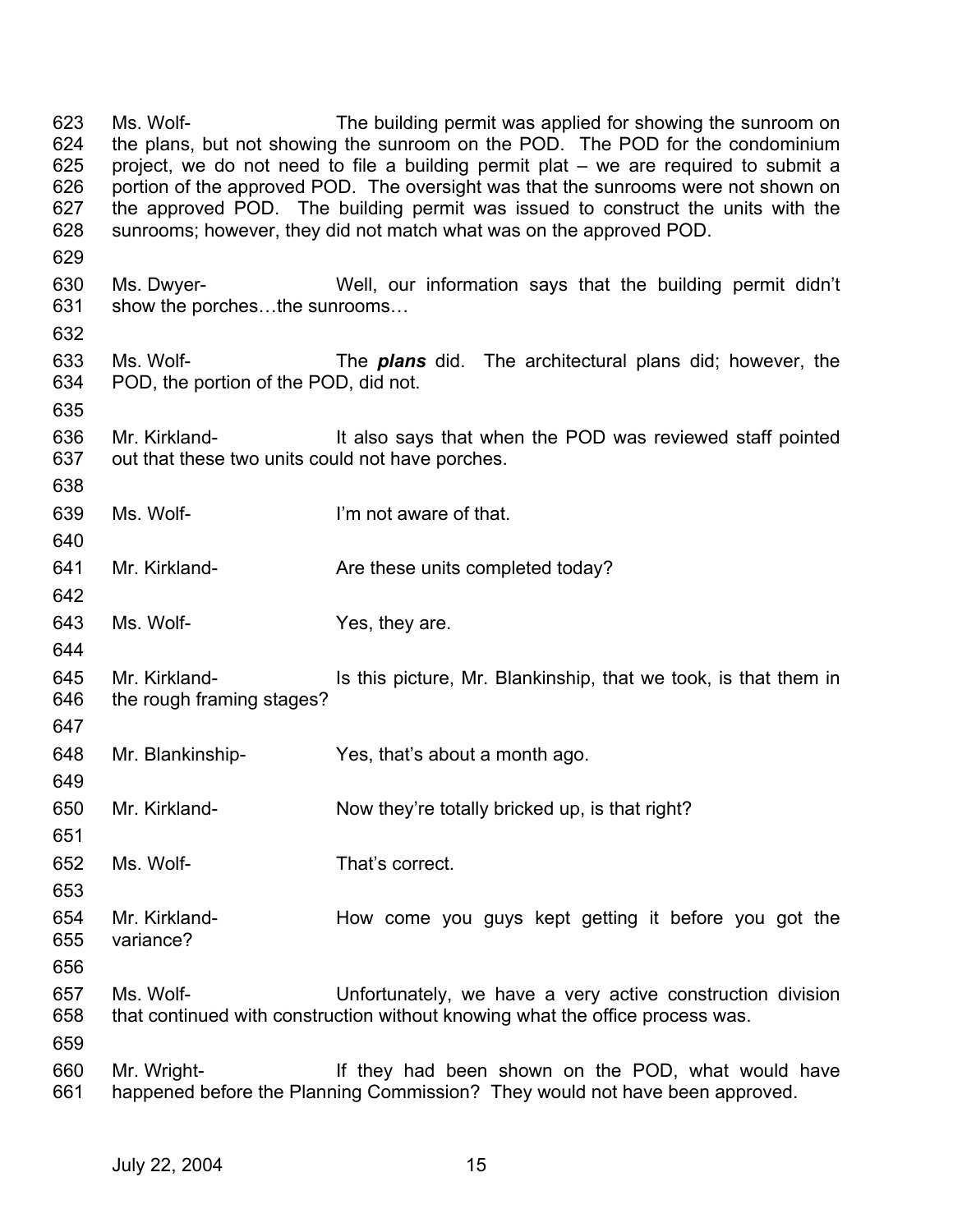623 Ms. Wolf- The building permit was applied for showing the sunroom on
624 the plans, but not showing the sunroom on the POD. The POD for the condominium
625 project, we do not need to file a building permit plat – we are required to submit a
626 portion of the approved POD. The oversight was that the sunrooms were not shown on
627 the approved POD. The building permit was issued to construct the units with the
628 sunrooms; however, they did not match what was on the approved POD.

629

630 Ms. Dwyer- Well, our information says that the building permit didn't
631 show the porches…the sunrooms…

632

633 Ms. Wolf- The ***plans*** did. The architectural plans did; however, the
634 POD, the portion of the POD, did not.

635

636 Mr. Kirkland- It also says that when the POD was reviewed staff pointed
637 out that these two units could not have porches.

638

639 Ms. Wolf- I'm not aware of that.

640

641 Mr. Kirkland- Are these units completed today?

642

643 Ms. Wolf- Yes, they are.

644

645 Mr. Kirkland- Is this picture, Mr. Blankinship, that we took, is that them in
646 the rough framing stages?

647

648 Mr. Blankinship- Yes, that's about a month ago.

649

650 Mr. Kirkland- Now they're totally bricked up, is that right?

651

652 Ms. Wolf- That's correct.

653

654 Mr. Kirkland- How come you guys kept getting it before you got the
655 variance?

656

657 Ms. Wolf- Unfortunately, we have a very active construction division
658 that continued with construction without knowing what the office process was.

659

660 Mr. Wright- If they had been shown on the POD, what would have
661 happened before the Planning Commission? They would not have been approved.

July 22, 2004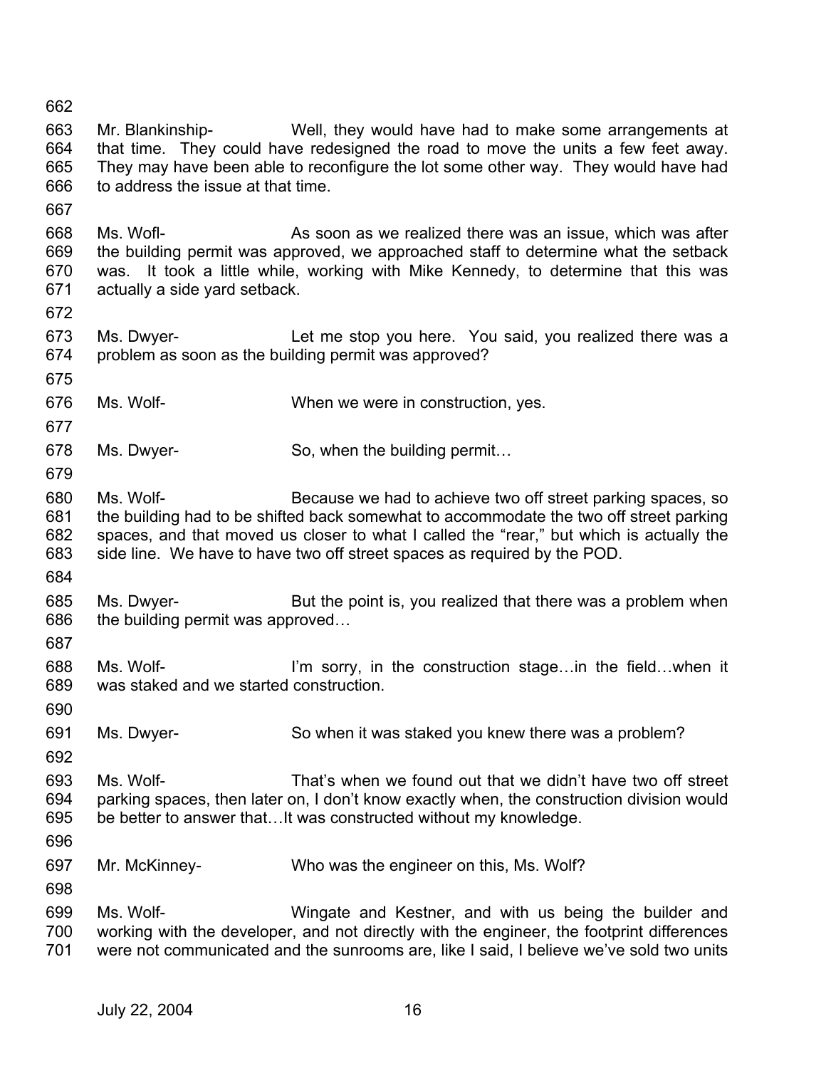662

663 Mr. Blankinship- Well, they would have had to make some arrangements at
664 that time. They could have redesigned the road to move the units a few feet away.
665 They may have been able to reconfigure the lot some other way. They would have had
666 to address the issue at that time.

667

668 Ms. Wofl- As soon as we realized there was an issue, which was after
669 the building permit was approved, we approached staff to determine what the setback
670 was. It took a little while, working with Mike Kennedy, to determine that this was
671 actually a side yard setback.

672

673 Ms. Dwyer- Let me stop you here. You said, you realized there was a
674 problem as soon as the building permit was approved?

675

676 Ms. Wolf- When we were in construction, yes.

677

678 Ms. Dwyer- So, when the building permit…

679

680 Ms. Wolf- Because we had to achieve two off street parking spaces, so
681 the building had to be shifted back somewhat to accommodate the two off street parking
682 spaces, and that moved us closer to what I called the "rear," but which is actually the
683 side line. We have to have two off street spaces as required by the POD.

684

685 Ms. Dwyer- But the point is, you realized that there was a problem when
686 the building permit was approved…

687

688 Ms. Wolf- I'm sorry, in the construction stage…in the field…when it
689 was staked and we started construction.

690

691 Ms. Dwyer- So when it was staked you knew there was a problem?

692

693 Ms. Wolf- That's when we found out that we didn't have two off street
694 parking spaces, then later on, I don't know exactly when, the construction division would
695 be better to answer that…It was constructed without my knowledge.

696

697 Mr. McKinney- Who was the engineer on this, Ms. Wolf?

698

699 Ms. Wolf- Wingate and Kestner, and with us being the builder and
700 working with the developer, and not directly with the engineer, the footprint differences
701 were not communicated and the sunrooms are, like I said, I believe we've sold two units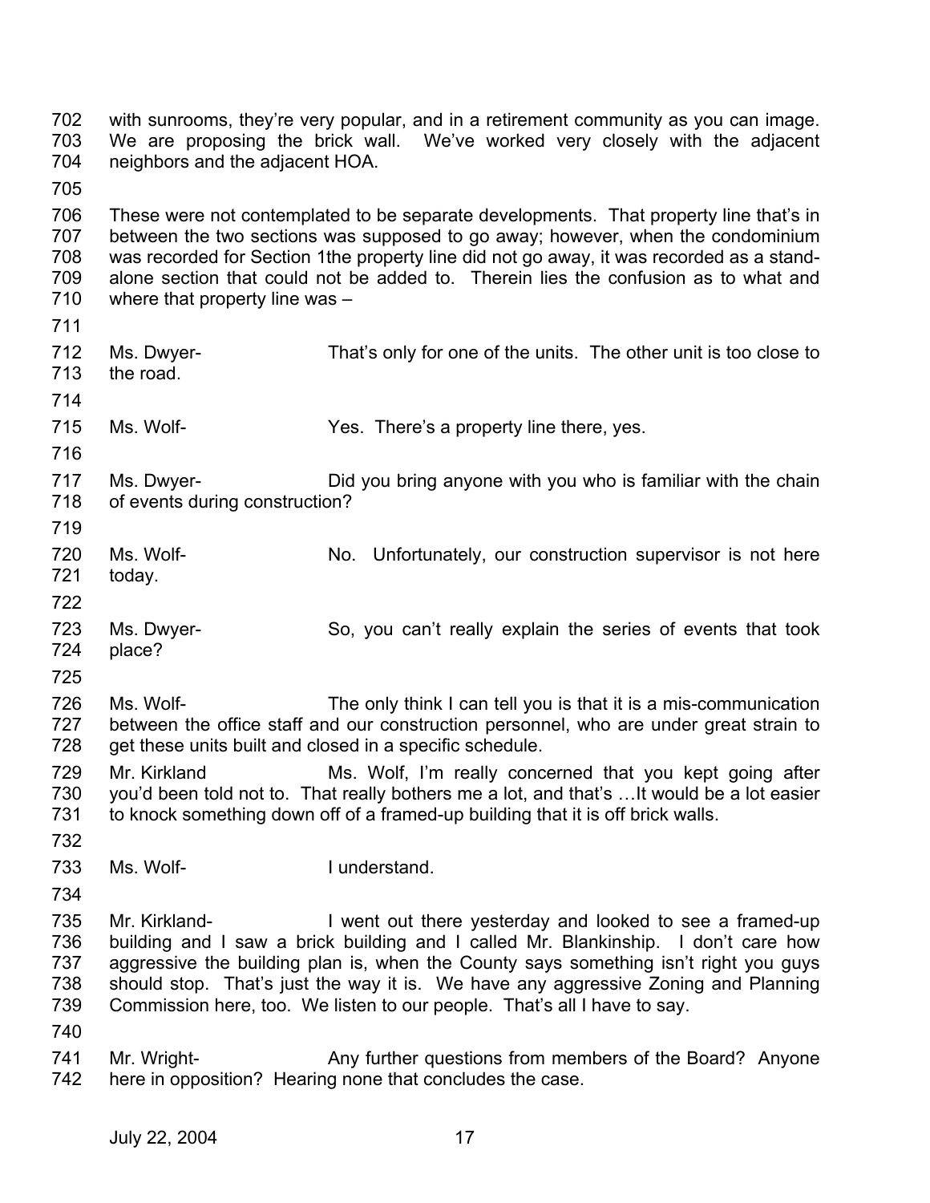702 with sunrooms, they're very popular, and in a retirement community as you can image.
703 We are proposing the brick wall. We've worked very closely with the adjacent
704 neighbors and the adjacent HOA.

705

706 These were not contemplated to be separate developments. That property line that's in
707 between the two sections was supposed to go away; however, when the condominium
708 was recorded for Section 1the property line did not go away, it was recorded as a stand-
709 alone section that could not be added to. Therein lies the confusion as to what and
710 where that property line was –

711

712 Ms. Dwyer- That's only for one of the units. The other unit is too close to
713 the road.

714

715 Ms. Wolf- Yes. There's a property line there, yes.

716

717 Ms. Dwyer- Did you bring anyone with you who is familiar with the chain
718 of events during construction?

719

720 Ms. Wolf- No. Unfortunately, our construction supervisor is not here
721 today.

722

723 Ms. Dwyer- So, you can't really explain the series of events that took
724 place?

725

726 Ms. Wolf- The only think I can tell you is that it is a mis-communication
727 between the office staff and our construction personnel, who are under great strain to
728 get these units built and closed in a specific schedule.

729 Mr. Kirkland Ms. Wolf, I'm really concerned that you kept going after
730 you'd been told not to. That really bothers me a lot, and that's …It would be a lot easier
731 to knock something down off of a framed-up building that it is off brick walls.

732

733 Ms. Wolf- I understand.

734

735 Mr. Kirkland- I went out there yesterday and looked to see a framed-up
736 building and I saw a brick building and I called Mr. Blankinship. I don't care how
737 aggressive the building plan is, when the County says something isn't right you guys
738 should stop. That's just the way it is. We have any aggressive Zoning and Planning
739 Commission here, too. We listen to our people. That's all I have to say.

740

741 Mr. Wright- Any further questions from members of the Board? Anyone
742 here in opposition? Hearing none that concludes the case.

July 22, 2004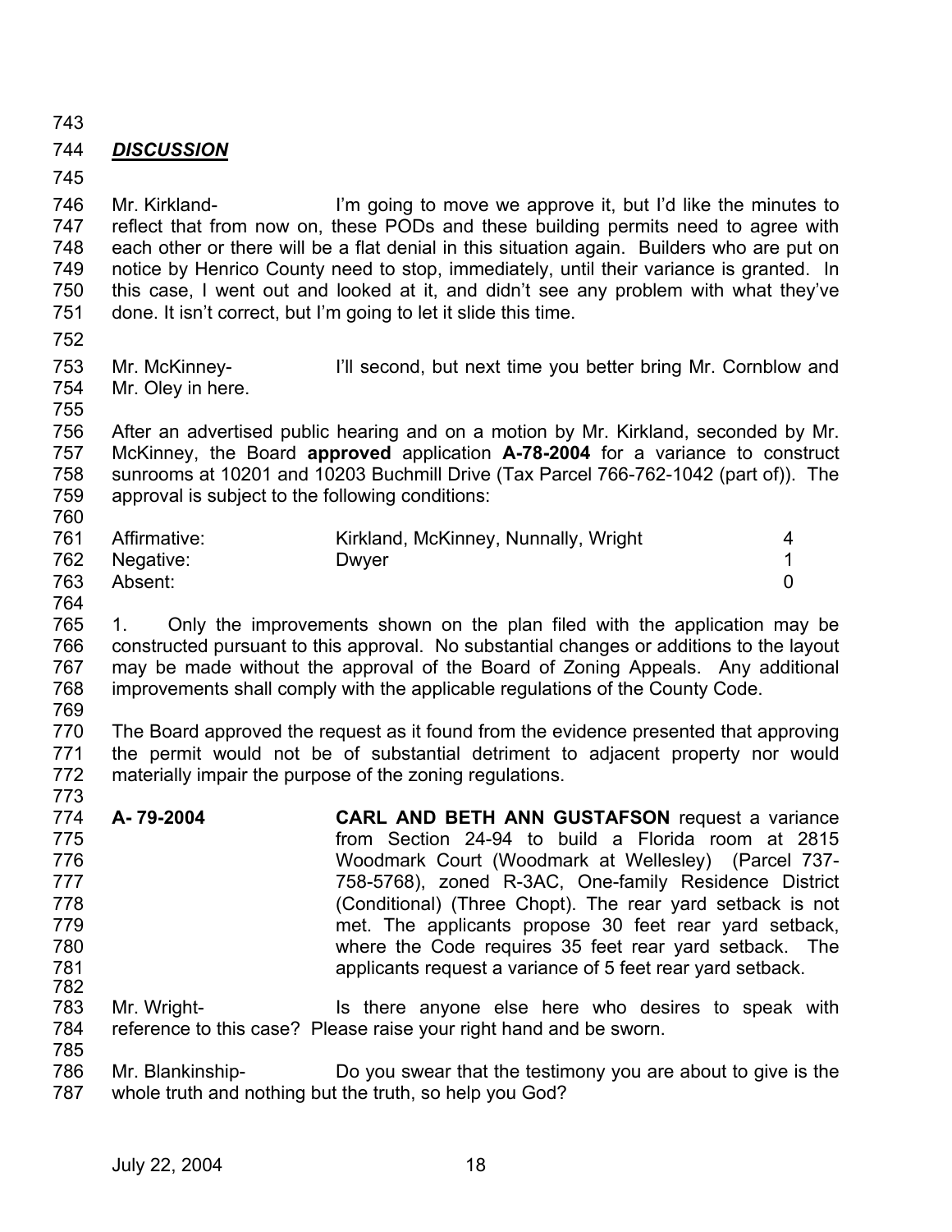***DISCUSSION***

Mr. Kirkland- I'm going to move we approve it, but I'd like the minutes to reflect that from now on, these PODs and these building permits need to agree with each other or there will be a flat denial in this situation again. Builders who are put on notice by Henrico County need to stop, immediately, until their variance is granted. In this case, I went out and looked at it, and didn't see any problem with what they've done. It isn't correct, but I'm going to let it slide this time.

Mr. McKinney- I'll second, but next time you better bring Mr. Cornblow and Mr. Oley in here.

After an advertised public hearing and on a motion by Mr. Kirkland, seconded by Mr. McKinney, the Board **approved** application **A-78-2004** for a variance to construct sunrooms at 10201 and 10203 Buchmill Drive (Tax Parcel 766-762-1042 (part of)). The approval is subject to the following conditions:

| | | |
|---|---|---|
| Affirmative: | Kirkland, McKinney, Nunnally, Wright | 4 |
| Negative: | Dwyer | 1 |
| Absent: | | 0 |

1. Only the improvements shown on the plan filed with the application may be constructed pursuant to this approval. No substantial changes or additions to the layout may be made without the approval of the Board of Zoning Appeals. Any additional improvements shall comply with the applicable regulations of the County Code.

The Board approved the request as it found from the evidence presented that approving the permit would not be of substantial detriment to adjacent property nor would materially impair the purpose of the zoning regulations.

**A- 79-2004** **CARL AND BETH ANN GUSTAFSON** request a variance from Section 24-94 to build a Florida room at 2815 Woodmark Court (Woodmark at Wellesley) (Parcel 737-758-5768), zoned R-3AC, One-family Residence District (Conditional) (Three Chopt). The rear yard setback is not met. The applicants propose 30 feet rear yard setback, where the Code requires 35 feet rear yard setback. The applicants request a variance of 5 feet rear yard setback.

Mr. Wright- Is there anyone else here who desires to speak with reference to this case? Please raise your right hand and be sworn.

Mr. Blankinship- Do you swear that the testimony you are about to give is the whole truth and nothing but the truth, so help you God?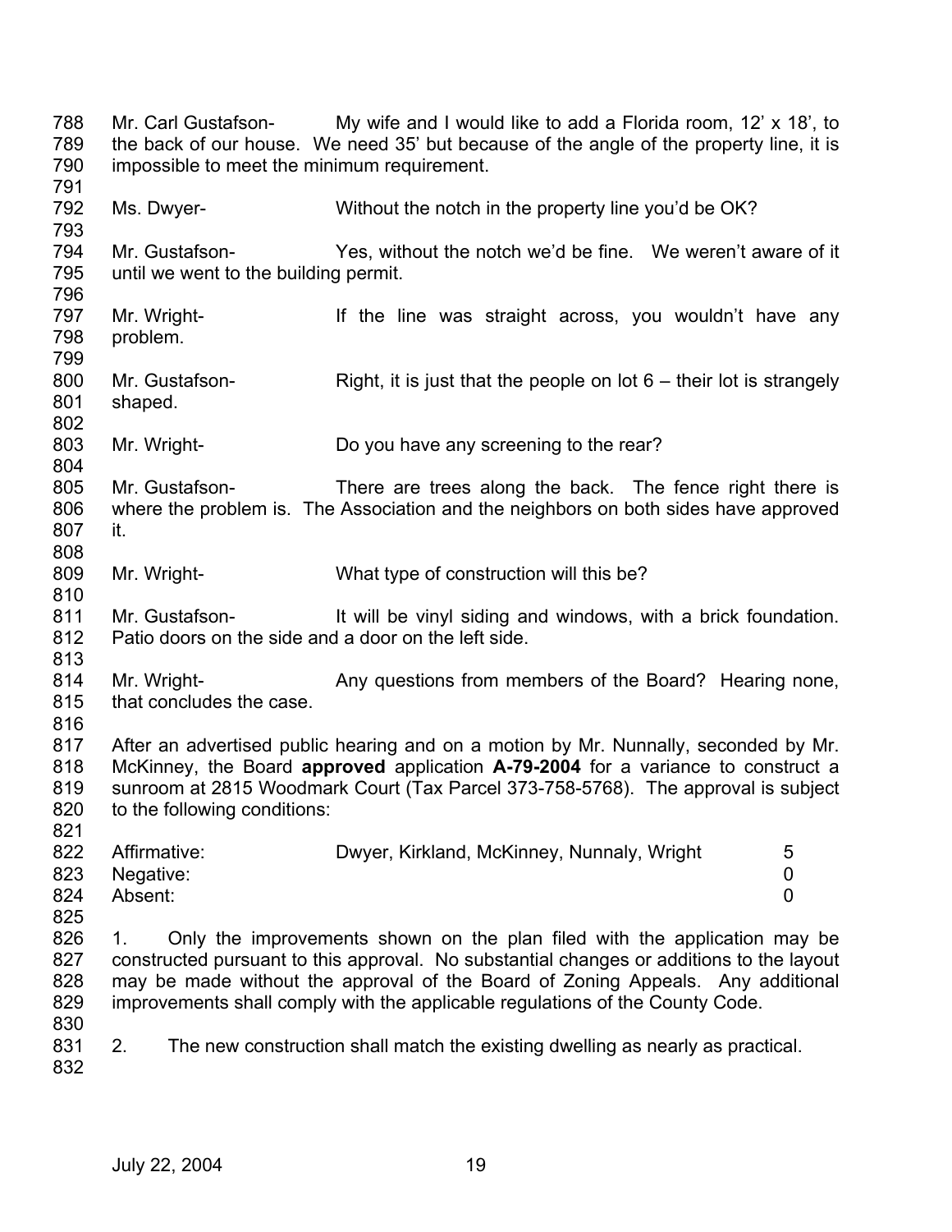Mr. Carl Gustafson- My wife and I would like to add a Florida room, 12' x 18', to the back of our house. We need 35' but because of the angle of the property line, it is impossible to meet the minimum requirement.

Ms. Dwyer- Without the notch in the property line you'd be OK?

Mr. Gustafson- Yes, without the notch we'd be fine. We weren't aware of it until we went to the building permit.

Mr. Wright- If the line was straight across, you wouldn't have any problem.

Mr. Gustafson- Right, it is just that the people on lot 6 – their lot is strangely shaped.

Mr. Wright- Do you have any screening to the rear?

Mr. Gustafson- There are trees along the back. The fence right there is where the problem is. The Association and the neighbors on both sides have approved it.

Mr. Wright- What type of construction will this be?

Mr. Gustafson- It will be vinyl siding and windows, with a brick foundation. Patio doors on the side and a door on the left side.

Mr. Wright- Any questions from members of the Board? Hearing none, that concludes the case.

After an advertised public hearing and on a motion by Mr. Nunnally, seconded by Mr. McKinney, the Board **approved** application **A-79-2004** for a variance to construct a sunroom at 2815 Woodmark Court (Tax Parcel 373-758-5768). The approval is subject to the following conditions:

| | | |
|---|---|---|
| Affirmative: | Dwyer, Kirkland, McKinney, Nunnaly, Wright | 5 |
| Negative: | | 0 |
| Absent: | | 0 |

1. Only the improvements shown on the plan filed with the application may be constructed pursuant to this approval. No substantial changes or additions to the layout may be made without the approval of the Board of Zoning Appeals. Any additional improvements shall comply with the applicable regulations of the County Code.

2. The new construction shall match the existing dwelling as nearly as practical.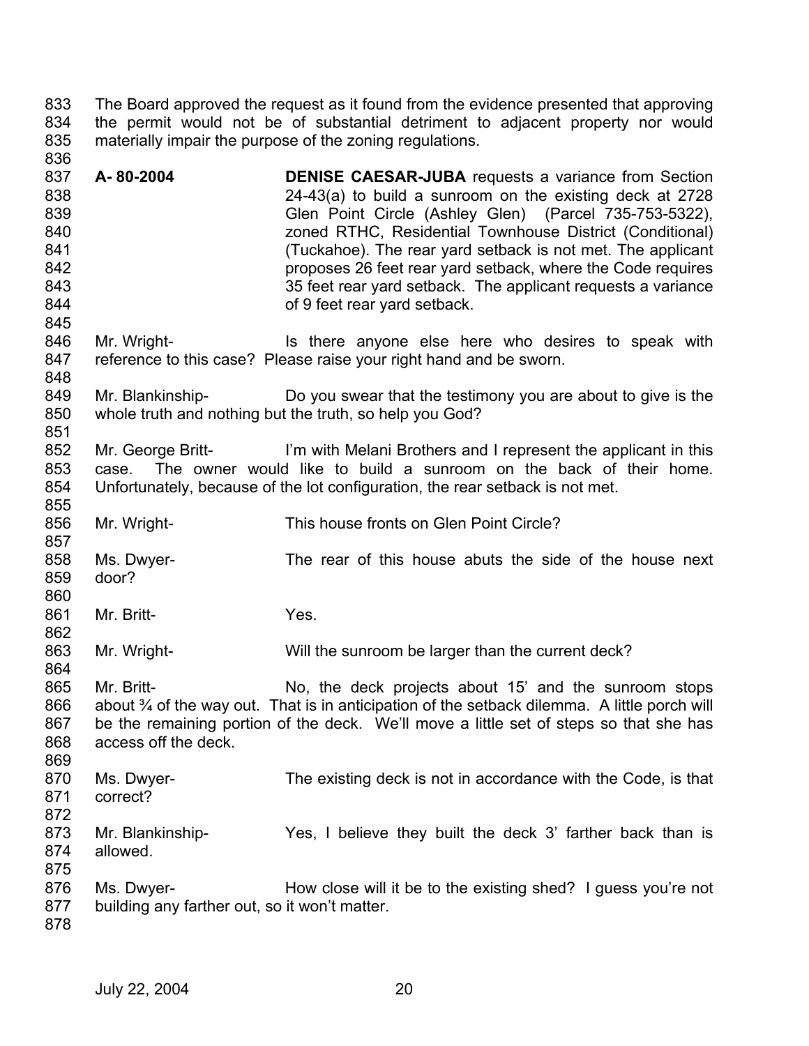The Board approved the request as it found from the evidence presented that approving the permit would not be of substantial detriment to adjacent property nor would materially impair the purpose of the zoning regulations.

**A- 80-2004** **DENISE CAESAR-JUBA** requests a variance from Section 24-43(a) to build a sunroom on the existing deck at 2728 Glen Point Circle (Ashley Glen) (Parcel 735-753-5322), zoned RTHC, Residential Townhouse District (Conditional) (Tuckahoe). The rear yard setback is not met. The applicant proposes 26 feet rear yard setback, where the Code requires 35 feet rear yard setback. The applicant requests a variance of 9 feet rear yard setback.

Mr. Wright- Is there anyone else here who desires to speak with reference to this case? Please raise your right hand and be sworn.

Mr. Blankinship- Do you swear that the testimony you are about to give is the whole truth and nothing but the truth, so help you God?

Mr. George Britt- I'm with Melani Brothers and I represent the applicant in this case. The owner would like to build a sunroom on the back of their home. Unfortunately, because of the lot configuration, the rear setback is not met.

Mr. Wright- This house fronts on Glen Point Circle?

Ms. Dwyer- The rear of this house abuts the side of the house next door?

Mr. Britt- Yes.

Mr. Wright- Will the sunroom be larger than the current deck?

Mr. Britt- No, the deck projects about 15' and the sunroom stops about ¾ of the way out. That is in anticipation of the setback dilemma. A little porch will be the remaining portion of the deck. We'll move a little set of steps so that she has access off the deck.

Ms. Dwyer- The existing deck is not in accordance with the Code, is that correct?

Mr. Blankinship- Yes, I believe they built the deck 3' farther back than is allowed.

Ms. Dwyer- How close will it be to the existing shed? I guess you're not building any farther out, so it won't matter.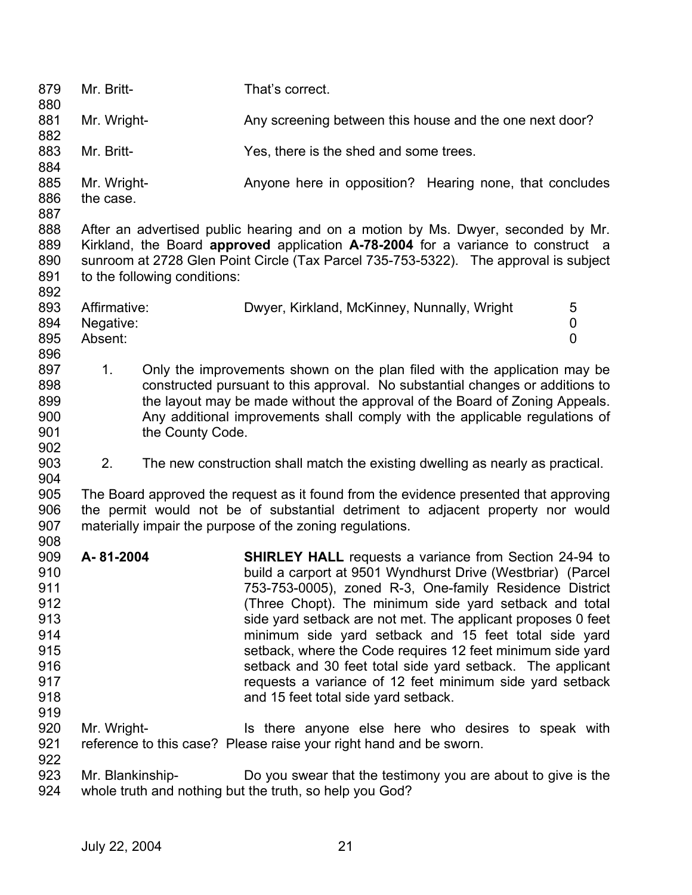Mr. Britt- That's correct.

Mr. Wright- Any screening between this house and the one next door?

Mr. Britt- Yes, there is the shed and some trees.

Mr. Wright- Anyone here in opposition? Hearing none, that concludes the case.

After an advertised public hearing and on a motion by Ms. Dwyer, seconded by Mr. Kirkland, the Board **approved** application **A-78-2004** for a variance to construct a sunroom at 2728 Glen Point Circle (Tax Parcel 735-753-5322). The approval is subject to the following conditions:

| | | |
|---|---|---|
| Affirmative: | Dwyer, Kirkland, McKinney, Nunnally, Wright | 5 |
| Negative: | | 0 |
| Absent: | | 0 |

1. Only the improvements shown on the plan filed with the application may be constructed pursuant to this approval. No substantial changes or additions to the layout may be made without the approval of the Board of Zoning Appeals. Any additional improvements shall comply with the applicable regulations of the County Code.

2. The new construction shall match the existing dwelling as nearly as practical.

The Board approved the request as it found from the evidence presented that approving the permit would not be of substantial detriment to adjacent property nor would materially impair the purpose of the zoning regulations.

**A- 81-2004** **SHIRLEY HALL** requests a variance from Section 24-94 to build a carport at 9501 Wyndhurst Drive (Westbriar) (Parcel 753-753-0005), zoned R-3, One-family Residence District (Three Chopt). The minimum side yard setback and total side yard setback are not met. The applicant proposes 0 feet minimum side yard setback and 15 feet total side yard setback, where the Code requires 12 feet minimum side yard setback and 30 feet total side yard setback. The applicant requests a variance of 12 feet minimum side yard setback and 15 feet total side yard setback.

Mr. Wright- Is there anyone else here who desires to speak with reference to this case? Please raise your right hand and be sworn.

Mr. Blankinship- Do you swear that the testimony you are about to give is the whole truth and nothing but the truth, so help you God?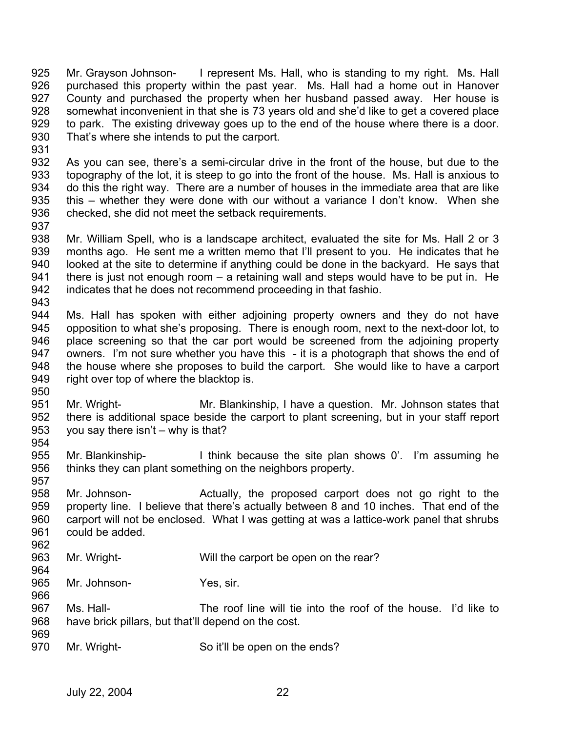925 Mr. Grayson Johnson- I represent Ms. Hall, who is standing to my right. Ms. Hall
926 purchased this property within the past year. Ms. Hall had a home out in Hanover
927 County and purchased the property when her husband passed away. Her house is
928 somewhat inconvenient in that she is 73 years old and she'd like to get a covered place
929 to park. The existing driveway goes up to the end of the house where there is a door.
930 That's where she intends to put the carport.
931
932 As you can see, there's a semi-circular drive in the front of the house, but due to the
933 topography of the lot, it is steep to go into the front of the house. Ms. Hall is anxious to
934 do this the right way. There are a number of houses in the immediate area that are like
935 this – whether they were done with our without a variance I don't know. When she
936 checked, she did not meet the setback requirements.
937
938 Mr. William Spell, who is a landscape architect, evaluated the site for Ms. Hall 2 or 3
939 months ago. He sent me a written memo that I'll present to you. He indicates that he
940 looked at the site to determine if anything could be done in the backyard. He says that
941 there is just not enough room – a retaining wall and steps would have to be put in. He
942 indicates that he does not recommend proceeding in that fashio.
943
944 Ms. Hall has spoken with either adjoining property owners and they do not have
945 opposition to what she's proposing. There is enough room, next to the next-door lot, to
946 place screening so that the car port would be screened from the adjoining property
947 owners. I'm not sure whether you have this - it is a photograph that shows the end of
948 the house where she proposes to build the carport. She would like to have a carport
949 right over top of where the blacktop is.
950
951 Mr. Wright- Mr. Blankinship, I have a question. Mr. Johnson states that
952 there is additional space beside the carport to plant screening, but in your staff report
953 you say there isn't – why is that?
954
955 Mr. Blankinship- I think because the site plan shows 0'. I'm assuming he
956 thinks they can plant something on the neighbors property.
957
958 Mr. Johnson- Actually, the proposed carport does not go right to the
959 property line. I believe that there's actually between 8 and 10 inches. That end of the
960 carport will not be enclosed. What I was getting at was a lattice-work panel that shrubs
961 could be added.
962
963 Mr. Wright- Will the carport be open on the rear?
964
965 Mr. Johnson- Yes, sir.
966
967 Ms. Hall- The roof line will tie into the roof of the house. I'd like to
968 have brick pillars, but that'll depend on the cost.
969
970 Mr. Wright- So it'll be open on the ends?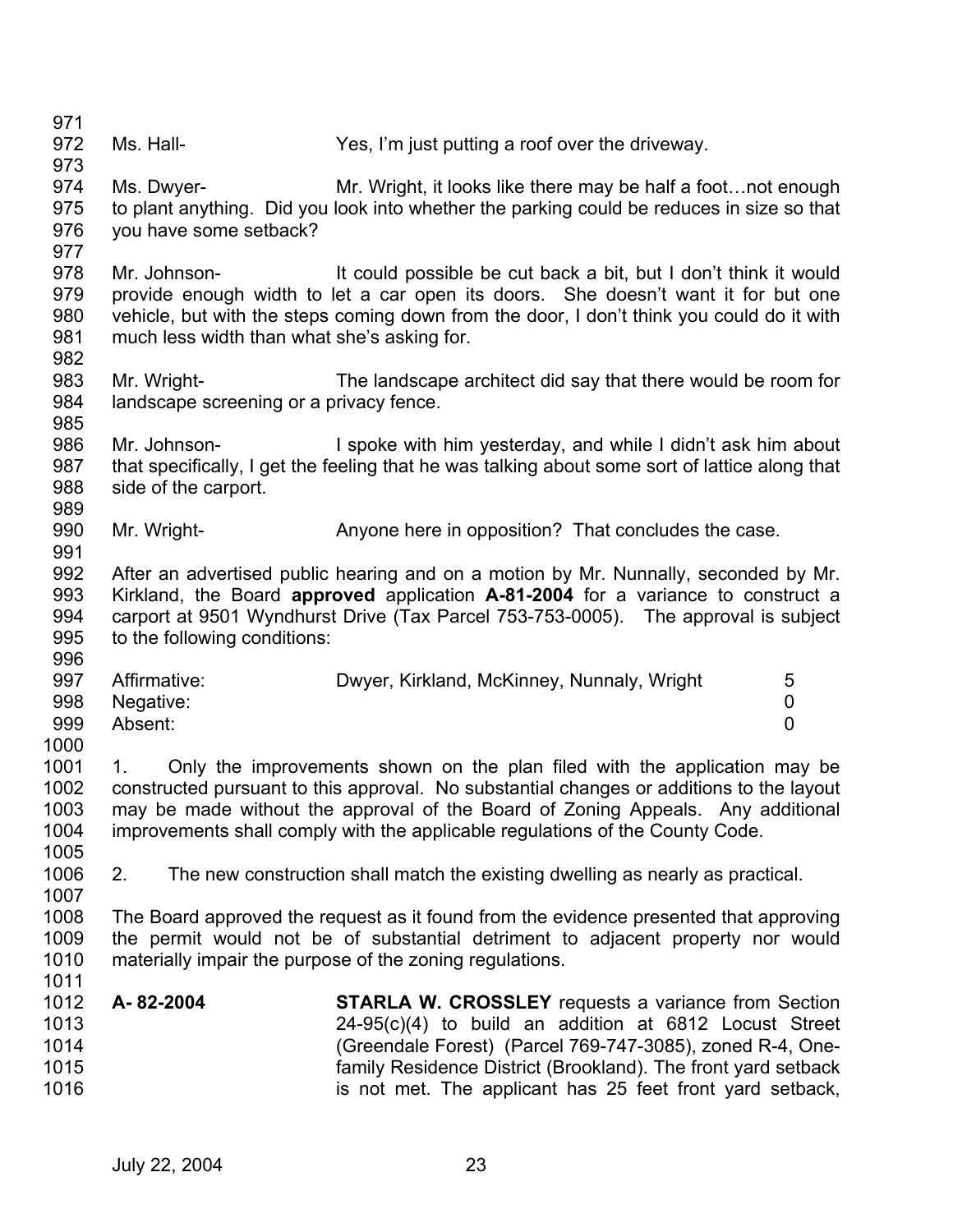Ms. Hall- Yes, I'm just putting a roof over the driveway.

Ms. Dwyer- Mr. Wright, it looks like there may be half a foot…not enough to plant anything. Did you look into whether the parking could be reduces in size so that you have some setback?

Mr. Johnson- It could possible be cut back a bit, but I don't think it would provide enough width to let a car open its doors. She doesn't want it for but one vehicle, but with the steps coming down from the door, I don't think you could do it with much less width than what she's asking for.

Mr. Wright- The landscape architect did say that there would be room for landscape screening or a privacy fence.

Mr. Johnson- I spoke with him yesterday, and while I didn't ask him about that specifically, I get the feeling that he was talking about some sort of lattice along that side of the carport.

Mr. Wright- Anyone here in opposition? That concludes the case.

After an advertised public hearing and on a motion by Mr. Nunnally, seconded by Mr. Kirkland, the Board **approved** application **A-81-2004** for a variance to construct a carport at 9501 Wyndhurst Drive (Tax Parcel 753-753-0005). The approval is subject to the following conditions:

| | | |
|---|---|---|
| Affirmative: | Dwyer, Kirkland, McKinney, Nunnaly, Wright | 5 |
| Negative: | | 0 |
| Absent: | | 0 |

1. Only the improvements shown on the plan filed with the application may be constructed pursuant to this approval. No substantial changes or additions to the layout may be made without the approval of the Board of Zoning Appeals. Any additional improvements shall comply with the applicable regulations of the County Code.

2. The new construction shall match the existing dwelling as nearly as practical.

The Board approved the request as it found from the evidence presented that approving the permit would not be of substantial detriment to adjacent property nor would materially impair the purpose of the zoning regulations.

**A- 82-2004** **STARLA W. CROSSLEY** requests a variance from Section 24-95(c)(4) to build an addition at 6812 Locust Street (Greendale Forest) (Parcel 769-747-3085), zoned R-4, One-family Residence District (Brookland). The front yard setback is not met. The applicant has 25 feet front yard setback,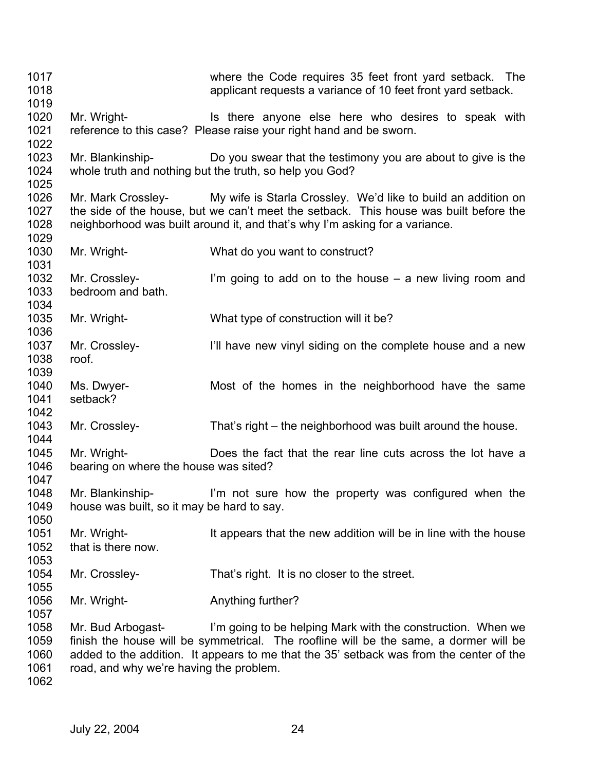where the Code requires 35 feet front yard setback. The applicant requests a variance of 10 feet front yard setback.

Mr. Wright- Is there anyone else here who desires to speak with reference to this case? Please raise your right hand and be sworn.

Mr. Blankinship- Do you swear that the testimony you are about to give is the whole truth and nothing but the truth, so help you God?

Mr. Mark Crossley- My wife is Starla Crossley. We'd like to build an addition on the side of the house, but we can't meet the setback. This house was built before the neighborhood was built around it, and that's why I'm asking for a variance.

Mr. Wright- What do you want to construct?

Mr. Crossley- I'm going to add on to the house – a new living room and bedroom and bath.

Mr. Wright- What type of construction will it be?

Mr. Crossley- I'll have new vinyl siding on the complete house and a new roof.

Ms. Dwyer- Most of the homes in the neighborhood have the same setback?

Mr. Crossley- That's right – the neighborhood was built around the house.

Mr. Wright- Does the fact that the rear line cuts across the lot have a bearing on where the house was sited?

Mr. Blankinship- I'm not sure how the property was configured when the house was built, so it may be hard to say.

Mr. Wright- It appears that the new addition will be in line with the house that is there now.

Mr. Crossley- That's right. It is no closer to the street.

Mr. Wright- Anything further?

Mr. Bud Arbogast- I'm going to be helping Mark with the construction. When we finish the house will be symmetrical. The roofline will be the same, a dormer will be added to the addition. It appears to me that the 35' setback was from the center of the road, and why we're having the problem.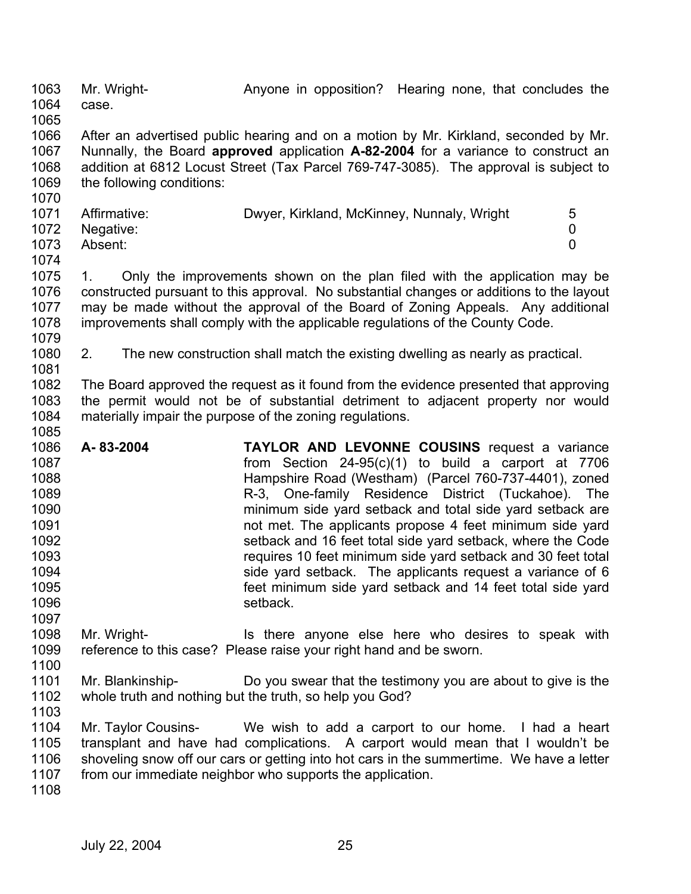Mr. Wright- Anyone in opposition? Hearing none, that concludes the case.

After an advertised public hearing and on a motion by Mr. Kirkland, seconded by Mr. Nunnally, the Board **approved** application **A-82-2004** for a variance to construct an addition at 6812 Locust Street (Tax Parcel 769-747-3085). The approval is subject to the following conditions:

| | | |
|---|---|---|
| Affirmative: | Dwyer, Kirkland, McKinney, Nunnaly, Wright | 5 |
| Negative: | | 0 |
| Absent: | | 0 |

1. Only the improvements shown on the plan filed with the application may be constructed pursuant to this approval. No substantial changes or additions to the layout may be made without the approval of the Board of Zoning Appeals. Any additional improvements shall comply with the applicable regulations of the County Code.

2. The new construction shall match the existing dwelling as nearly as practical.

The Board approved the request as it found from the evidence presented that approving the permit would not be of substantial detriment to adjacent property nor would materially impair the purpose of the zoning regulations.

**A- 83-2004** **TAYLOR AND LEVONNE COUSINS** request a variance from Section 24-95(c)(1) to build a carport at 7706 Hampshire Road (Westham) (Parcel 760-737-4401), zoned R-3, One-family Residence District (Tuckahoe). The minimum side yard setback and total side yard setback are not met. The applicants propose 4 feet minimum side yard setback and 16 feet total side yard setback, where the Code requires 10 feet minimum side yard setback and 30 feet total side yard setback. The applicants request a variance of 6 feet minimum side yard setback and 14 feet total side yard setback.

Mr. Wright- Is there anyone else here who desires to speak with reference to this case? Please raise your right hand and be sworn.

Mr. Blankinship- Do you swear that the testimony you are about to give is the whole truth and nothing but the truth, so help you God?

Mr. Taylor Cousins- We wish to add a carport to our home. I had a heart transplant and have had complications. A carport would mean that I wouldn't be shoveling snow off our cars or getting into hot cars in the summertime. We have a letter from our immediate neighbor who supports the application.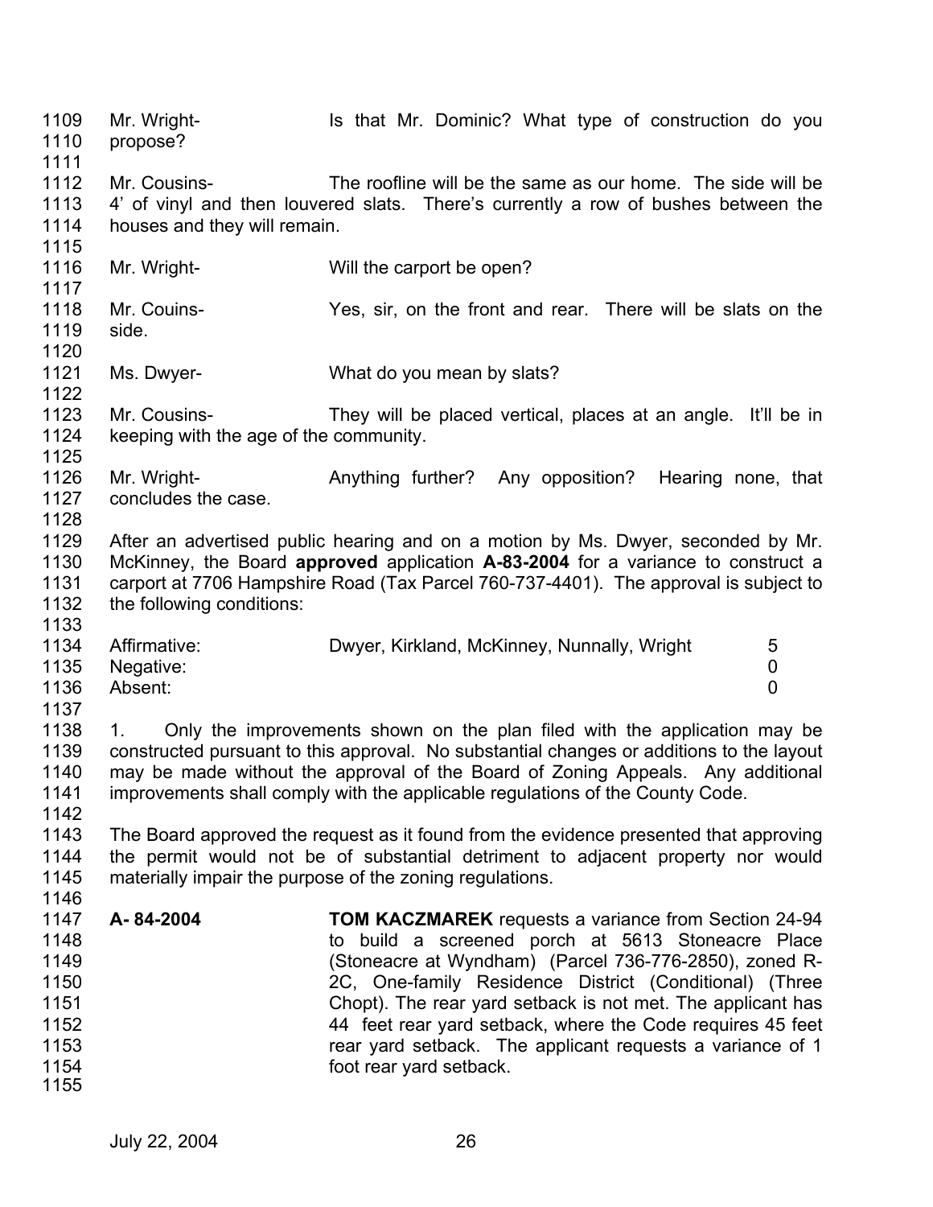Mr. Wright- Is that Mr. Dominic? What type of construction do you propose?

Mr. Cousins- The roofline will be the same as our home. The side will be 4' of vinyl and then louvered slats. There's currently a row of bushes between the houses and they will remain.

Mr. Wright- Will the carport be open?

Mr. Couins- Yes, sir, on the front and rear. There will be slats on the side.

Ms. Dwyer- What do you mean by slats?

Mr. Cousins- They will be placed vertical, places at an angle. It'll be in keeping with the age of the community.

Mr. Wright- Anything further? Any opposition? Hearing none, that concludes the case.

After an advertised public hearing and on a motion by Ms. Dwyer, seconded by Mr. McKinney, the Board **approved** application **A-83-2004** for a variance to construct a carport at 7706 Hampshire Road (Tax Parcel 760-737-4401). The approval is subject to the following conditions:

| | | |
|---|---|---|
| Affirmative: | Dwyer, Kirkland, McKinney, Nunnally, Wright | 5 |
| Negative: | | 0 |
| Absent: | | 0 |

1. Only the improvements shown on the plan filed with the application may be constructed pursuant to this approval. No substantial changes or additions to the layout may be made without the approval of the Board of Zoning Appeals. Any additional improvements shall comply with the applicable regulations of the County Code.

The Board approved the request as it found from the evidence presented that approving the permit would not be of substantial detriment to adjacent property nor would materially impair the purpose of the zoning regulations.

**A- 84-2004** **TOM KACZMAREK** requests a variance from Section 24-94 to build a screened porch at 5613 Stoneacre Place (Stoneacre at Wyndham) (Parcel 736-776-2850), zoned R-2C, One-family Residence District (Conditional) (Three Chopt). The rear yard setback is not met. The applicant has 44 feet rear yard setback, where the Code requires 45 feet rear yard setback. The applicant requests a variance of 1 foot rear yard setback.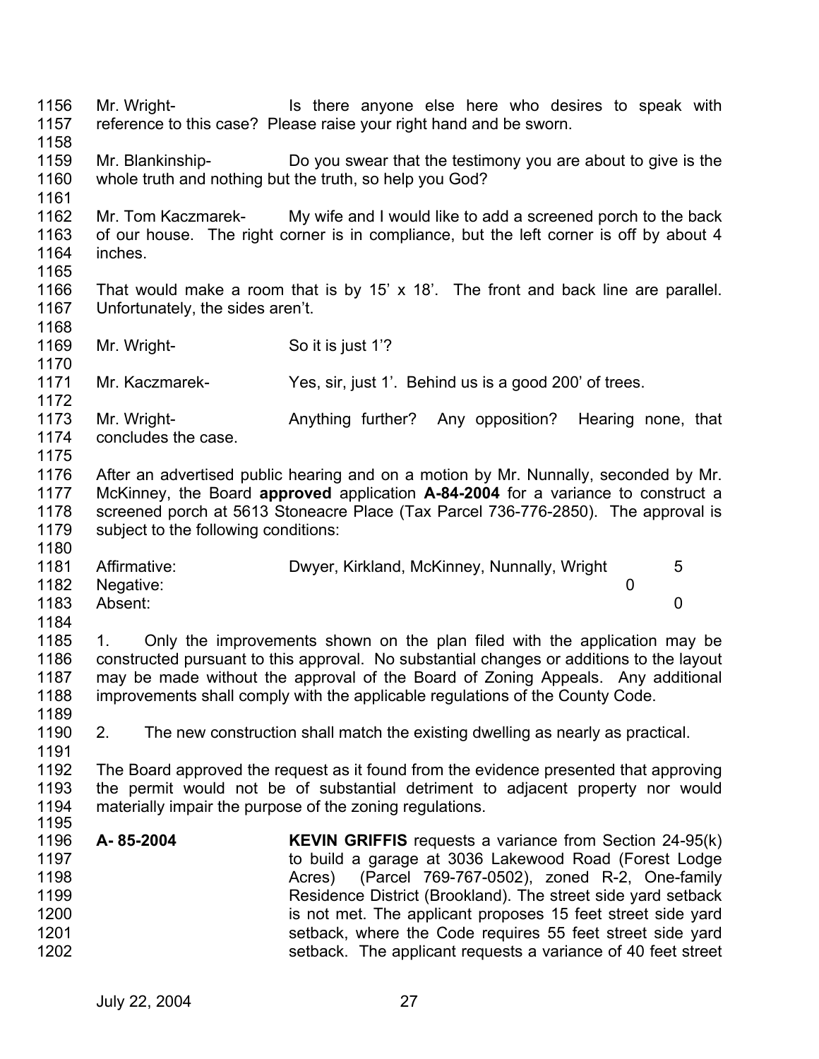Mr. Wright- Is there anyone else here who desires to speak with reference to this case? Please raise your right hand and be sworn.

Mr. Blankinship- Do you swear that the testimony you are about to give is the whole truth and nothing but the truth, so help you God?

Mr. Tom Kaczmarek- My wife and I would like to add a screened porch to the back of our house. The right corner is in compliance, but the left corner is off by about 4 inches.

That would make a room that is by 15' x 18'. The front and back line are parallel. Unfortunately, the sides aren't.

Mr. Wright- So it is just 1'?

Mr. Kaczmarek- Yes, sir, just 1'. Behind us is a good 200' of trees.

Mr. Wright- Anything further? Any opposition? Hearing none, that concludes the case.

After an advertised public hearing and on a motion by Mr. Nunnally, seconded by Mr. McKinney, the Board **approved** application **A-84-2004** for a variance to construct a screened porch at 5613 Stoneacre Place (Tax Parcel 736-776-2850). The approval is subject to the following conditions:

| | | |
|---|---|---|
| Affirmative: | Dwyer, Kirkland, McKinney, Nunnally, Wright | 5 |
| Negative: | | 0 |
| Absent: | | 0 |

1. Only the improvements shown on the plan filed with the application may be constructed pursuant to this approval. No substantial changes or additions to the layout may be made without the approval of the Board of Zoning Appeals. Any additional improvements shall comply with the applicable regulations of the County Code.

2. The new construction shall match the existing dwelling as nearly as practical.

The Board approved the request as it found from the evidence presented that approving the permit would not be of substantial detriment to adjacent property nor would materially impair the purpose of the zoning regulations.

**A- 85-2004** **KEVIN GRIFFIS** requests a variance from Section 24-95(k) to build a garage at 3036 Lakewood Road (Forest Lodge Acres) (Parcel 769-767-0502), zoned R-2, One-family Residence District (Brookland). The street side yard setback is not met. The applicant proposes 15 feet street side yard setback, where the Code requires 55 feet street side yard setback. The applicant requests a variance of 40 feet street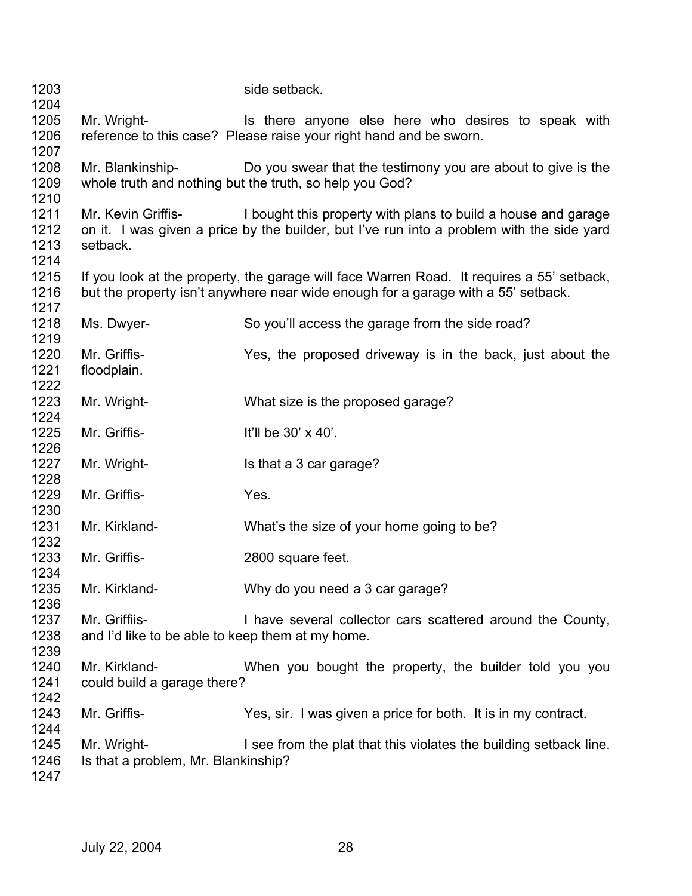1203 side setback.

1204

1205 Mr. Wright- Is there anyone else here who desires to speak with
1206 reference to this case? Please raise your right hand and be sworn.

1207

1208 Mr. Blankinship- Do you swear that the testimony you are about to give is the
1209 whole truth and nothing but the truth, so help you God?

1210

1211 Mr. Kevin Griffis- I bought this property with plans to build a house and garage
1212 on it. I was given a price by the builder, but I've run into a problem with the side yard
1213 setback.

1214

1215 If you look at the property, the garage will face Warren Road. It requires a 55' setback,
1216 but the property isn't anywhere near wide enough for a garage with a 55' setback.

1217

1218 Ms. Dwyer- So you'll access the garage from the side road?

1219

1220 Mr. Griffis- Yes, the proposed driveway is in the back, just about the
1221 floodplain.

1222

1223 Mr. Wright- What size is the proposed garage?

1224

1225 Mr. Griffis- It'll be 30' x 40'.

1226

1227 Mr. Wright- Is that a 3 car garage?

1228

1229 Mr. Griffis- Yes.

1230

1231 Mr. Kirkland- What's the size of your home going to be?

1232

1233 Mr. Griffis- 2800 square feet.

1234

1235 Mr. Kirkland- Why do you need a 3 car garage?

1236

1237 Mr. Griffiis- I have several collector cars scattered around the County,
1238 and I'd like to be able to keep them at my home.

1239

1240 Mr. Kirkland- When you bought the property, the builder told you you
1241 could build a garage there?

1242

1243 Mr. Griffis- Yes, sir. I was given a price for both. It is in my contract.

1244

1245 Mr. Wright- I see from the plat that this violates the building setback line.
1246 Is that a problem, Mr. Blankinship?

1247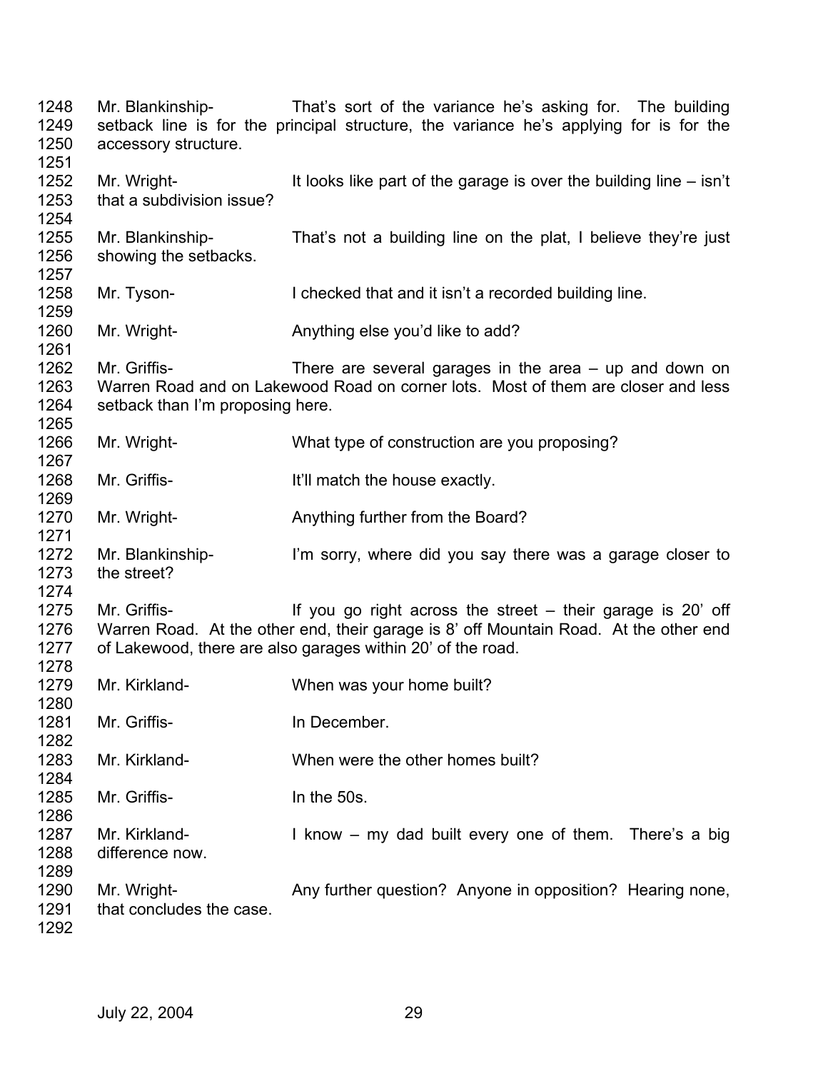1248 Mr. Blankinship- That's sort of the variance he's asking for. The building
1249 setback line is for the principal structure, the variance he's applying for is for the
1250 accessory structure.
1251
1252 Mr. Wright- It looks like part of the garage is over the building line – isn't
1253 that a subdivision issue?
1254
1255 Mr. Blankinship- That's not a building line on the plat, I believe they're just
1256 showing the setbacks.
1257
1258 Mr. Tyson- I checked that and it isn't a recorded building line.
1259
1260 Mr. Wright- Anything else you'd like to add?
1261
1262 Mr. Griffis- There are several garages in the area – up and down on
1263 Warren Road and on Lakewood Road on corner lots. Most of them are closer and less
1264 setback than I'm proposing here.
1265
1266 Mr. Wright- What type of construction are you proposing?
1267
1268 Mr. Griffis- It'll match the house exactly.
1269
1270 Mr. Wright- Anything further from the Board?
1271
1272 Mr. Blankinship- I'm sorry, where did you say there was a garage closer to
1273 the street?
1274
1275 Mr. Griffis- If you go right across the street – their garage is 20' off
1276 Warren Road. At the other end, their garage is 8' off Mountain Road. At the other end
1277 of Lakewood, there are also garages within 20' of the road.
1278
1279 Mr. Kirkland- When was your home built?
1280
1281 Mr. Griffis- In December.
1282
1283 Mr. Kirkland- When were the other homes built?
1284
1285 Mr. Griffis- In the 50s.
1286
1287 Mr. Kirkland- I know – my dad built every one of them. There's a big
1288 difference now.
1289
1290 Mr. Wright- Any further question? Anyone in opposition? Hearing none,
1291 that concludes the case.
1292

July 22, 2004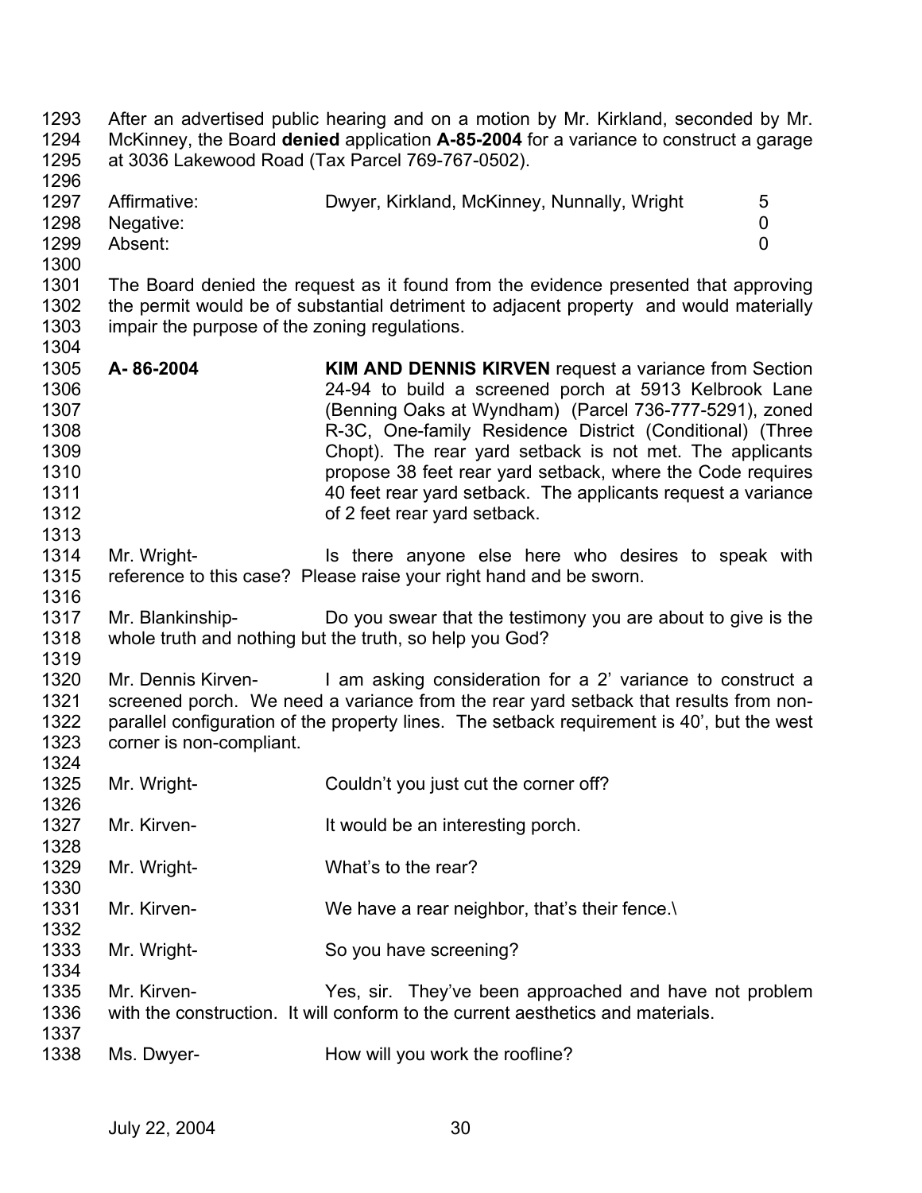After an advertised public hearing and on a motion by Mr. Kirkland, seconded by Mr. McKinney, the Board **denied** application **A-85-2004** for a variance to construct a garage at 3036 Lakewood Road (Tax Parcel 769-767-0502).

| | | |
|---|---|---|
| Affirmative: | Dwyer, Kirkland, McKinney, Nunnally, Wright | 5 |
| Negative: | | 0 |
| Absent: | | 0 |

The Board denied the request as it found from the evidence presented that approving the permit would be of substantial detriment to adjacent property and would materially impair the purpose of the zoning regulations.

**A- 86-2004** **KIM AND DENNIS KIRVEN** request a variance from Section 24-94 to build a screened porch at 5913 Kelbrook Lane (Benning Oaks at Wyndham) (Parcel 736-777-5291), zoned R-3C, One-family Residence District (Conditional) (Three Chopt). The rear yard setback is not met. The applicants propose 38 feet rear yard setback, where the Code requires 40 feet rear yard setback. The applicants request a variance of 2 feet rear yard setback.

Mr. Wright- Is there anyone else here who desires to speak with reference to this case? Please raise your right hand and be sworn.

Mr. Blankinship- Do you swear that the testimony you are about to give is the whole truth and nothing but the truth, so help you God?

Mr. Dennis Kirven- I am asking consideration for a 2' variance to construct a screened porch. We need a variance from the rear yard setback that results from non-parallel configuration of the property lines. The setback requirement is 40', but the west corner is non-compliant.

Mr. Wright- Couldn't you just cut the corner off?

Mr. Kirven- It would be an interesting porch.

Mr. Wright- What's to the rear?

Mr. Kirven- We have a rear neighbor, that's their fence.\

Mr. Wright- So you have screening?

Mr. Kirven- Yes, sir. They've been approached and have not problem with the construction. It will conform to the current aesthetics and materials.

Ms. Dwyer- How will you work the roofline?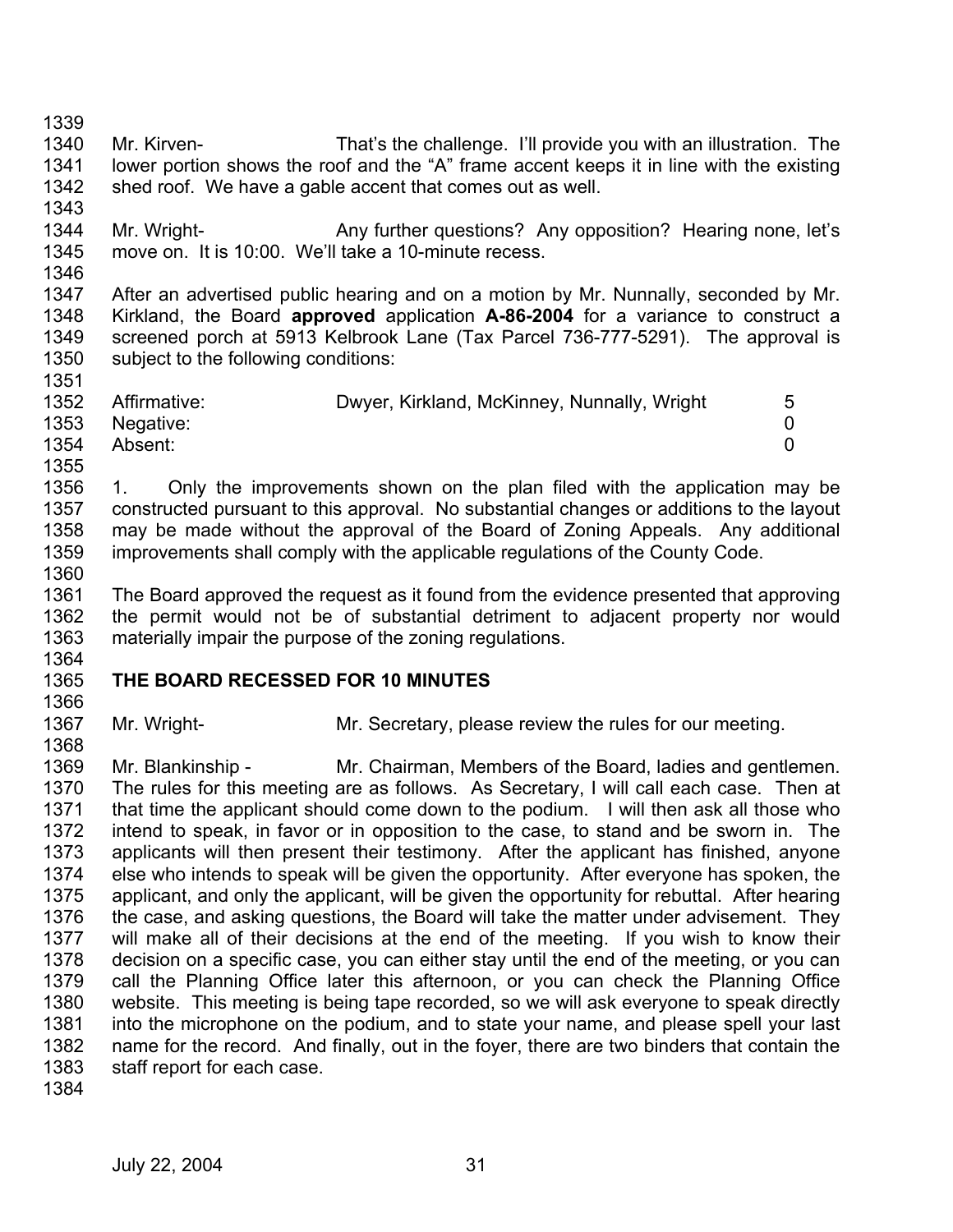Mr. Kirven- That's the challenge. I'll provide you with an illustration. The lower portion shows the roof and the "A" frame accent keeps it in line with the existing shed roof. We have a gable accent that comes out as well.

Mr. Wright- Any further questions? Any opposition? Hearing none, let's move on. It is 10:00. We'll take a 10-minute recess.

After an advertised public hearing and on a motion by Mr. Nunnally, seconded by Mr. Kirkland, the Board **approved** application **A-86-2004** for a variance to construct a screened porch at 5913 Kelbrook Lane (Tax Parcel 736-777-5291). The approval is subject to the following conditions:

| | | |
|---|---|---|
| Affirmative: | Dwyer, Kirkland, McKinney, Nunnally, Wright | 5 |
| Negative: | | 0 |
| Absent: | | 0 |

1. Only the improvements shown on the plan filed with the application may be constructed pursuant to this approval. No substantial changes or additions to the layout may be made without the approval of the Board of Zoning Appeals. Any additional improvements shall comply with the applicable regulations of the County Code.

The Board approved the request as it found from the evidence presented that approving the permit would not be of substantial detriment to adjacent property nor would materially impair the purpose of the zoning regulations.

**THE BOARD RECESSED FOR 10 MINUTES**

Mr. Wright- Mr. Secretary, please review the rules for our meeting.

Mr. Blankinship - Mr. Chairman, Members of the Board, ladies and gentlemen. The rules for this meeting are as follows. As Secretary, I will call each case. Then at that time the applicant should come down to the podium. I will then ask all those who intend to speak, in favor or in opposition to the case, to stand and be sworn in. The applicants will then present their testimony. After the applicant has finished, anyone else who intends to speak will be given the opportunity. After everyone has spoken, the applicant, and only the applicant, will be given the opportunity for rebuttal. After hearing the case, and asking questions, the Board will take the matter under advisement. They will make all of their decisions at the end of the meeting. If you wish to know their decision on a specific case, you can either stay until the end of the meeting, or you can call the Planning Office later this afternoon, or you can check the Planning Office website. This meeting is being tape recorded, so we will ask everyone to speak directly into the microphone on the podium, and to state your name, and please spell your last name for the record. And finally, out in the foyer, there are two binders that contain the staff report for each case.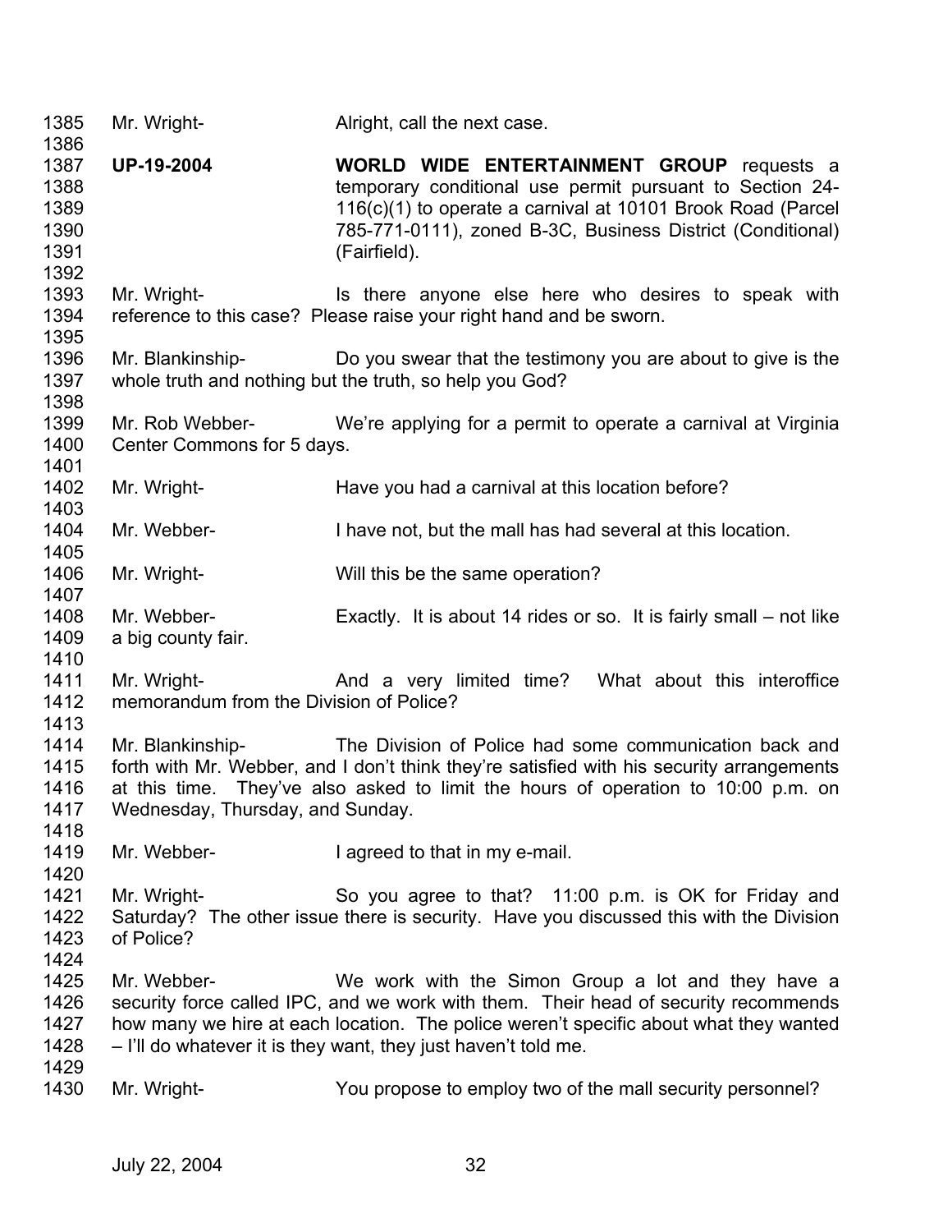1385 Mr. Wright- Alright, call the next case.

1386

1387 **UP-19-2004** **WORLD WIDE ENTERTAINMENT GROUP** requests a
1388 temporary conditional use permit pursuant to Section 24-
1389 116(c)(1) to operate a carnival at 10101 Brook Road (Parcel
1390 785-771-0111), zoned B-3C, Business District (Conditional)
1391 (Fairfield).

1392

1393 Mr. Wright- Is there anyone else here who desires to speak with
1394 reference to this case? Please raise your right hand and be sworn.

1395

1396 Mr. Blankinship- Do you swear that the testimony you are about to give is the
1397 whole truth and nothing but the truth, so help you God?

1398

1399 Mr. Rob Webber- We're applying for a permit to operate a carnival at Virginia
1400 Center Commons for 5 days.

1401

1402 Mr. Wright- Have you had a carnival at this location before?

1403

1404 Mr. Webber- I have not, but the mall has had several at this location.

1405

1406 Mr. Wright- Will this be the same operation?

1407

1408 Mr. Webber- Exactly. It is about 14 rides or so. It is fairly small – not like
1409 a big county fair.

1410

1411 Mr. Wright- And a very limited time? What about this interoffice
1412 memorandum from the Division of Police?

1413

1414 Mr. Blankinship- The Division of Police had some communication back and
1415 forth with Mr. Webber, and I don't think they're satisfied with his security arrangements
1416 at this time. They've also asked to limit the hours of operation to 10:00 p.m. on
1417 Wednesday, Thursday, and Sunday.

1418

1419 Mr. Webber- I agreed to that in my e-mail.

1420

1421 Mr. Wright- So you agree to that? 11:00 p.m. is OK for Friday and
1422 Saturday? The other issue there is security. Have you discussed this with the Division
1423 of Police?

1424

1425 Mr. Webber- We work with the Simon Group a lot and they have a
1426 security force called IPC, and we work with them. Their head of security recommends
1427 how many we hire at each location. The police weren't specific about what they wanted
1428 – I'll do whatever it is they want, they just haven't told me.

1429

1430 Mr. Wright- You propose to employ two of the mall security personnel?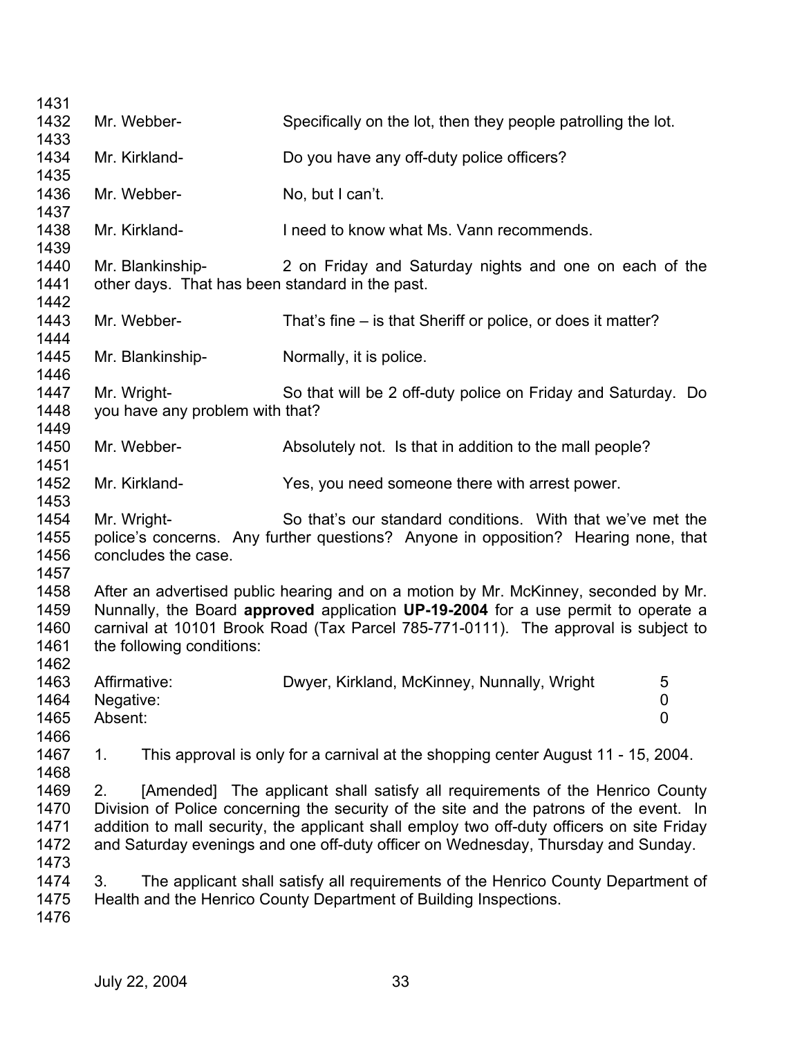Mr. Webber- Specifically on the lot, then they people patrolling the lot.

Mr. Kirkland- Do you have any off-duty police officers?

Mr. Webber- No, but I can't.

Mr. Kirkland- I need to know what Ms. Vann recommends.

Mr. Blankinship- 2 on Friday and Saturday nights and one on each of the other days. That has been standard in the past.

Mr. Webber- That's fine – is that Sheriff or police, or does it matter?

Mr. Blankinship- Normally, it is police.

Mr. Wright- So that will be 2 off-duty police on Friday and Saturday. Do you have any problem with that?

Mr. Webber- Absolutely not. Is that in addition to the mall people?

Mr. Kirkland- Yes, you need someone there with arrest power.

Mr. Wright- So that's our standard conditions. With that we've met the police's concerns. Any further questions? Anyone in opposition? Hearing none, that concludes the case.

After an advertised public hearing and on a motion by Mr. McKinney, seconded by Mr. Nunnally, the Board **approved** application **UP-19-2004** for a use permit to operate a carnival at 10101 Brook Road (Tax Parcel 785-771-0111). The approval is subject to the following conditions:

| | | |
|---|---|---|
| Affirmative: | Dwyer, Kirkland, McKinney, Nunnally, Wright | 5 |
| Negative: | | 0 |
| Absent: | | 0 |

1. This approval is only for a carnival at the shopping center August 11 - 15, 2004.

2. [Amended] The applicant shall satisfy all requirements of the Henrico County Division of Police concerning the security of the site and the patrons of the event. In addition to mall security, the applicant shall employ two off-duty officers on site Friday and Saturday evenings and one off-duty officer on Wednesday, Thursday and Sunday.

3. The applicant shall satisfy all requirements of the Henrico County Department of Health and the Henrico County Department of Building Inspections.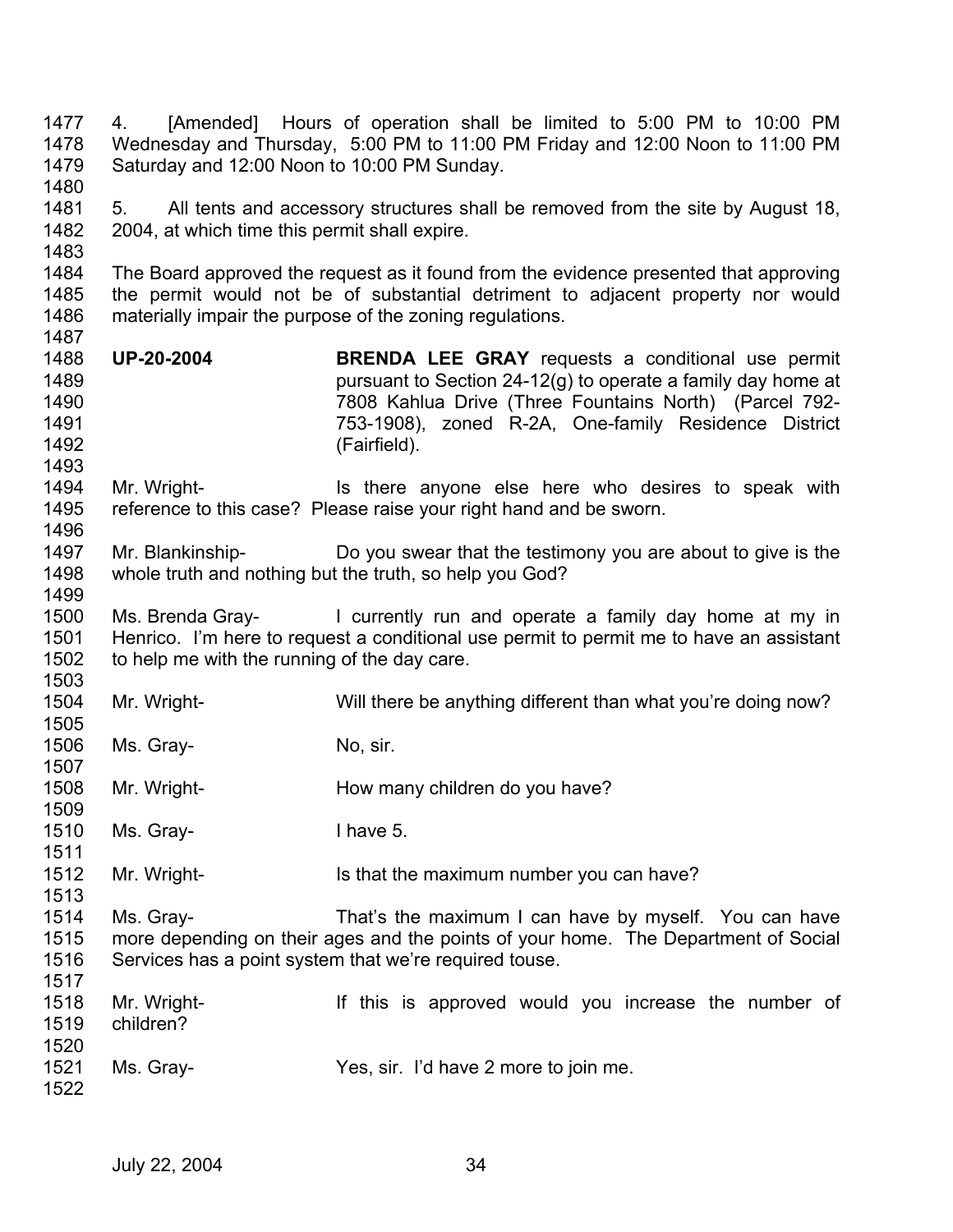4. [Amended] Hours of operation shall be limited to 5:00 PM to 10:00 PM Wednesday and Thursday, 5:00 PM to 11:00 PM Friday and 12:00 Noon to 11:00 PM Saturday and 12:00 Noon to 10:00 PM Sunday.

5. All tents and accessory structures shall be removed from the site by August 18, 2004, at which time this permit shall expire.

The Board approved the request as it found from the evidence presented that approving the permit would not be of substantial detriment to adjacent property nor would materially impair the purpose of the zoning regulations.

**UP-20-2004** **BRENDA LEE GRAY** requests a conditional use permit pursuant to Section 24-12(g) to operate a family day home at 7808 Kahlua Drive (Three Fountains North) (Parcel 792-753-1908), zoned R-2A, One-family Residence District (Fairfield).

Mr. Wright- Is there anyone else here who desires to speak with reference to this case? Please raise your right hand and be sworn.

Mr. Blankinship- Do you swear that the testimony you are about to give is the whole truth and nothing but the truth, so help you God?

Ms. Brenda Gray- I currently run and operate a family day home at my in Henrico. I'm here to request a conditional use permit to permit me to have an assistant to help me with the running of the day care.

Mr. Wright- Will there be anything different than what you're doing now?

Ms. Gray- No, sir.

Mr. Wright- How many children do you have?

Ms. Gray- I have 5.

Mr. Wright- Is that the maximum number you can have?

Ms. Gray- That's the maximum I can have by myself. You can have more depending on their ages and the points of your home. The Department of Social Services has a point system that we're required touse.

Mr. Wright- If this is approved would you increase the number of children?

Ms. Gray- Yes, sir. I'd have 2 more to join me.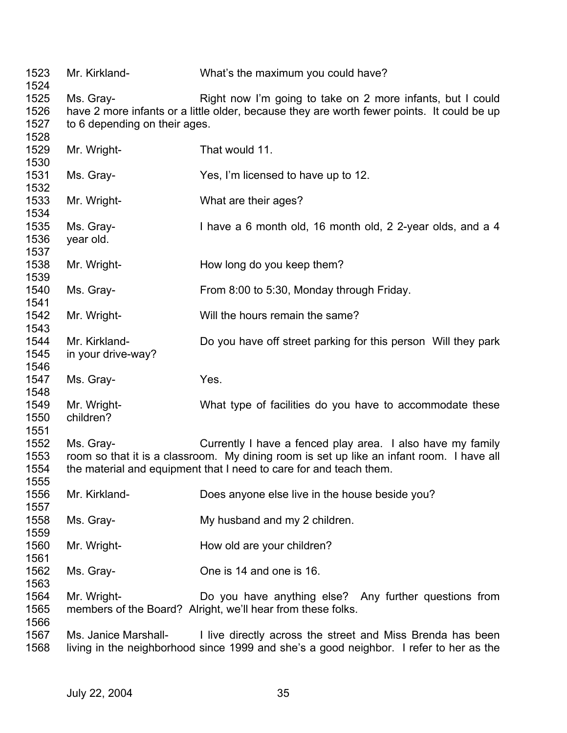1523 Mr. Kirkland- What's the maximum you could have?

1525 Ms. Gray- Right now I'm going to take on 2 more infants, but I could
1526 have 2 more infants or a little older, because they are worth fewer points. It could be up
1527 to 6 depending on their ages.

1529 Mr. Wright- That would 11.

1531 Ms. Gray- Yes, I'm licensed to have up to 12.

1533 Mr. Wright- What are their ages?

1535 Ms. Gray- I have a 6 month old, 16 month old, 2 2-year olds, and a 4
1536 year old.

1538 Mr. Wright- How long do you keep them?

1540 Ms. Gray- From 8:00 to 5:30, Monday through Friday.

1542 Mr. Wright- Will the hours remain the same?

1544 Mr. Kirkland- Do you have off street parking for this person Will they park
1545 in your drive-way?

1547 Ms. Gray- Yes.

1549 Mr. Wright- What type of facilities do you have to accommodate these
1550 children?

1552 Ms. Gray- Currently I have a fenced play area. I also have my family
1553 room so that it is a classroom. My dining room is set up like an infant room. I have all
1554 the material and equipment that I need to care for and teach them.

1556 Mr. Kirkland- Does anyone else live in the house beside you?

1558 Ms. Gray- My husband and my 2 children.

1560 Mr. Wright- How old are your children?

1562 Ms. Gray- One is 14 and one is 16.

1564 Mr. Wright- Do you have anything else? Any further questions from
1565 members of the Board? Alright, we'll hear from these folks.

1567 Ms. Janice Marshall- I live directly across the street and Miss Brenda has been
1568 living in the neighborhood since 1999 and she's a good neighbor. I refer to her as the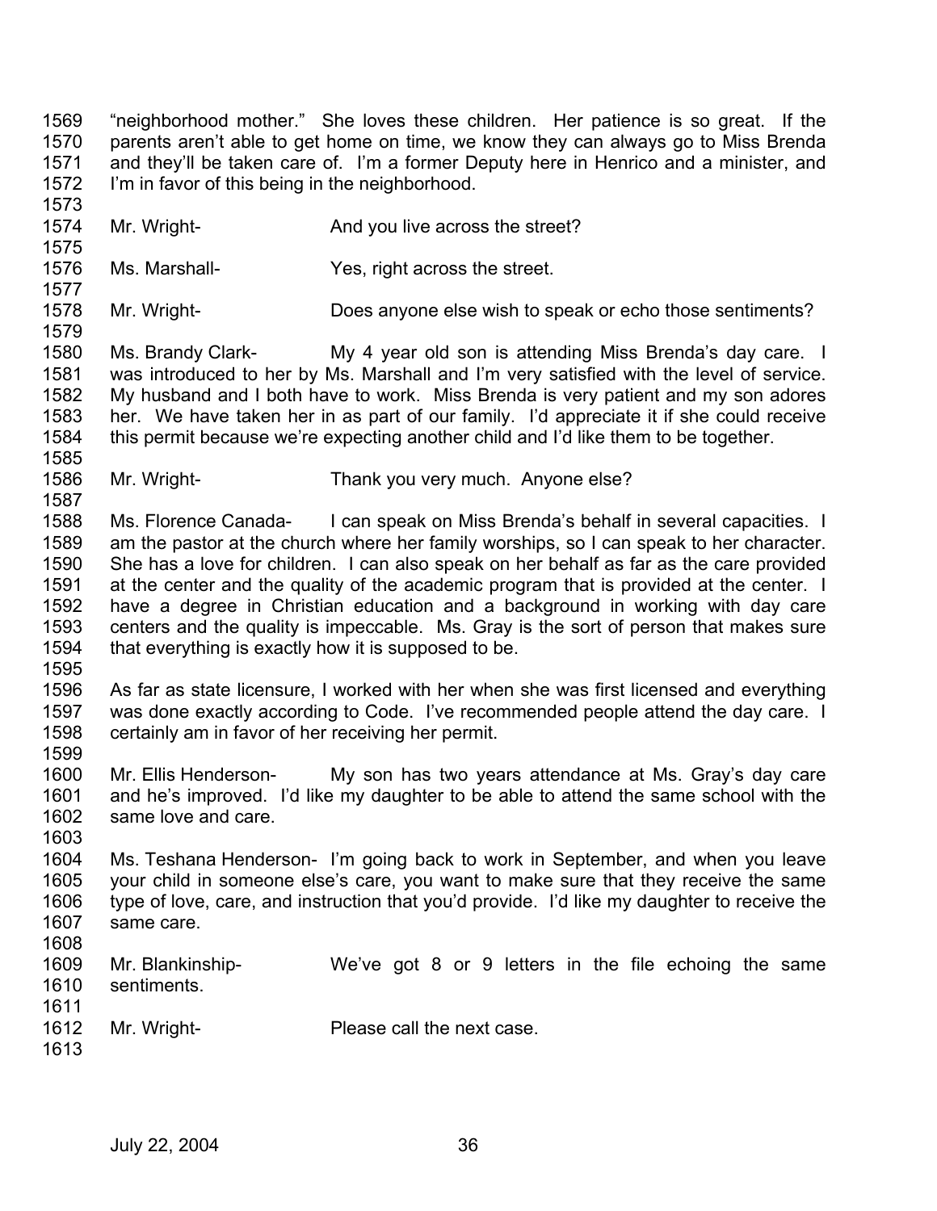"neighborhood mother." She loves these children. Her patience is so great. If the parents aren't able to get home on time, we know they can always go to Miss Brenda and they'll be taken care of. I'm a former Deputy here in Henrico and a minister, and I'm in favor of this being in the neighborhood.

Mr. Wright- And you live across the street?

Ms. Marshall- Yes, right across the street.

Mr. Wright- Does anyone else wish to speak or echo those sentiments?

Ms. Brandy Clark- My 4 year old son is attending Miss Brenda's day care. I was introduced to her by Ms. Marshall and I'm very satisfied with the level of service. My husband and I both have to work. Miss Brenda is very patient and my son adores her. We have taken her in as part of our family. I'd appreciate it if she could receive this permit because we're expecting another child and I'd like them to be together.

Mr. Wright- Thank you very much. Anyone else?

Ms. Florence Canada- I can speak on Miss Brenda's behalf in several capacities. I am the pastor at the church where her family worships, so I can speak to her character. She has a love for children. I can also speak on her behalf as far as the care provided at the center and the quality of the academic program that is provided at the center. I have a degree in Christian education and a background in working with day care centers and the quality is impeccable. Ms. Gray is the sort of person that makes sure that everything is exactly how it is supposed to be.

As far as state licensure, I worked with her when she was first licensed and everything was done exactly according to Code. I've recommended people attend the day care. I certainly am in favor of her receiving her permit.

Mr. Ellis Henderson- My son has two years attendance at Ms. Gray's day care and he's improved. I'd like my daughter to be able to attend the same school with the same love and care.

Ms. Teshana Henderson- I'm going back to work in September, and when you leave your child in someone else's care, you want to make sure that they receive the same type of love, care, and instruction that you'd provide. I'd like my daughter to receive the same care.

Mr. Blankinship- We've got 8 or 9 letters in the file echoing the same sentiments.

Mr. Wright- Please call the next case.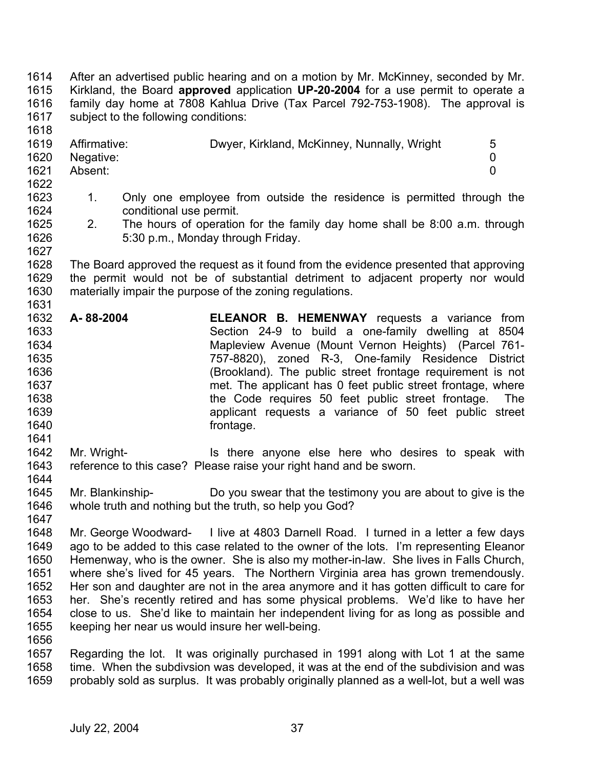After an advertised public hearing and on a motion by Mr. McKinney, seconded by Mr. Kirkland, the Board **approved** application **UP-20-2004** for a use permit to operate a family day home at 7808 Kahlua Drive (Tax Parcel 792-753-1908). The approval is subject to the following conditions:

| | | |
|---|---|---|
| Affirmative: | Dwyer, Kirkland, McKinney, Nunnally, Wright | 5 |
| Negative: | | 0 |
| Absent: | | 0 |

1. Only one employee from outside the residence is permitted through the conditional use permit.
2. The hours of operation for the family day home shall be 8:00 a.m. through 5:30 p.m., Monday through Friday.

The Board approved the request as it found from the evidence presented that approving the permit would not be of substantial detriment to adjacent property nor would materially impair the purpose of the zoning regulations.

**A- 88-2004** **ELEANOR B. HEMENWAY** requests a variance from Section 24-9 to build a one-family dwelling at 8504 Mapleview Avenue (Mount Vernon Heights) (Parcel 761-757-8820), zoned R-3, One-family Residence District (Brookland). The public street frontage requirement is not met. The applicant has 0 feet public street frontage, where the Code requires 50 feet public street frontage. The applicant requests a variance of 50 feet public street frontage.

Mr. Wright- Is there anyone else here who desires to speak with reference to this case? Please raise your right hand and be sworn.

Mr. Blankinship- Do you swear that the testimony you are about to give is the whole truth and nothing but the truth, so help you God?

Mr. George Woodward- I live at 4803 Darnell Road. I turned in a letter a few days ago to be added to this case related to the owner of the lots. I'm representing Eleanor Hemenway, who is the owner. She is also my mother-in-law. She lives in Falls Church, where she's lived for 45 years. The Northern Virginia area has grown tremendously. Her son and daughter are not in the area anymore and it has gotten difficult to care for her. She's recently retired and has some physical problems. We'd like to have her close to us. She'd like to maintain her independent living for as long as possible and keeping her near us would insure her well-being.

Regarding the lot. It was originally purchased in 1991 along with Lot 1 at the same time. When the subdivsion was developed, it was at the end of the subdivision and was probably sold as surplus. It was probably originally planned as a well-lot, but a well was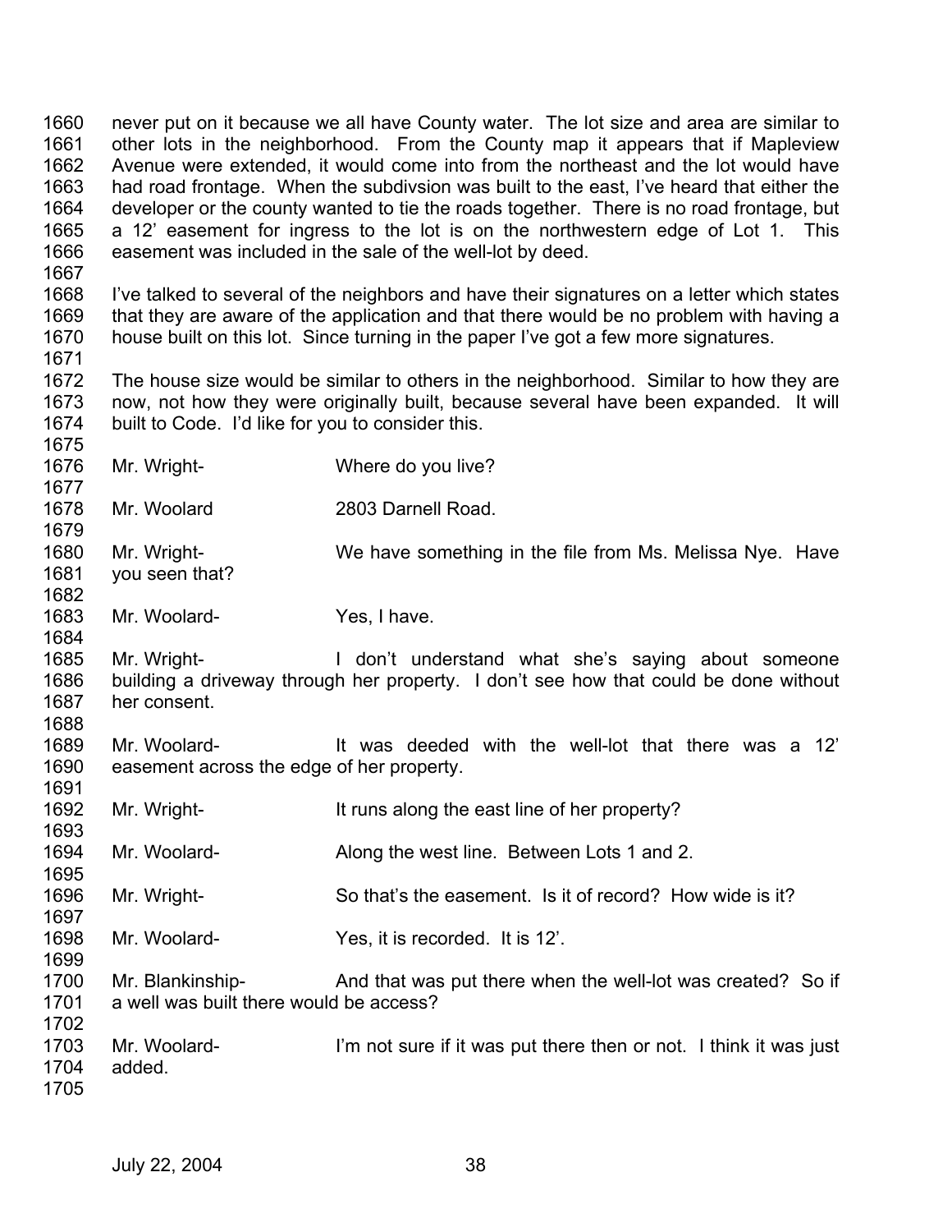never put on it because we all have County water. The lot size and area are similar to other lots in the neighborhood. From the County map it appears that if Mapleview Avenue were extended, it would come into from the northeast and the lot would have had road frontage. When the subdivsion was built to the east, I've heard that either the developer or the county wanted to tie the roads together. There is no road frontage, but a 12' easement for ingress to the lot is on the northwestern edge of Lot 1. This easement was included in the sale of the well-lot by deed.

I've talked to several of the neighbors and have their signatures on a letter which states that they are aware of the application and that there would be no problem with having a house built on this lot. Since turning in the paper I've got a few more signatures.

The house size would be similar to others in the neighborhood. Similar to how they are now, not how they were originally built, because several have been expanded. It will built to Code. I'd like for you to consider this.

Mr. Wright- Where do you live?

Mr. Woolard 2803 Darnell Road.

Mr. Wright- We have something in the file from Ms. Melissa Nye. Have you seen that?

Mr. Woolard- Yes, I have.

Mr. Wright- I don't understand what she's saying about someone building a driveway through her property. I don't see how that could be done without her consent.

Mr. Woolard- It was deeded with the well-lot that there was a 12' easement across the edge of her property.

Mr. Wright- It runs along the east line of her property?

Mr. Woolard- Along the west line. Between Lots 1 and 2.

Mr. Wright- So that's the easement. Is it of record? How wide is it?

Mr. Woolard- Yes, it is recorded. It is 12'.

Mr. Blankinship- And that was put there when the well-lot was created? So if a well was built there would be access?

Mr. Woolard- I'm not sure if it was put there then or not. I think it was just added.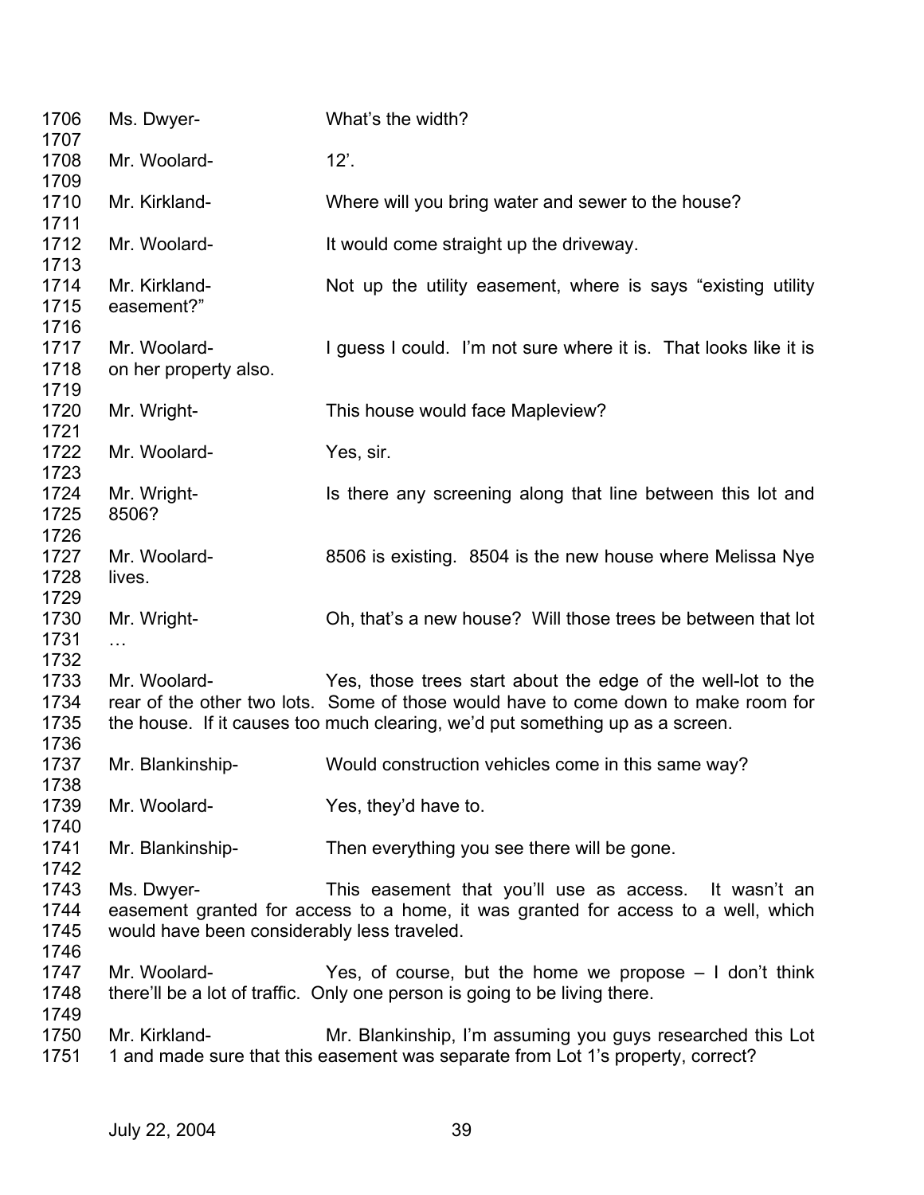1706 Ms. Dwyer- What's the width?
1707
1708 Mr. Woolard- 12'.
1709
1710 Mr. Kirkland- Where will you bring water and sewer to the house?
1711
1712 Mr. Woolard- It would come straight up the driveway.
1713
1714 Mr. Kirkland- Not up the utility easement, where is says "existing utility
1715 easement?"
1716
1717 Mr. Woolard- I guess I could. I'm not sure where it is. That looks like it is
1718 on her property also.
1719
1720 Mr. Wright- This house would face Mapleview?
1721
1722 Mr. Woolard- Yes, sir.
1723
1724 Mr. Wright- Is there any screening along that line between this lot and
1725 8506?
1726
1727 Mr. Woolard- 8506 is existing. 8504 is the new house where Melissa Nye
1728 lives.
1729
1730 Mr. Wright- Oh, that's a new house? Will those trees be between that lot
1731 …
1732
1733 Mr. Woolard- Yes, those trees start about the edge of the well-lot to the
1734 rear of the other two lots. Some of those would have to come down to make room for
1735 the house. If it causes too much clearing, we'd put something up as a screen.
1736
1737 Mr. Blankinship- Would construction vehicles come in this same way?
1738
1739 Mr. Woolard- Yes, they'd have to.
1740
1741 Mr. Blankinship- Then everything you see there will be gone.
1742
1743 Ms. Dwyer- This easement that you'll use as access. It wasn't an
1744 easement granted for access to a home, it was granted for access to a well, which
1745 would have been considerably less traveled.
1746
1747 Mr. Woolard- Yes, of course, but the home we propose – I don't think
1748 there'll be a lot of traffic. Only one person is going to be living there.
1749
1750 Mr. Kirkland- Mr. Blankinship, I'm assuming you guys researched this Lot
1751 1 and made sure that this easement was separate from Lot 1's property, correct?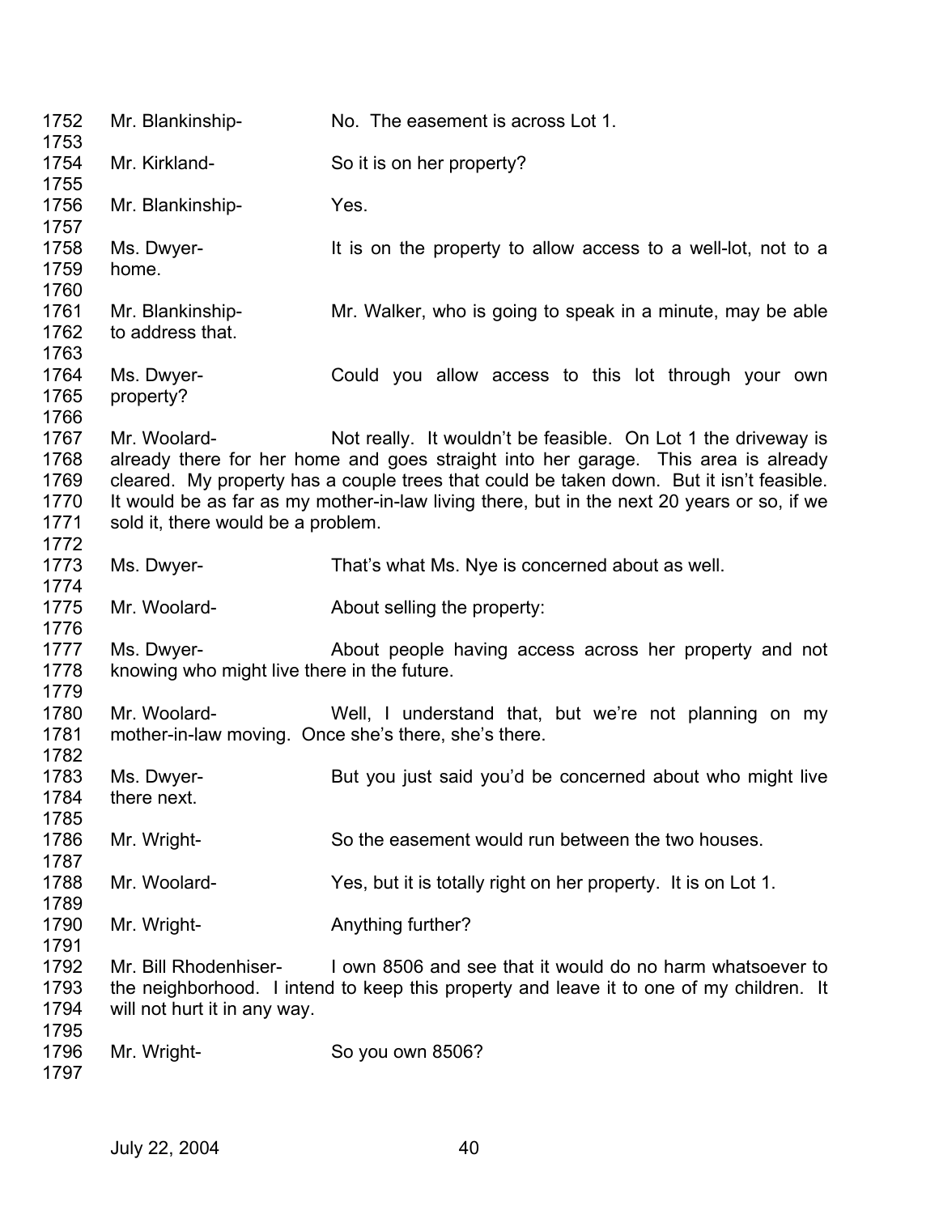1752 Mr. Blankinship- No. The easement is across Lot 1.
1753
1754 Mr. Kirkland- So it is on her property?
1755
1756 Mr. Blankinship- Yes.
1757
1758 Ms. Dwyer- It is on the property to allow access to a well-lot, not to a
1759 home.
1760
1761 Mr. Blankinship- Mr. Walker, who is going to speak in a minute, may be able
1762 to address that.
1763
1764 Ms. Dwyer- Could you allow access to this lot through your own
1765 property?
1766
1767 Mr. Woolard- Not really. It wouldn't be feasible. On Lot 1 the driveway is
1768 already there for her home and goes straight into her garage. This area is already
1769 cleared. My property has a couple trees that could be taken down. But it isn't feasible.
1770 It would be as far as my mother-in-law living there, but in the next 20 years or so, if we
1771 sold it, there would be a problem.
1772
1773 Ms. Dwyer- That's what Ms. Nye is concerned about as well.
1774
1775 Mr. Woolard- About selling the property:
1776
1777 Ms. Dwyer- About people having access across her property and not
1778 knowing who might live there in the future.
1779
1780 Mr. Woolard- Well, I understand that, but we're not planning on my
1781 mother-in-law moving. Once she's there, she's there.
1782
1783 Ms. Dwyer- But you just said you'd be concerned about who might live
1784 there next.
1785
1786 Mr. Wright- So the easement would run between the two houses.
1787
1788 Mr. Woolard- Yes, but it is totally right on her property. It is on Lot 1.
1789
1790 Mr. Wright- Anything further?
1791
1792 Mr. Bill Rhodenhiser- I own 8506 and see that it would do no harm whatsoever to
1793 the neighborhood. I intend to keep this property and leave it to one of my children. It
1794 will not hurt it in any way.
1795
1796 Mr. Wright- So you own 8506?
1797

July 22, 2004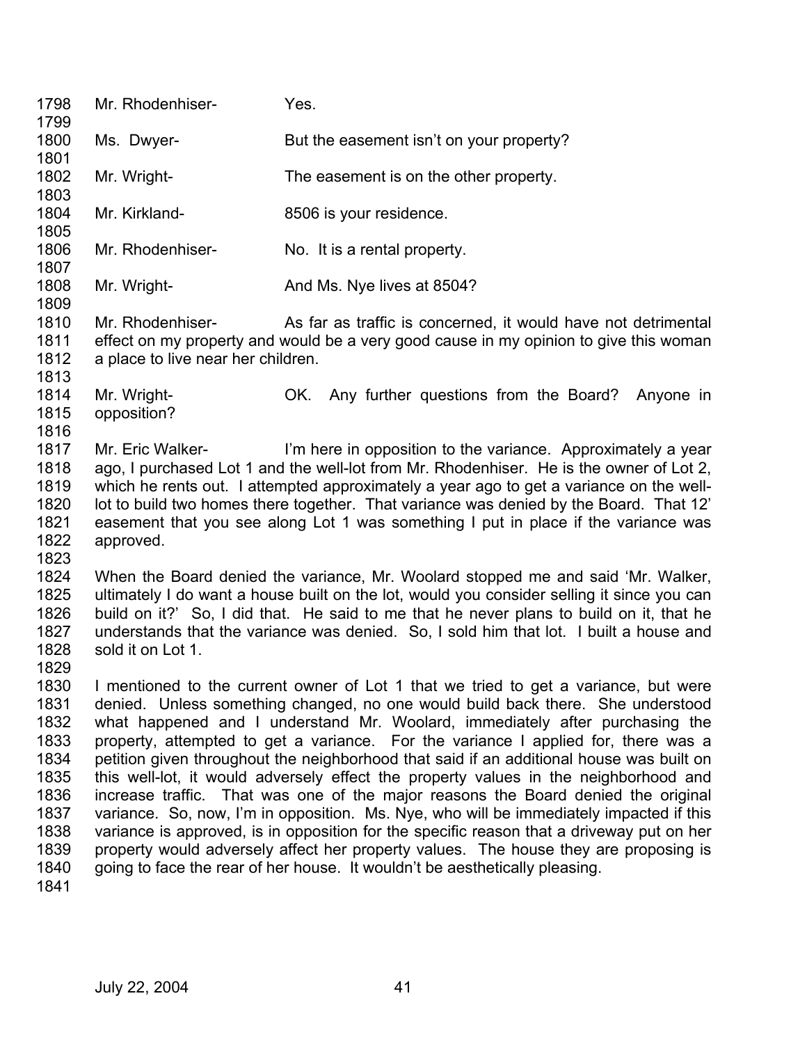1798 Mr. Rhodenhiser- Yes.

1799

1800 Ms. Dwyer- But the easement isn't on your property?

1801

1802 Mr. Wright- The easement is on the other property.

1803

1804 Mr. Kirkland- 8506 is your residence.

1805

1806 Mr. Rhodenhiser- No. It is a rental property.

1807

1808 Mr. Wright- And Ms. Nye lives at 8504?

1809

1810 Mr. Rhodenhiser- As far as traffic is concerned, it would have not detrimental
1811 effect on my property and would be a very good cause in my opinion to give this woman
1812 a place to live near her children.

1813

1814 Mr. Wright- OK. Any further questions from the Board? Anyone in
1815 opposition?

1816

1817 Mr. Eric Walker- I'm here in opposition to the variance. Approximately a year
1818 ago, I purchased Lot 1 and the well-lot from Mr. Rhodenhiser. He is the owner of Lot 2,
1819 which he rents out. I attempted approximately a year ago to get a variance on the well-
1820 lot to build two homes there together. That variance was denied by the Board. That 12'
1821 easement that you see along Lot 1 was something I put in place if the variance was
1822 approved.

1823

1824 When the Board denied the variance, Mr. Woolard stopped me and said 'Mr. Walker,
1825 ultimately I do want a house built on the lot, would you consider selling it since you can
1826 build on it?' So, I did that. He said to me that he never plans to build on it, that he
1827 understands that the variance was denied. So, I sold him that lot. I built a house and
1828 sold it on Lot 1.

1829

1830 I mentioned to the current owner of Lot 1 that we tried to get a variance, but were
1831 denied. Unless something changed, no one would build back there. She understood
1832 what happened and I understand Mr. Woolard, immediately after purchasing the
1833 property, attempted to get a variance. For the variance I applied for, there was a
1834 petition given throughout the neighborhood that said if an additional house was built on
1835 this well-lot, it would adversely effect the property values in the neighborhood and
1836 increase traffic. That was one of the major reasons the Board denied the original
1837 variance. So, now, I'm in opposition. Ms. Nye, who will be immediately impacted if this
1838 variance is approved, is in opposition for the specific reason that a driveway put on her
1839 property would adversely affect her property values. The house they are proposing is
1840 going to face the rear of her house. It wouldn't be aesthetically pleasing.

1841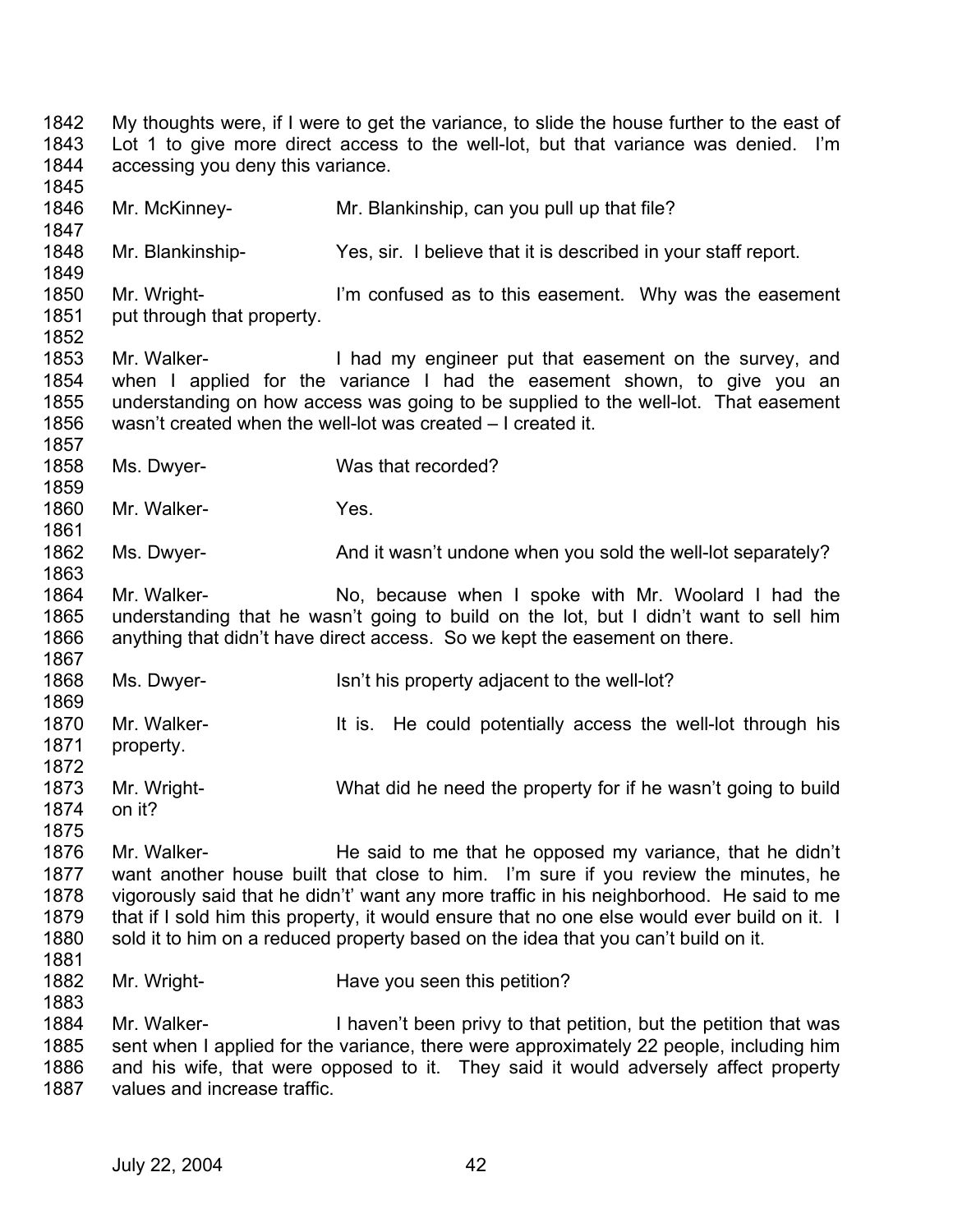1842 My thoughts were, if I were to get the variance, to slide the house further to the east of
1843 Lot 1 to give more direct access to the well-lot, but that variance was denied. I'm
1844 accessing you deny this variance.
1845
1846 Mr. McKinney- Mr. Blankinship, can you pull up that file?
1847
1848 Mr. Blankinship- Yes, sir. I believe that it is described in your staff report.
1849
1850 Mr. Wright- I'm confused as to this easement. Why was the easement
1851 put through that property.
1852
1853 Mr. Walker- I had my engineer put that easement on the survey, and
1854 when I applied for the variance I had the easement shown, to give you an
1855 understanding on how access was going to be supplied to the well-lot. That easement
1856 wasn't created when the well-lot was created – I created it.
1857
1858 Ms. Dwyer- Was that recorded?
1859
1860 Mr. Walker- Yes.
1861
1862 Ms. Dwyer- And it wasn't undone when you sold the well-lot separately?
1863
1864 Mr. Walker- No, because when I spoke with Mr. Woolard I had the
1865 understanding that he wasn't going to build on the lot, but I didn't want to sell him
1866 anything that didn't have direct access. So we kept the easement on there.
1867
1868 Ms. Dwyer- Isn't his property adjacent to the well-lot?
1869
1870 Mr. Walker- It is. He could potentially access the well-lot through his
1871 property.
1872
1873 Mr. Wright- What did he need the property for if he wasn't going to build
1874 on it?
1875
1876 Mr. Walker- He said to me that he opposed my variance, that he didn't
1877 want another house built that close to him. I'm sure if you review the minutes, he
1878 vigorously said that he didn't' want any more traffic in his neighborhood. He said to me
1879 that if I sold him this property, it would ensure that no one else would ever build on it. I
1880 sold it to him on a reduced property based on the idea that you can't build on it.
1881
1882 Mr. Wright- Have you seen this petition?
1883
1884 Mr. Walker- I haven't been privy to that petition, but the petition that was
1885 sent when I applied for the variance, there were approximately 22 people, including him
1886 and his wife, that were opposed to it. They said it would adversely affect property
1887 values and increase traffic.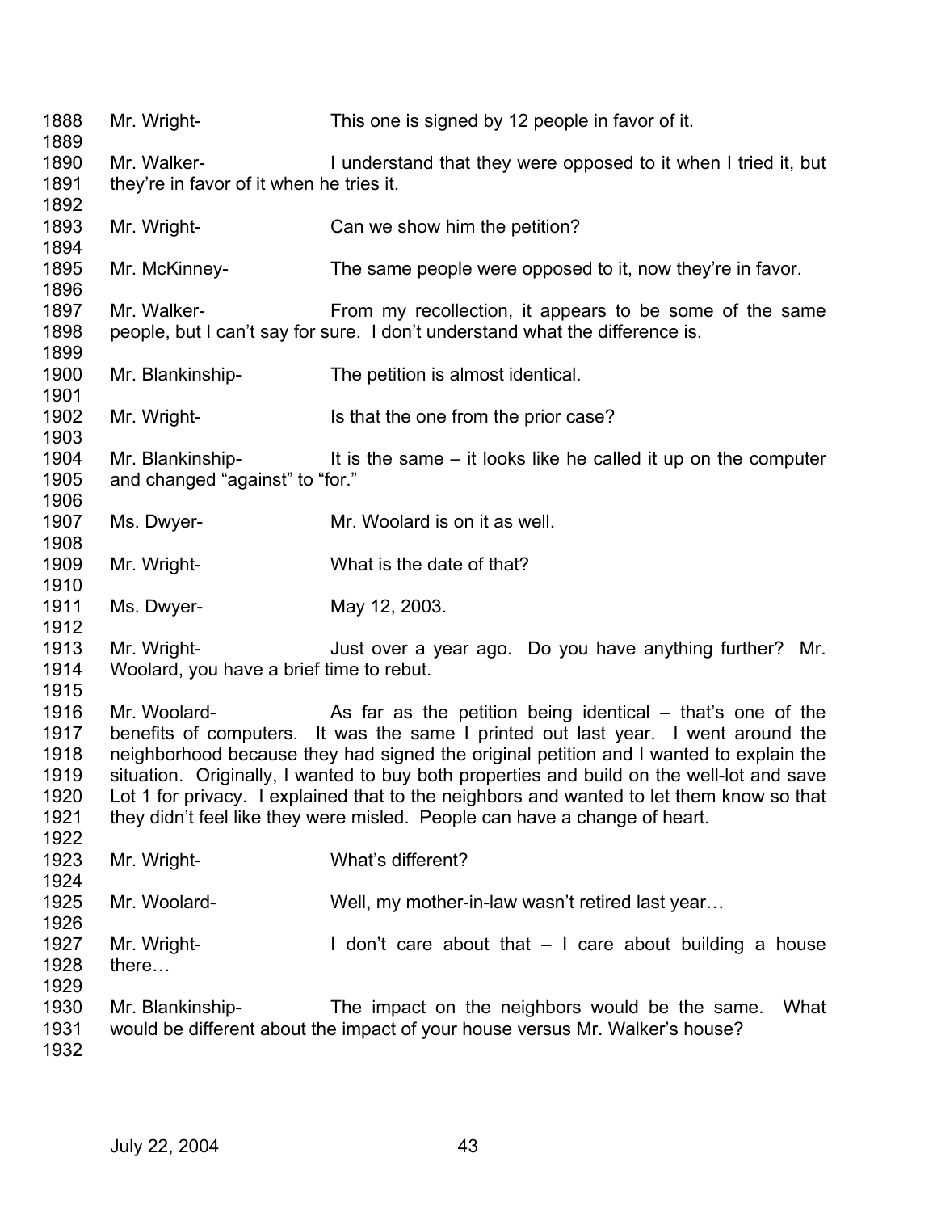1888 Mr. Wright- This one is signed by 12 people in favor of it.

1889

1890 Mr. Walker- I understand that they were opposed to it when I tried it, but
1891 they're in favor of it when he tries it.

1892

1893 Mr. Wright- Can we show him the petition?

1894

1895 Mr. McKinney- The same people were opposed to it, now they're in favor.

1896

1897 Mr. Walker- From my recollection, it appears to be some of the same
1898 people, but I can't say for sure. I don't understand what the difference is.

1899

1900 Mr. Blankinship- The petition is almost identical.

1901

1902 Mr. Wright- Is that the one from the prior case?

1903

1904 Mr. Blankinship- It is the same – it looks like he called it up on the computer
1905 and changed "against" to "for."

1906

1907 Ms. Dwyer- Mr. Woolard is on it as well.

1908

1909 Mr. Wright- What is the date of that?

1910

1911 Ms. Dwyer- May 12, 2003.

1912

1913 Mr. Wright- Just over a year ago. Do you have anything further? Mr.
1914 Woolard, you have a brief time to rebut.

1915

1916 Mr. Woolard- As far as the petition being identical – that's one of the
1917 benefits of computers. It was the same I printed out last year. I went around the
1918 neighborhood because they had signed the original petition and I wanted to explain the
1919 situation. Originally, I wanted to buy both properties and build on the well-lot and save
1920 Lot 1 for privacy. I explained that to the neighbors and wanted to let them know so that
1921 they didn't feel like they were misled. People can have a change of heart.

1922

1923 Mr. Wright- What's different?

1924

1925 Mr. Woolard- Well, my mother-in-law wasn't retired last year…

1926

1927 Mr. Wright- I don't care about that – I care about building a house
1928 there…

1929

1930 Mr. Blankinship- The impact on the neighbors would be the same. What
1931 would be different about the impact of your house versus Mr. Walker's house?

1932

July 22, 2004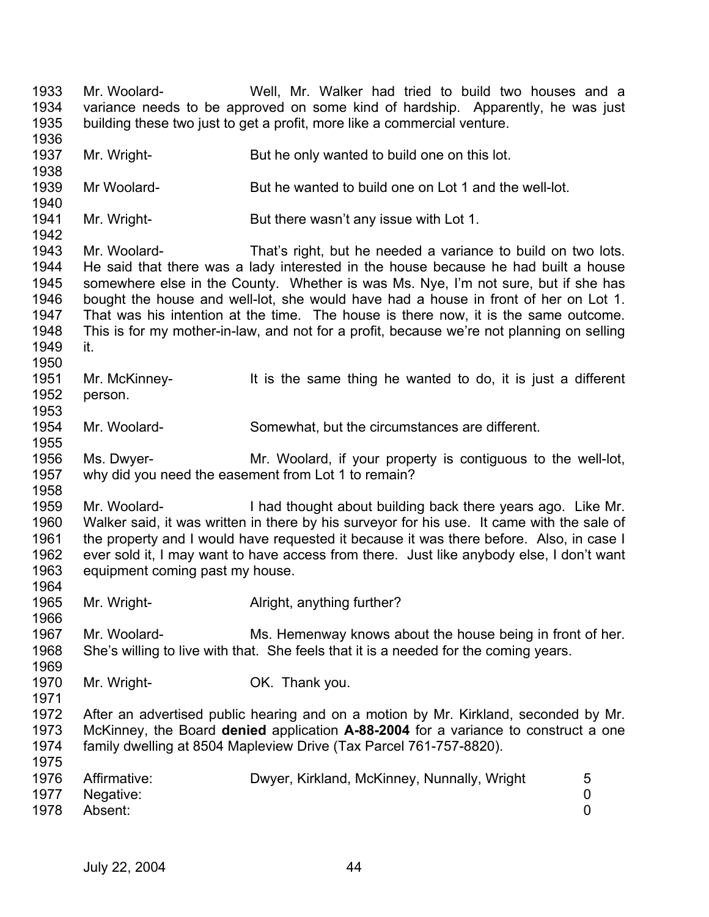1933 Mr. Woolard- Well, Mr. Walker had tried to build two houses and a
1934 variance needs to be approved on some kind of hardship. Apparently, he was just
1935 building these two just to get a profit, more like a commercial venture.
1936
1937 Mr. Wright- But he only wanted to build one on this lot.
1938
1939 Mr Woolard- But he wanted to build one on Lot 1 and the well-lot.
1940
1941 Mr. Wright- But there wasn't any issue with Lot 1.
1942
1943 Mr. Woolard- That's right, but he needed a variance to build on two lots.
1944 He said that there was a lady interested in the house because he had built a house
1945 somewhere else in the County. Whether is was Ms. Nye, I'm not sure, but if she has
1946 bought the house and well-lot, she would have had a house in front of her on Lot 1.
1947 That was his intention at the time. The house is there now, it is the same outcome.
1948 This is for my mother-in-law, and not for a profit, because we're not planning on selling
1949 it.
1950
1951 Mr. McKinney- It is the same thing he wanted to do, it is just a different
1952 person.
1953
1954 Mr. Woolard- Somewhat, but the circumstances are different.
1955
1956 Ms. Dwyer- Mr. Woolard, if your property is contiguous to the well-lot,
1957 why did you need the easement from Lot 1 to remain?
1958
1959 Mr. Woolard- I had thought about building back there years ago. Like Mr.
1960 Walker said, it was written in there by his surveyor for his use. It came with the sale of
1961 the property and I would have requested it because it was there before. Also, in case I
1962 ever sold it, I may want to have access from there. Just like anybody else, I don't want
1963 equipment coming past my house.
1964
1965 Mr. Wright- Alright, anything further?
1966
1967 Mr. Woolard- Ms. Hemenway knows about the house being in front of her.
1968 She's willing to live with that. She feels that it is a needed for the coming years.
1969
1970 Mr. Wright- OK. Thank you.
1971
1972 After an advertised public hearing and on a motion by Mr. Kirkland, seconded by Mr.
1973 McKinney, the Board **denied** application **A-88-2004** for a variance to construct a one
1974 family dwelling at 8504 Mapleview Drive (Tax Parcel 761-757-8820).
1975
1976 Affirmative: Dwyer, Kirkland, McKinney, Nunnally, Wright 5
1977 Negative: 0
1978 Absent: 0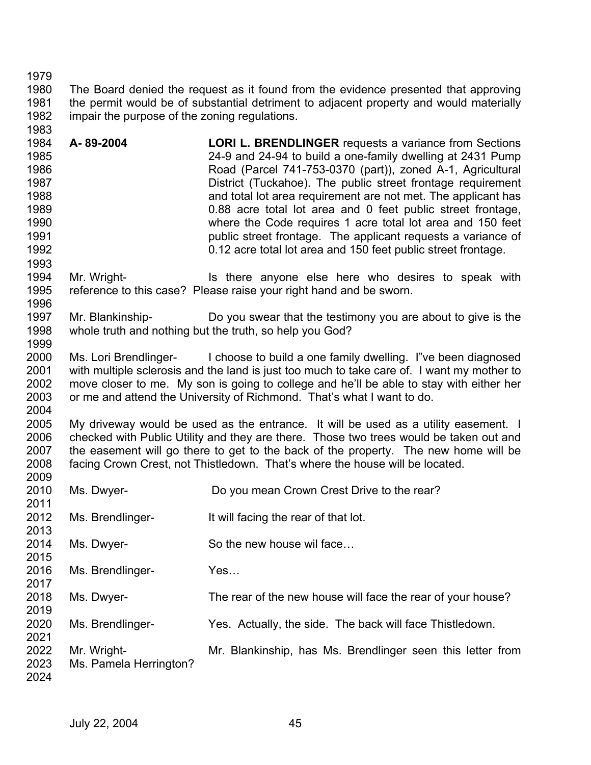The Board denied the request as it found from the evidence presented that approving the permit would be of substantial detriment to adjacent property and would materially impair the purpose of the zoning regulations.

**A- 89-2004** **LORI L. BRENDLINGER** requests a variance from Sections 24-9 and 24-94 to build a one-family dwelling at 2431 Pump Road (Parcel 741-753-0370 (part)), zoned A-1, Agricultural District (Tuckahoe). The public street frontage requirement and total lot area requirement are not met. The applicant has 0.88 acre total lot area and 0 feet public street frontage, where the Code requires 1 acre total lot area and 150 feet public street frontage. The applicant requests a variance of 0.12 acre total lot area and 150 feet public street frontage.

Mr. Wright- Is there anyone else here who desires to speak with reference to this case? Please raise your right hand and be sworn.

Mr. Blankinship- Do you swear that the testimony you are about to give is the whole truth and nothing but the truth, so help you God?

Ms. Lori Brendlinger- I choose to build a one family dwelling. I"ve been diagnosed with multiple sclerosis and the land is just too much to take care of. I want my mother to move closer to me. My son is going to college and he'll be able to stay with either her or me and attend the University of Richmond. That's what I want to do.

My driveway would be used as the entrance. It will be used as a utility easement. I checked with Public Utility and they are there. Those two trees would be taken out and the easement will go there to get to the back of the property. The new home will be facing Crown Crest, not Thistledown. That's where the house will be located.

Ms. Dwyer- Do you mean Crown Crest Drive to the rear?

Ms. Brendlinger- It will facing the rear of that lot.

Ms. Dwyer- So the new house wil face…

Ms. Brendlinger- Yes…

Ms. Dwyer- The rear of the new house will face the rear of your house?

Ms. Brendlinger- Yes. Actually, the side. The back will face Thistledown.

Mr. Wright- Mr. Blankinship, has Ms. Brendlinger seen this letter from Ms. Pamela Herrington?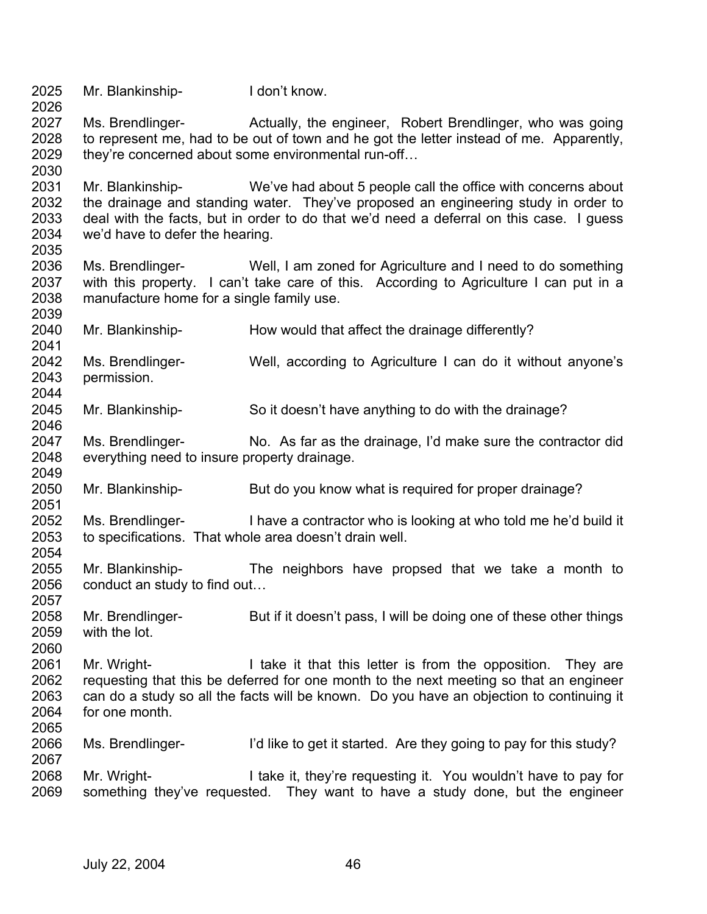Mr. Blankinship- I don't know.

Ms. Brendlinger- Actually, the engineer, Robert Brendlinger, who was going to represent me, had to be out of town and he got the letter instead of me. Apparently, they're concerned about some environmental run-off…

Mr. Blankinship- We've had about 5 people call the office with concerns about the drainage and standing water. They've proposed an engineering study in order to deal with the facts, but in order to do that we'd need a deferral on this case. I guess we'd have to defer the hearing.

Ms. Brendlinger- Well, I am zoned for Agriculture and I need to do something with this property. I can't take care of this. According to Agriculture I can put in a manufacture home for a single family use.

Mr. Blankinship- How would that affect the drainage differently?

Ms. Brendlinger- Well, according to Agriculture I can do it without anyone's permission.

Mr. Blankinship- So it doesn't have anything to do with the drainage?

Ms. Brendlinger- No. As far as the drainage, I'd make sure the contractor did everything need to insure property drainage.

Mr. Blankinship- But do you know what is required for proper drainage?

Ms. Brendlinger- I have a contractor who is looking at who told me he'd build it to specifications. That whole area doesn't drain well.

Mr. Blankinship- The neighbors have propsed that we take a month to conduct an study to find out…

Mr. Brendlinger- But if it doesn't pass, I will be doing one of these other things with the lot.

Mr. Wright- I take it that this letter is from the opposition. They are requesting that this be deferred for one month to the next meeting so that an engineer can do a study so all the facts will be known. Do you have an objection to continuing it for one month.

Ms. Brendlinger- I'd like to get it started. Are they going to pay for this study?

Mr. Wright- I take it, they're requesting it. You wouldn't have to pay for something they've requested. They want to have a study done, but the engineer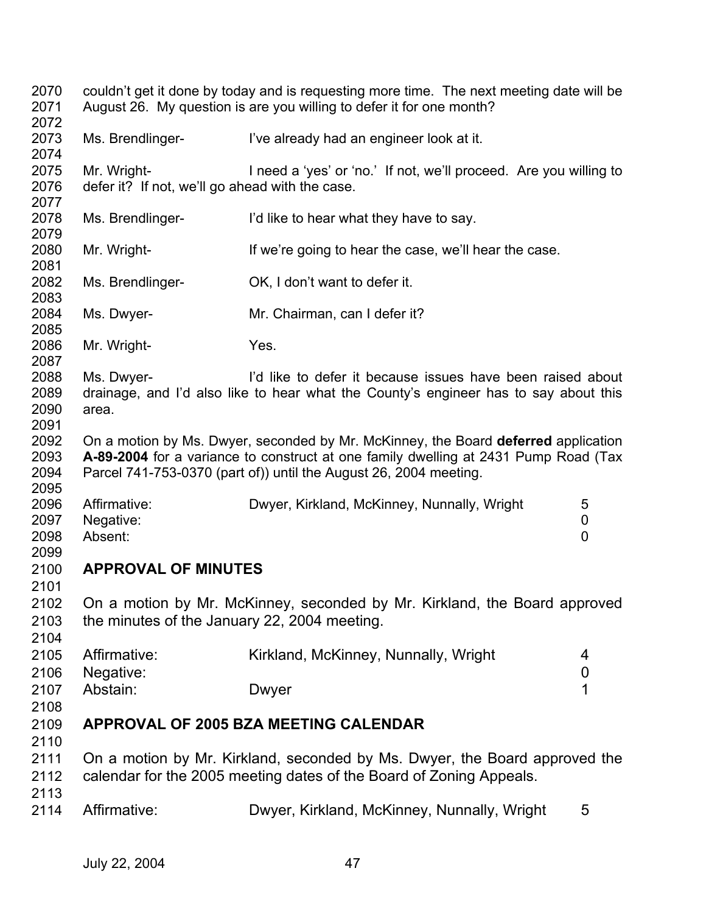couldn't get it done by today and is requesting more time. The next meeting date will be August 26. My question is are you willing to defer it for one month?

Ms. Brendlinger- I've already had an engineer look at it.

Mr. Wright- I need a 'yes' or 'no.' If not, we'll proceed. Are you willing to defer it? If not, we'll go ahead with the case.

Ms. Brendlinger- I'd like to hear what they have to say.

Mr. Wright- If we're going to hear the case, we'll hear the case.

Ms. Brendlinger- OK, I don't want to defer it.

Ms. Dwyer- Mr. Chairman, can I defer it?

Mr. Wright- Yes.

Ms. Dwyer- I'd like to defer it because issues have been raised about drainage, and I'd also like to hear what the County's engineer has to say about this area.

On a motion by Ms. Dwyer, seconded by Mr. McKinney, the Board **deferred** application **A-89-2004** for a variance to construct at one family dwelling at 2431 Pump Road (Tax Parcel 741-753-0370 (part of)) until the August 26, 2004 meeting.

| | | |
|---|---|---|
| Affirmative: | Dwyer, Kirkland, McKinney, Nunnally, Wright | 5 |
| Negative: | | 0 |
| Absent: | | 0 |

## APPROVAL OF MINUTES

On a motion by Mr. McKinney, seconded by Mr. Kirkland, the Board approved the minutes of the January 22, 2004 meeting.

| | | |
|---|---|---|
| Affirmative: | Kirkland, McKinney, Nunnally, Wright | 4 |
| Negative: | | 0 |
| Abstain: | Dwyer | 1 |

## APPROVAL OF 2005 BZA MEETING CALENDAR

On a motion by Mr. Kirkland, seconded by Ms. Dwyer, the Board approved the calendar for the 2005 meeting dates of the Board of Zoning Appeals.

| | | |
|---|---|---|
| Affirmative: | Dwyer, Kirkland, McKinney, Nunnally, Wright | 5 |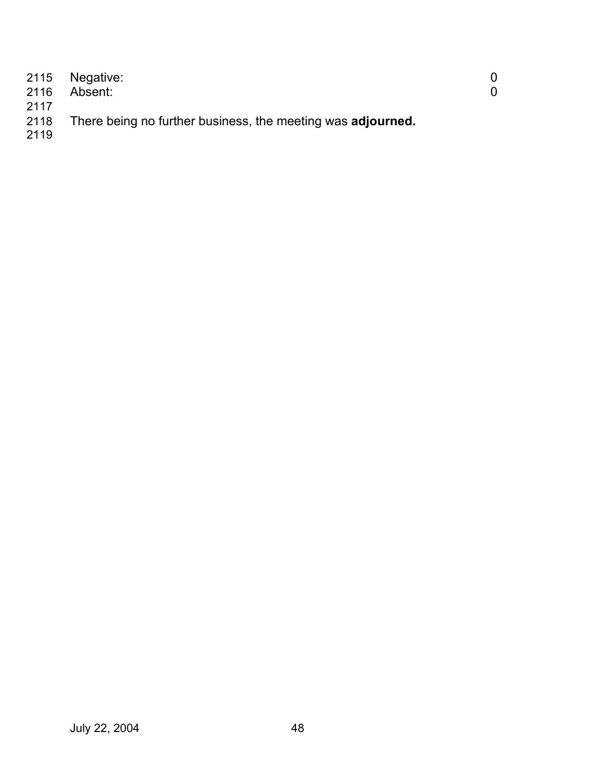| | |
|---|---|
| Negative: | 0 |
| Absent: | 0 |

There being no further business, the meeting was **adjourned.**